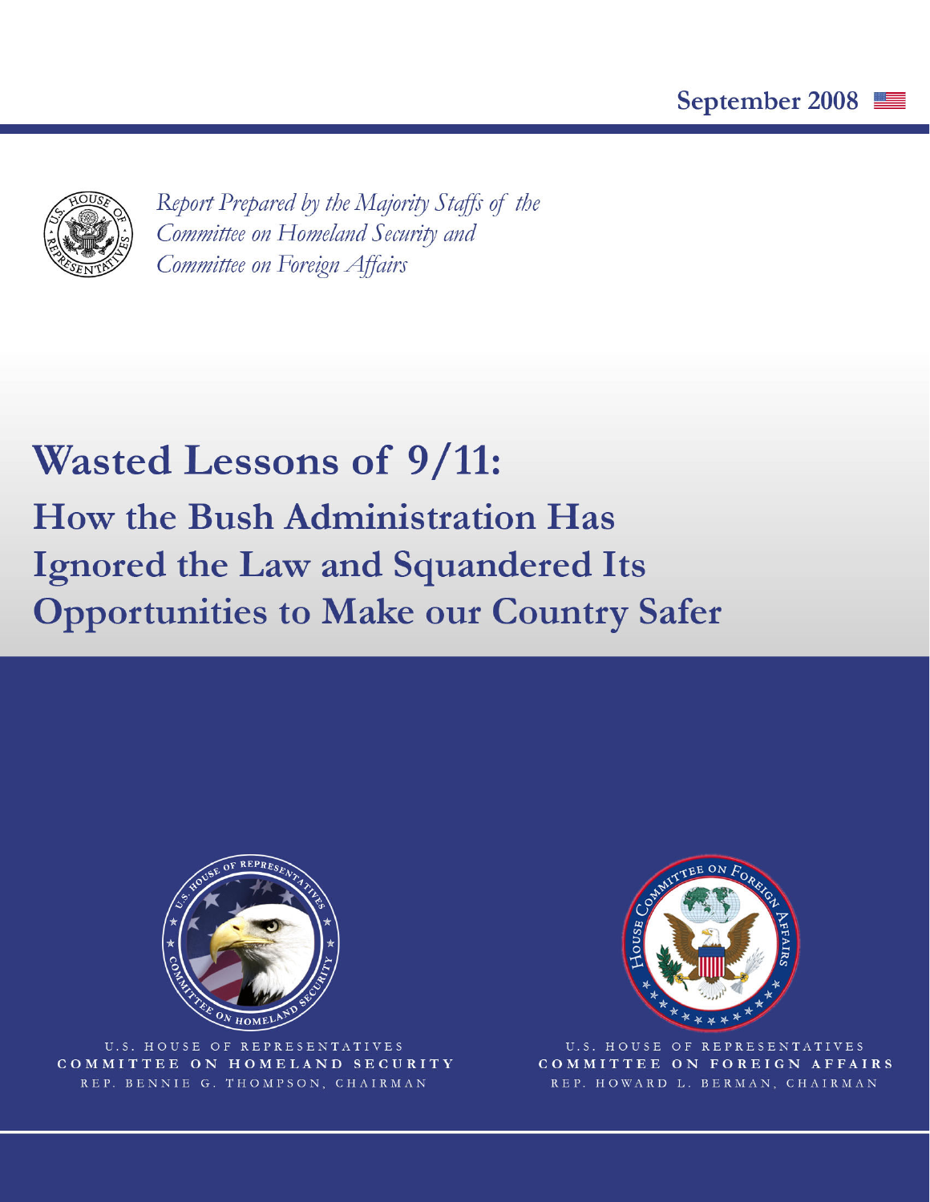September 2008

*Report Prepared by the Majority Staffs of the Committee on Homeland Security and Committee on Foreign Affairs*

# Wasted Lessons of 9/11:

## How the Bush Administration Has Ignored the Law and Squandered Its Opportunities to Make our Country Safer

U.S. HOUSE OF REPRESENTATIVES
**COMMITTEE ON HOMELAND SECURITY**
REP. BENNIE G. THOMPSON, CHAIRMAN

U.S. HOUSE OF REPRESENTATIVES
**COMMITTEE ON FOREIGN AFFAIRS**
REP. HOWARD L. BERMAN, CHAIRMAN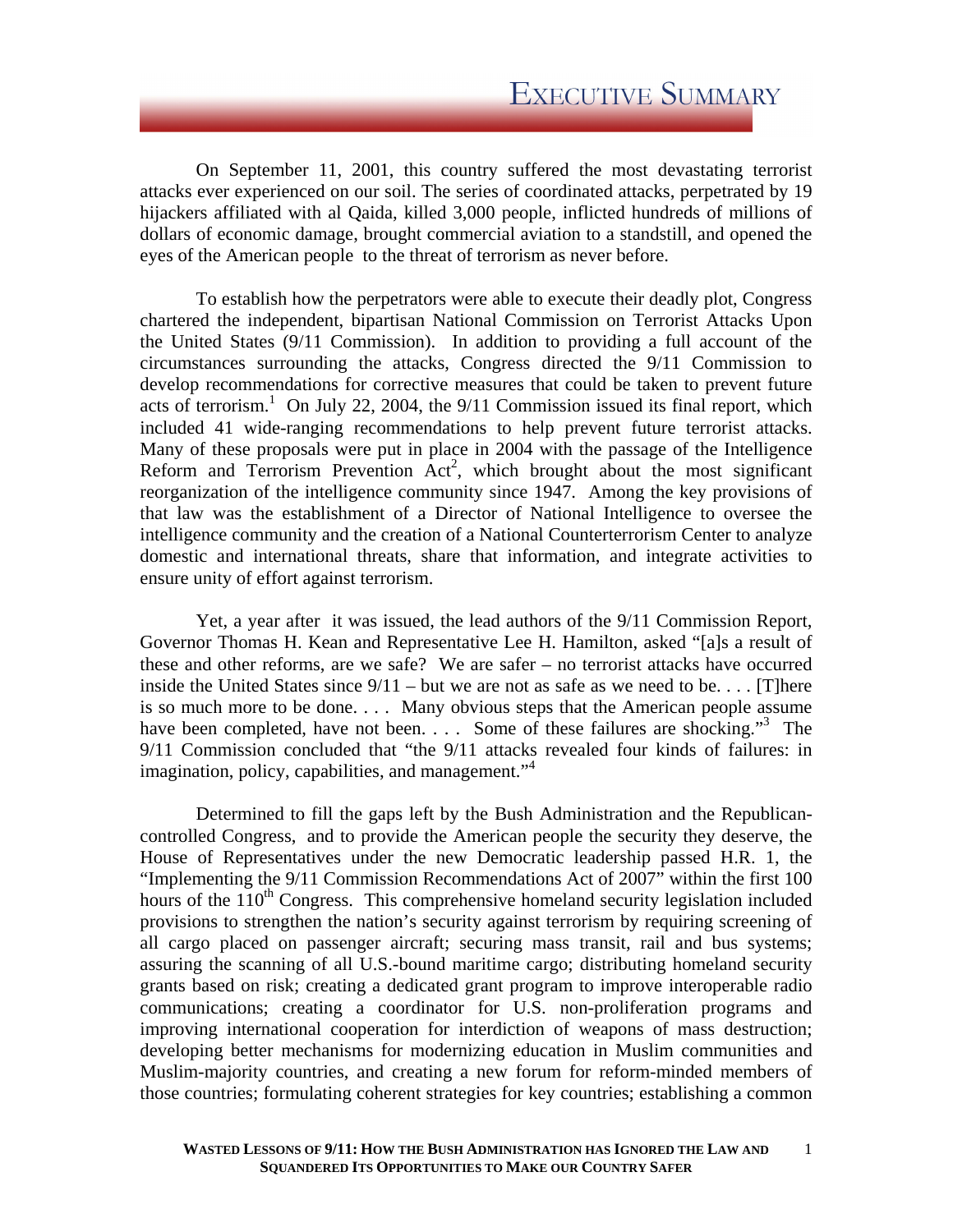# Executive Summary

On September 11, 2001, this country suffered the most devastating terrorist attacks ever experienced on our soil. The series of coordinated attacks, perpetrated by 19 hijackers affiliated with al Qaida, killed 3,000 people, inflicted hundreds of millions of dollars of economic damage, brought commercial aviation to a standstill, and opened the eyes of the American people to the threat of terrorism as never before.

To establish how the perpetrators were able to execute their deadly plot, Congress chartered the independent, bipartisan National Commission on Terrorist Attacks Upon the United States (9/11 Commission). In addition to providing a full account of the circumstances surrounding the attacks, Congress directed the 9/11 Commission to develop recommendations for corrective measures that could be taken to prevent future acts of terrorism.[1] On July 22, 2004, the 9/11 Commission issued its final report, which included 41 wide-ranging recommendations to help prevent future terrorist attacks. Many of these proposals were put in place in 2004 with the passage of the Intelligence Reform and Terrorism Prevention Act[2], which brought about the most significant reorganization of the intelligence community since 1947. Among the key provisions of that law was the establishment of a Director of National Intelligence to oversee the intelligence community and the creation of a National Counterterrorism Center to analyze domestic and international threats, share that information, and integrate activities to ensure unity of effort against terrorism.

Yet, a year after it was issued, the lead authors of the 9/11 Commission Report, Governor Thomas H. Kean and Representative Lee H. Hamilton, asked "[a]s a result of these and other reforms, are we safe? We are safer – no terrorist attacks have occurred inside the United States since 9/11 – but we are not as safe as we need to be. . . . [T]here is so much more to be done. . . . Many obvious steps that the American people assume have been completed, have not been. . . . Some of these failures are shocking."[3] The 9/11 Commission concluded that "the 9/11 attacks revealed four kinds of failures: in imagination, policy, capabilities, and management."[4]

Determined to fill the gaps left by the Bush Administration and the Republican-controlled Congress, and to provide the American people the security they deserve, the House of Representatives under the new Democratic leadership passed H.R. 1, the "Implementing the 9/11 Commission Recommendations Act of 2007" within the first 100 hours of the 110th Congress. This comprehensive homeland security legislation included provisions to strengthen the nation's security against terrorism by requiring screening of all cargo placed on passenger aircraft; securing mass transit, rail and bus systems; assuring the scanning of all U.S.-bound maritime cargo; distributing homeland security grants based on risk; creating a dedicated grant program to improve interoperable radio communications; creating a coordinator for U.S. non-proliferation programs and improving international cooperation for interdiction of weapons of mass destruction; developing better mechanisms for modernizing education in Muslim communities and Muslim-majority countries, and creating a new forum for reform-minded members of those countries; formulating coherent strategies for key countries; establishing a common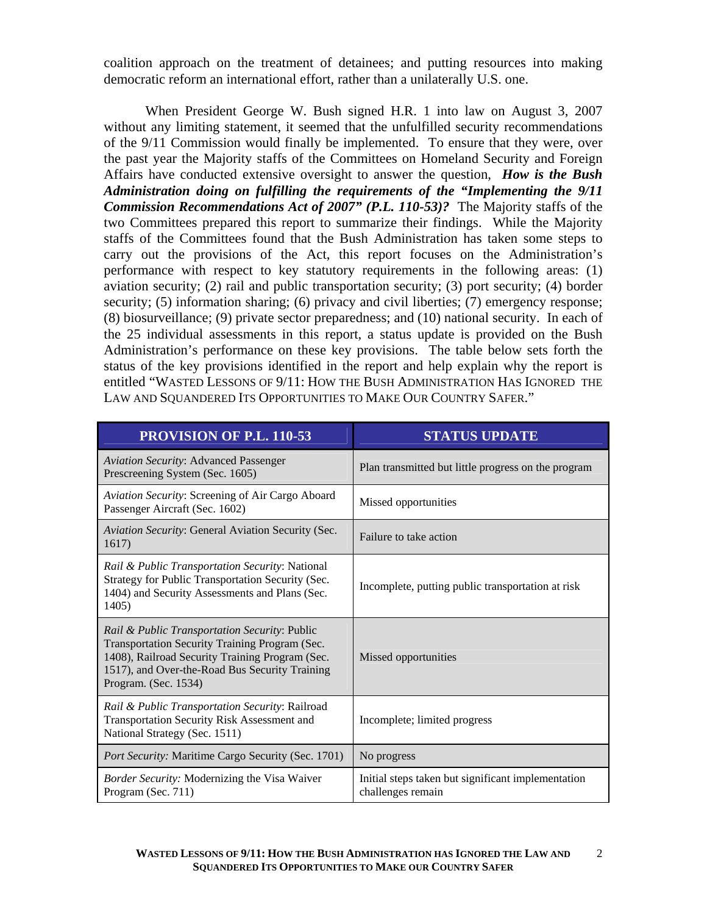coalition approach on the treatment of detainees; and putting resources into making democratic reform an international effort, rather than a unilaterally U.S. one.

When President George W. Bush signed H.R. 1 into law on August 3, 2007 without any limiting statement, it seemed that the unfulfilled security recommendations of the 9/11 Commission would finally be implemented. To ensure that they were, over the past year the Majority staffs of the Committees on Homeland Security and Foreign Affairs have conducted extensive oversight to answer the question, ***How is the Bush Administration doing on fulfilling the requirements of the "Implementing the 9/11 Commission Recommendations Act of 2007" (P.L. 110-53)?*** The Majority staffs of the two Committees prepared this report to summarize their findings. While the Majority staffs of the Committees found that the Bush Administration has taken some steps to carry out the provisions of the Act, this report focuses on the Administration's performance with respect to key statutory requirements in the following areas: (1) aviation security; (2) rail and public transportation security; (3) port security; (4) border security; (5) information sharing; (6) privacy and civil liberties; (7) emergency response; (8) biosurveillance; (9) private sector preparedness; and (10) national security. In each of the 25 individual assessments in this report, a status update is provided on the Bush Administration's performance on these key provisions. The table below sets forth the status of the key provisions identified in the report and help explain why the report is entitled "WASTED LESSONS OF 9/11: HOW THE BUSH ADMINISTRATION HAS IGNORED THE LAW AND SQUANDERED ITS OPPORTUNITIES TO MAKE OUR COUNTRY SAFER."

| PROVISION OF P.L. 110-53 | STATUS UPDATE |
|---|---|
| *Aviation Security*: Advanced Passenger Prescreening System (Sec. 1605) | Plan transmitted but little progress on the program |
| *Aviation Security*: Screening of Air Cargo Aboard Passenger Aircraft (Sec. 1602) | Missed opportunities |
| *Aviation Security*: General Aviation Security (Sec. 1617) | Failure to take action |
| *Rail & Public Transportation Security*: National Strategy for Public Transportation Security (Sec. 1404) and Security Assessments and Plans (Sec. 1405) | Incomplete, putting public transportation at risk |
| *Rail & Public Transportation Security*: Public Transportation Security Training Program (Sec. 1408), Railroad Security Training Program (Sec. 1517), and Over-the-Road Bus Security Training Program. (Sec. 1534) | Missed opportunities |
| *Rail & Public Transportation Security*: Railroad Transportation Security Risk Assessment and National Strategy (Sec. 1511) | Incomplete; limited progress |
| *Port Security:* Maritime Cargo Security (Sec. 1701) | No progress |
| *Border Security:* Modernizing the Visa Waiver Program (Sec. 711) | Initial steps taken but significant implementation challenges remain |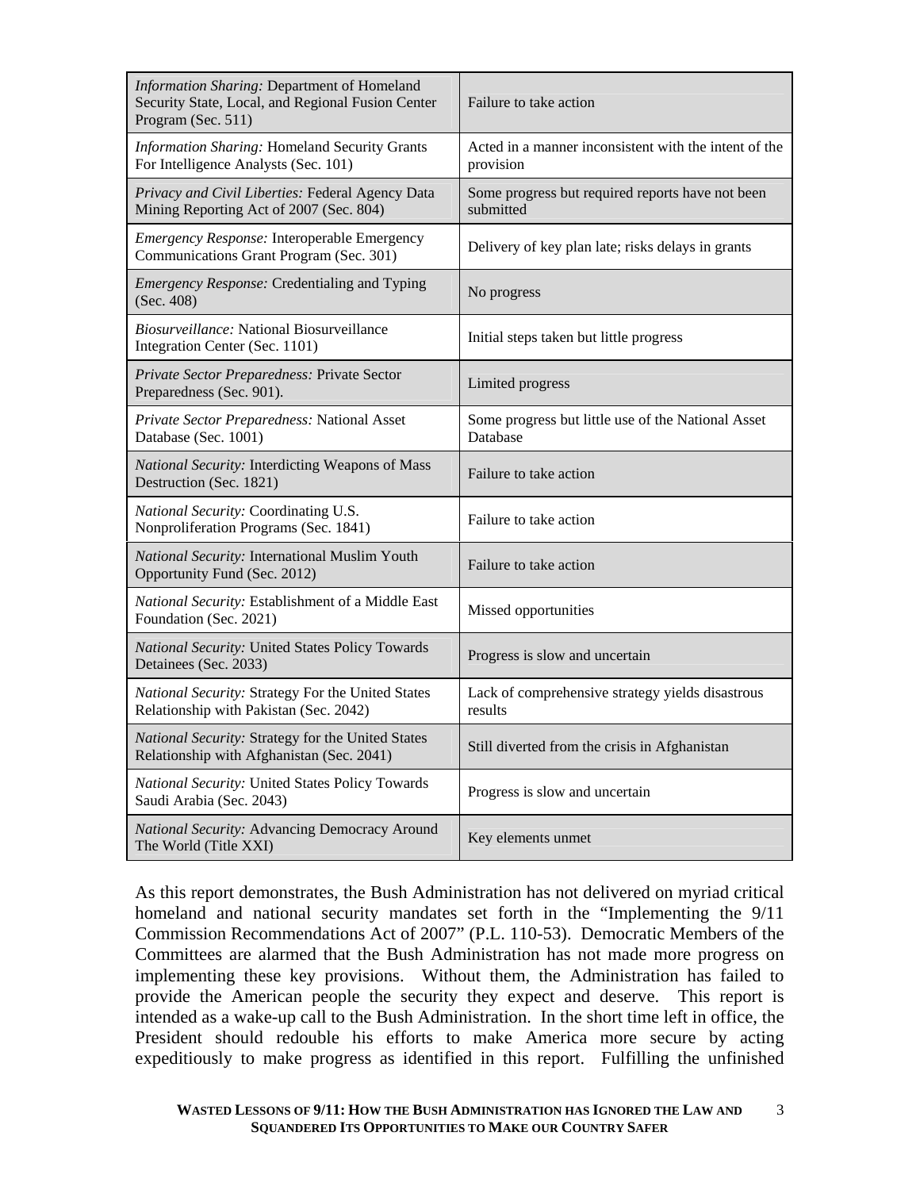| *Information Sharing:* Department of Homeland Security State, Local, and Regional Fusion Center Program (Sec. 511) | Failure to take action |
|---|---|
| *Information Sharing:* Homeland Security Grants For Intelligence Analysts (Sec. 101) | Acted in a manner inconsistent with the intent of the provision |
| *Privacy and Civil Liberties:* Federal Agency Data Mining Reporting Act of 2007 (Sec. 804) | Some progress but required reports have not been submitted |
| *Emergency Response:* Interoperable Emergency Communications Grant Program (Sec. 301) | Delivery of key plan late; risks delays in grants |
| *Emergency Response:* Credentialing and Typing (Sec. 408) | No progress |
| *Biosurveillance:* National Biosurveillance Integration Center (Sec. 1101) | Initial steps taken but little progress |
| *Private Sector Preparedness:* Private Sector Preparedness (Sec. 901). | Limited progress |
| *Private Sector Preparedness:* National Asset Database (Sec. 1001) | Some progress but little use of the National Asset Database |
| *National Security:* Interdicting Weapons of Mass Destruction (Sec. 1821) | Failure to take action |
| *National Security:* Coordinating U.S. Nonproliferation Programs (Sec. 1841) | Failure to take action |
| *National Security:* International Muslim Youth Opportunity Fund (Sec. 2012) | Failure to take action |
| *National Security:* Establishment of a Middle East Foundation (Sec. 2021) | Missed opportunities |
| *National Security:* United States Policy Towards Detainees (Sec. 2033) | Progress is slow and uncertain |
| *National Security:* Strategy For the United States Relationship with Pakistan (Sec. 2042) | Lack of comprehensive strategy yields disastrous results |
| *National Security:* Strategy for the United States Relationship with Afghanistan (Sec. 2041) | Still diverted from the crisis in Afghanistan |
| *National Security:* United States Policy Towards Saudi Arabia (Sec. 2043) | Progress is slow and uncertain |
| *National Security:* Advancing Democracy Around The World (Title XXI) | Key elements unmet |

As this report demonstrates, the Bush Administration has not delivered on myriad critical homeland and national security mandates set forth in the "Implementing the 9/11 Commission Recommendations Act of 2007" (P.L. 110-53). Democratic Members of the Committees are alarmed that the Bush Administration has not made more progress on implementing these key provisions. Without them, the Administration has failed to provide the American people the security they expect and deserve. This report is intended as a wake-up call to the Bush Administration. In the short time left in office, the President should redouble his efforts to make America more secure by acting expeditiously to make progress as identified in this report. Fulfilling the unfinished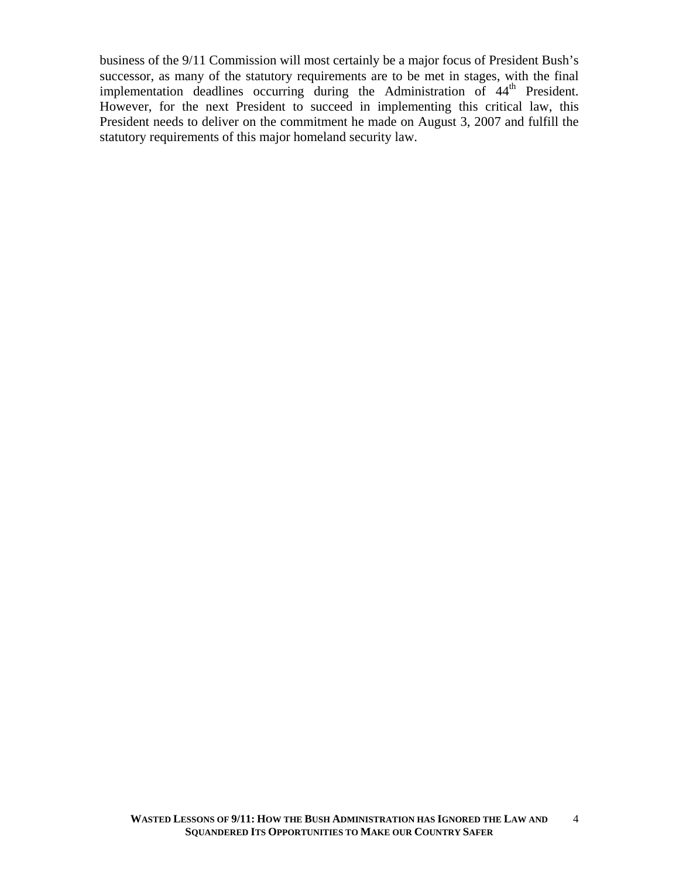business of the 9/11 Commission will most certainly be a major focus of President Bush's successor, as many of the statutory requirements are to be met in stages, with the final implementation deadlines occurring during the Administration of 44th President. However, for the next President to succeed in implementing this critical law, this President needs to deliver on the commitment he made on August 3, 2007 and fulfill the statutory requirements of this major homeland security law.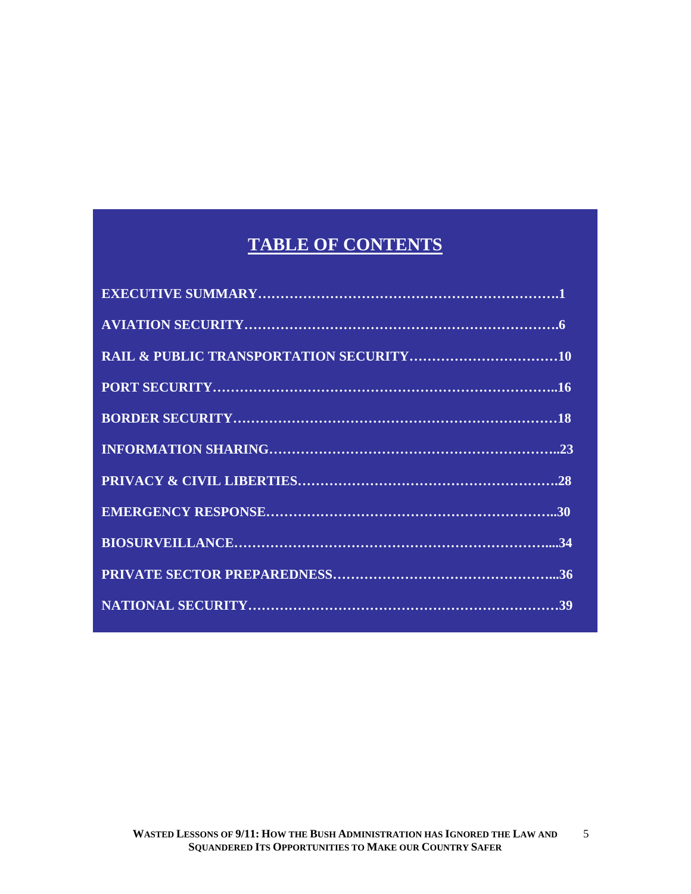# TABLE OF CONTENTS

**EXECUTIVE SUMMARY……………………………………………………….1**

**AVIATION SECURITY…………………………………………………………….6**

**RAIL & PUBLIC TRANSPORTATION SECURITY……………………………10**

**PORT SECURITY………………………………………………………………..16**

**BORDER SECURITY……………………………………………………………18**

**INFORMATION SHARING……………………………………………………..23**

**PRIVACY & CIVIL LIBERTIES……………………………………………….28**

**EMERGENCY RESPONSE……………………………………………………..30**

**BIOSURVEILLANCE…………………………………………………………....34**

**PRIVATE SECTOR PREPAREDNESS…………………………………………...36**

**NATIONAL SECURITY…………………………………………………………39**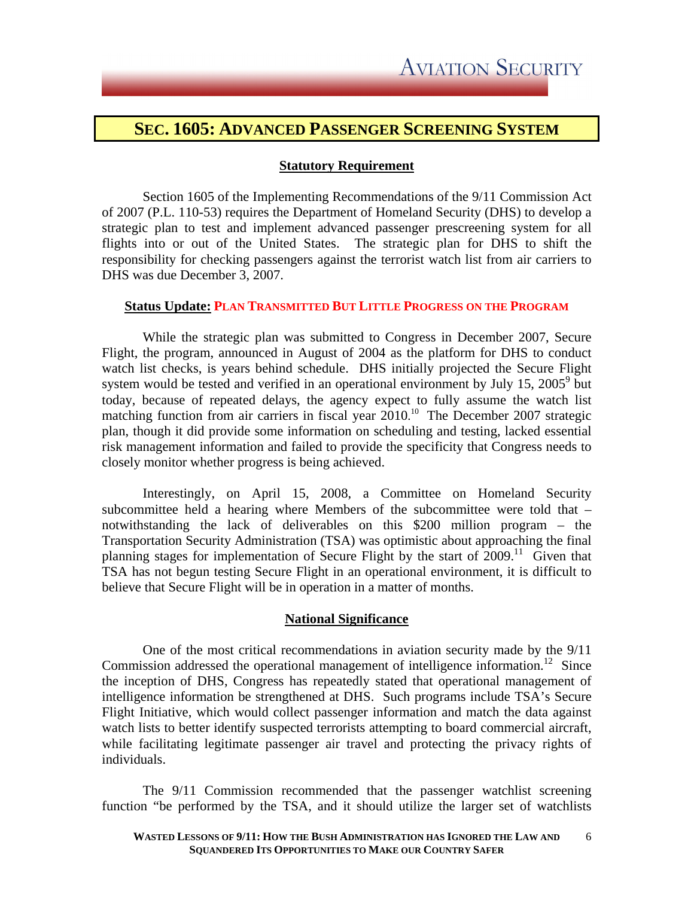## SEC. 1605: ADVANCED PASSENGER SCREENING SYSTEM

### Statutory Requirement

Section 1605 of the Implementing Recommendations of the 9/11 Commission Act of 2007 (P.L. 110-53) requires the Department of Homeland Security (DHS) to develop a strategic plan to test and implement advanced passenger prescreening system for all flights into or out of the United States. The strategic plan for DHS to shift the responsibility for checking passengers against the terrorist watch list from air carriers to DHS was due December 3, 2007.

### Status Update: PLAN TRANSMITTED BUT LITTLE PROGRESS ON THE PROGRAM

While the strategic plan was submitted to Congress in December 2007, Secure Flight, the program, announced in August of 2004 as the platform for DHS to conduct watch list checks, is years behind schedule. DHS initially projected the Secure Flight system would be tested and verified in an operational environment by July 15, 2005[9] but today, because of repeated delays, the agency expect to fully assume the watch list matching function from air carriers in fiscal year 2010.[10] The December 2007 strategic plan, though it did provide some information on scheduling and testing, lacked essential risk management information and failed to provide the specificity that Congress needs to closely monitor whether progress is being achieved.

Interestingly, on April 15, 2008, a Committee on Homeland Security subcommittee held a hearing where Members of the subcommittee were told that – notwithstanding the lack of deliverables on this $200 million program – the Transportation Security Administration (TSA) was optimistic about approaching the final planning stages for implementation of Secure Flight by the start of 2009.[11] Given that TSA has not begun testing Secure Flight in an operational environment, it is difficult to believe that Secure Flight will be in operation in a matter of months.

### National Significance

One of the most critical recommendations in aviation security made by the 9/11 Commission addressed the operational management of intelligence information.[12] Since the inception of DHS, Congress has repeatedly stated that operational management of intelligence information be strengthened at DHS. Such programs include TSA's Secure Flight Initiative, which would collect passenger information and match the data against watch lists to better identify suspected terrorists attempting to board commercial aircraft, while facilitating legitimate passenger air travel and protecting the privacy rights of individuals.

The 9/11 Commission recommended that the passenger watchlist screening function "be performed by the TSA, and it should utilize the larger set of watchlists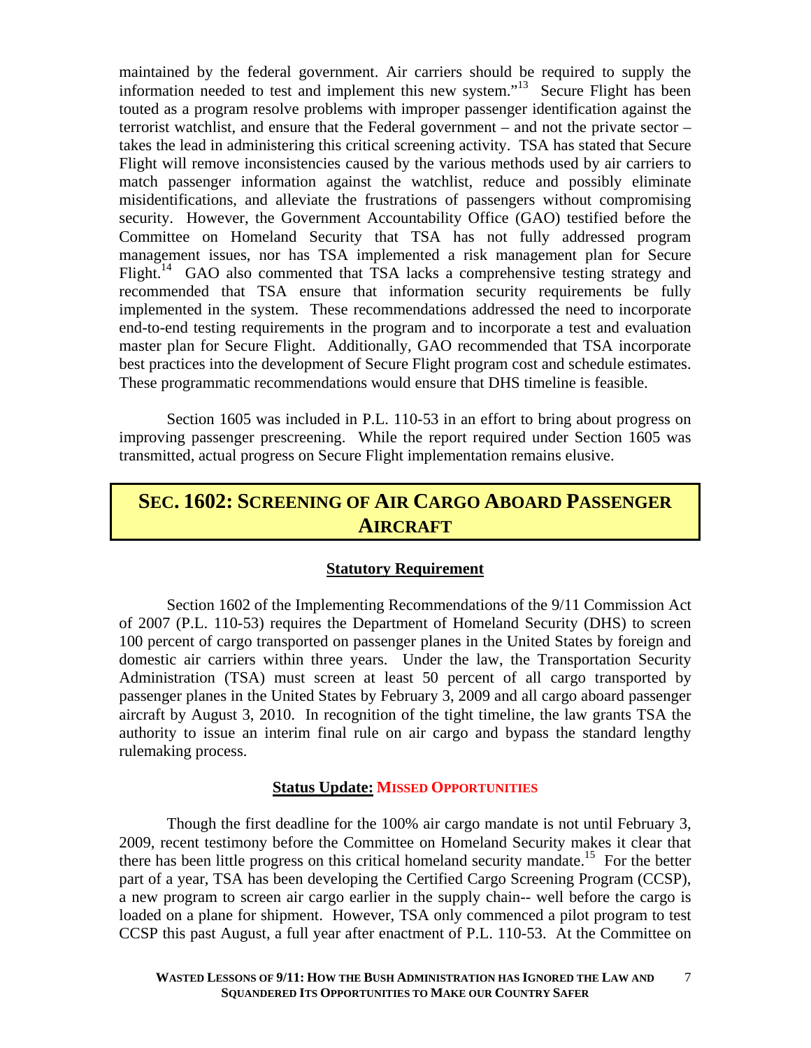maintained by the federal government. Air carriers should be required to supply the information needed to test and implement this new system."[13] Secure Flight has been touted as a program resolve problems with improper passenger identification against the terrorist watchlist, and ensure that the Federal government – and not the private sector – takes the lead in administering this critical screening activity. TSA has stated that Secure Flight will remove inconsistencies caused by the various methods used by air carriers to match passenger information against the watchlist, reduce and possibly eliminate misidentifications, and alleviate the frustrations of passengers without compromising security. However, the Government Accountability Office (GAO) testified before the Committee on Homeland Security that TSA has not fully addressed program management issues, nor has TSA implemented a risk management plan for Secure Flight.[14] GAO also commented that TSA lacks a comprehensive testing strategy and recommended that TSA ensure that information security requirements be fully implemented in the system. These recommendations addressed the need to incorporate end-to-end testing requirements in the program and to incorporate a test and evaluation master plan for Secure Flight. Additionally, GAO recommended that TSA incorporate best practices into the development of Secure Flight program cost and schedule estimates. These programmatic recommendations would ensure that DHS timeline is feasible.

Section 1605 was included in P.L. 110-53 in an effort to bring about progress on improving passenger prescreening. While the report required under Section 1605 was transmitted, actual progress on Secure Flight implementation remains elusive.

## SEC. 1602: SCREENING OF AIR CARGO ABOARD PASSENGER AIRCRAFT

### Statutory Requirement

Section 1602 of the Implementing Recommendations of the 9/11 Commission Act of 2007 (P.L. 110-53) requires the Department of Homeland Security (DHS) to screen 100 percent of cargo transported on passenger planes in the United States by foreign and domestic air carriers within three years. Under the law, the Transportation Security Administration (TSA) must screen at least 50 percent of all cargo transported by passenger planes in the United States by February 3, 2009 and all cargo aboard passenger aircraft by August 3, 2010. In recognition of the tight timeline, the law grants TSA the authority to issue an interim final rule on air cargo and bypass the standard lengthy rulemaking process.

### Status Update: MISSED OPPORTUNITIES

Though the first deadline for the 100% air cargo mandate is not until February 3, 2009, recent testimony before the Committee on Homeland Security makes it clear that there has been little progress on this critical homeland security mandate.[15] For the better part of a year, TSA has been developing the Certified Cargo Screening Program (CCSP), a new program to screen air cargo earlier in the supply chain-- well before the cargo is loaded on a plane for shipment. However, TSA only commenced a pilot program to test CCSP this past August, a full year after enactment of P.L. 110-53. At the Committee on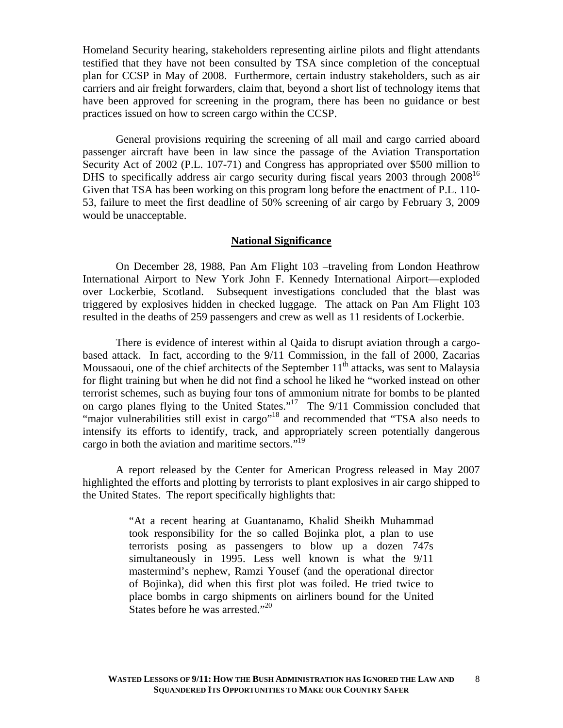Homeland Security hearing, stakeholders representing airline pilots and flight attendants testified that they have not been consulted by TSA since completion of the conceptual plan for CCSP in May of 2008. Furthermore, certain industry stakeholders, such as air carriers and air freight forwarders, claim that, beyond a short list of technology items that have been approved for screening in the program, there has been no guidance or best practices issued on how to screen cargo within the CCSP.

General provisions requiring the screening of all mail and cargo carried aboard passenger aircraft have been in law since the passage of the Aviation Transportation Security Act of 2002 (P.L. 107-71) and Congress has appropriated over $500 million to DHS to specifically address air cargo security during fiscal years 2003 through 2008[16] Given that TSA has been working on this program long before the enactment of P.L. 110-53, failure to meet the first deadline of 50% screening of air cargo by February 3, 2009 would be unacceptable.

## National Significance

On December 28, 1988, Pan Am Flight 103 –traveling from London Heathrow International Airport to New York John F. Kennedy International Airport—exploded over Lockerbie, Scotland. Subsequent investigations concluded that the blast was triggered by explosives hidden in checked luggage. The attack on Pan Am Flight 103 resulted in the deaths of 259 passengers and crew as well as 11 residents of Lockerbie.

There is evidence of interest within al Qaida to disrupt aviation through a cargo-based attack. In fact, according to the 9/11 Commission, in the fall of 2000, Zacarias Moussaoui, one of the chief architects of the September 11th attacks, was sent to Malaysia for flight training but when he did not find a school he liked he "worked instead on other terrorist schemes, such as buying four tons of ammonium nitrate for bombs to be planted on cargo planes flying to the United States."[17] The 9/11 Commission concluded that "major vulnerabilities still exist in cargo"[18] and recommended that "TSA also needs to intensify its efforts to identify, track, and appropriately screen potentially dangerous cargo in both the aviation and maritime sectors."[19]

A report released by the Center for American Progress released in May 2007 highlighted the efforts and plotting by terrorists to plant explosives in air cargo shipped to the United States. The report specifically highlights that:

> "At a recent hearing at Guantanamo, Khalid Sheikh Muhammad took responsibility for the so called Bojinka plot, a plan to use terrorists posing as passengers to blow up a dozen 747s simultaneously in 1995. Less well known is what the 9/11 mastermind's nephew, Ramzi Yousef (and the operational director of Bojinka), did when this first plot was foiled. He tried twice to place bombs in cargo shipments on airliners bound for the United States before he was arrested."[20]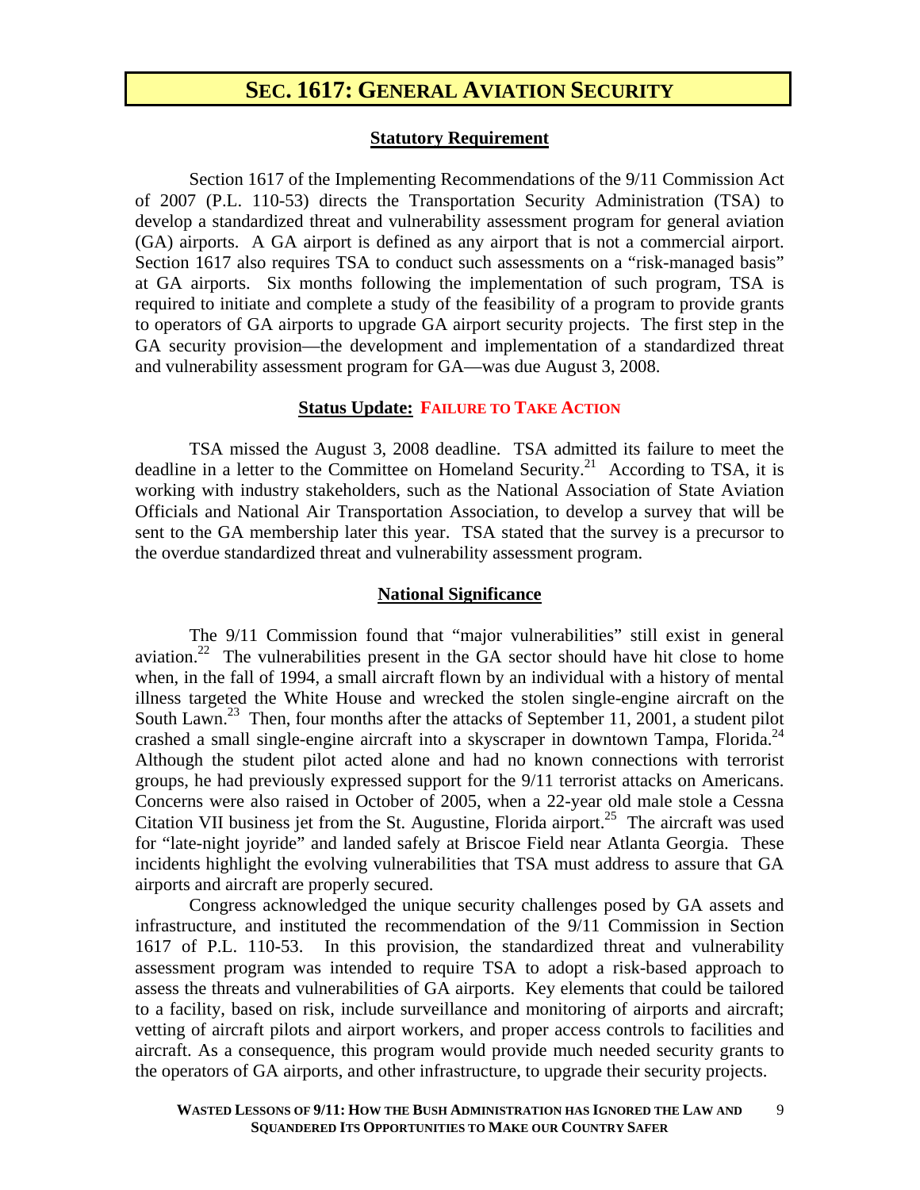# SEC. 1617: GENERAL AVIATION SECURITY

## Statutory Requirement

Section 1617 of the Implementing Recommendations of the 9/11 Commission Act of 2007 (P.L. 110-53) directs the Transportation Security Administration (TSA) to develop a standardized threat and vulnerability assessment program for general aviation (GA) airports. A GA airport is defined as any airport that is not a commercial airport. Section 1617 also requires TSA to conduct such assessments on a "risk-managed basis" at GA airports. Six months following the implementation of such program, TSA is required to initiate and complete a study of the feasibility of a program to provide grants to operators of GA airports to upgrade GA airport security projects. The first step in the GA security provision—the development and implementation of a standardized threat and vulnerability assessment program for GA—was due August 3, 2008.

## Status Update: FAILURE TO TAKE ACTION

TSA missed the August 3, 2008 deadline. TSA admitted its failure to meet the deadline in a letter to the Committee on Homeland Security.[21] According to TSA, it is working with industry stakeholders, such as the National Association of State Aviation Officials and National Air Transportation Association, to develop a survey that will be sent to the GA membership later this year. TSA stated that the survey is a precursor to the overdue standardized threat and vulnerability assessment program.

## National Significance

The 9/11 Commission found that "major vulnerabilities" still exist in general aviation.[22] The vulnerabilities present in the GA sector should have hit close to home when, in the fall of 1994, a small aircraft flown by an individual with a history of mental illness targeted the White House and wrecked the stolen single-engine aircraft on the South Lawn.[23] Then, four months after the attacks of September 11, 2001, a student pilot crashed a small single-engine aircraft into a skyscraper in downtown Tampa, Florida.[24] Although the student pilot acted alone and had no known connections with terrorist groups, he had previously expressed support for the 9/11 terrorist attacks on Americans. Concerns were also raised in October of 2005, when a 22-year old male stole a Cessna Citation VII business jet from the St. Augustine, Florida airport.[25] The aircraft was used for "late-night joyride" and landed safely at Briscoe Field near Atlanta Georgia. These incidents highlight the evolving vulnerabilities that TSA must address to assure that GA airports and aircraft are properly secured.

Congress acknowledged the unique security challenges posed by GA assets and infrastructure, and instituted the recommendation of the 9/11 Commission in Section 1617 of P.L. 110-53. In this provision, the standardized threat and vulnerability assessment program was intended to require TSA to adopt a risk-based approach to assess the threats and vulnerabilities of GA airports. Key elements that could be tailored to a facility, based on risk, include surveillance and monitoring of airports and aircraft; vetting of aircraft pilots and airport workers, and proper access controls to facilities and aircraft. As a consequence, this program would provide much needed security grants to the operators of GA airports, and other infrastructure, to upgrade their security projects.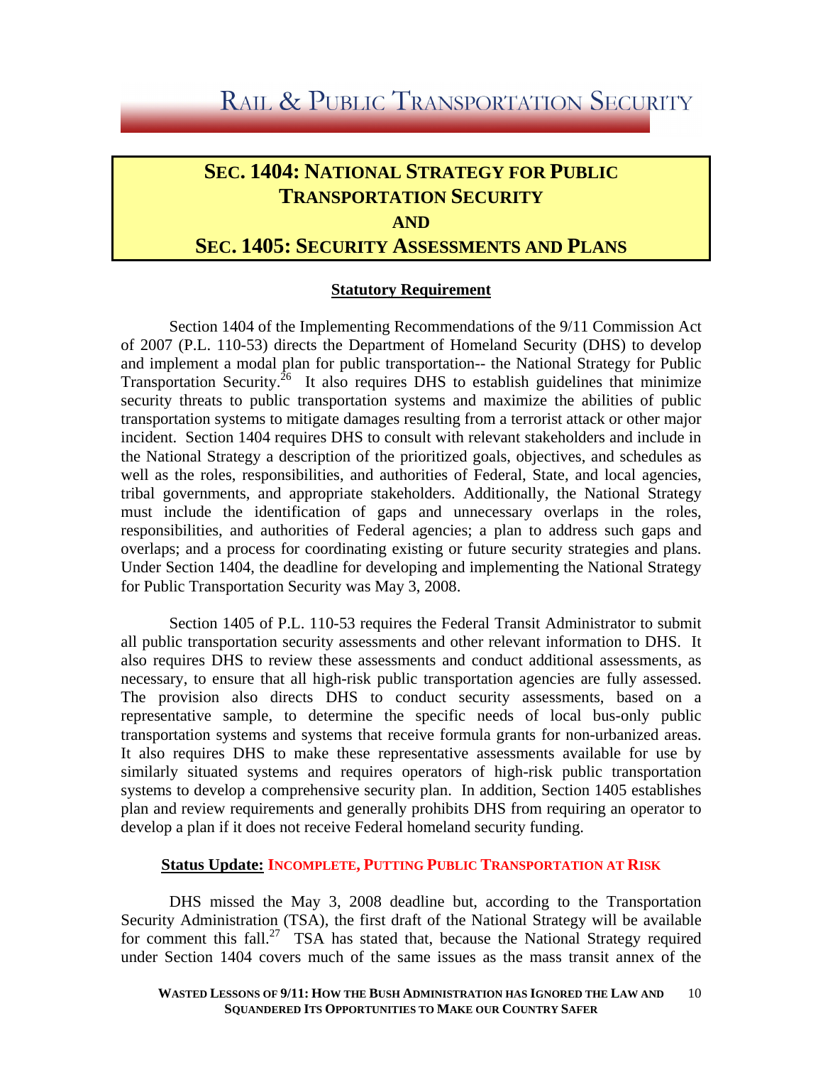## SEC. 1404: NATIONAL STRATEGY FOR PUBLIC TRANSPORTATION SECURITY AND SEC. 1405: SECURITY ASSESSMENTS AND PLANS

### Statutory Requirement

Section 1404 of the Implementing Recommendations of the 9/11 Commission Act of 2007 (P.L. 110-53) directs the Department of Homeland Security (DHS) to develop and implement a modal plan for public transportation-- the National Strategy for Public Transportation Security.[26] It also requires DHS to establish guidelines that minimize security threats to public transportation systems and maximize the abilities of public transportation systems to mitigate damages resulting from a terrorist attack or other major incident. Section 1404 requires DHS to consult with relevant stakeholders and include in the National Strategy a description of the prioritized goals, objectives, and schedules as well as the roles, responsibilities, and authorities of Federal, State, and local agencies, tribal governments, and appropriate stakeholders. Additionally, the National Strategy must include the identification of gaps and unnecessary overlaps in the roles, responsibilities, and authorities of Federal agencies; a plan to address such gaps and overlaps; and a process for coordinating existing or future security strategies and plans. Under Section 1404, the deadline for developing and implementing the National Strategy for Public Transportation Security was May 3, 2008.

Section 1405 of P.L. 110-53 requires the Federal Transit Administrator to submit all public transportation security assessments and other relevant information to DHS. It also requires DHS to review these assessments and conduct additional assessments, as necessary, to ensure that all high-risk public transportation agencies are fully assessed. The provision also directs DHS to conduct security assessments, based on a representative sample, to determine the specific needs of local bus-only public transportation systems and systems that receive formula grants for non-urbanized areas. It also requires DHS to make these representative assessments available for use by similarly situated systems and requires operators of high-risk public transportation systems to develop a comprehensive security plan. In addition, Section 1405 establishes plan and review requirements and generally prohibits DHS from requiring an operator to develop a plan if it does not receive Federal homeland security funding.

### Status Update: INCOMPLETE, PUTTING PUBLIC TRANSPORTATION AT RISK

DHS missed the May 3, 2008 deadline but, according to the Transportation Security Administration (TSA), the first draft of the National Strategy will be available for comment this fall.[27] TSA has stated that, because the National Strategy required under Section 1404 covers much of the same issues as the mass transit annex of the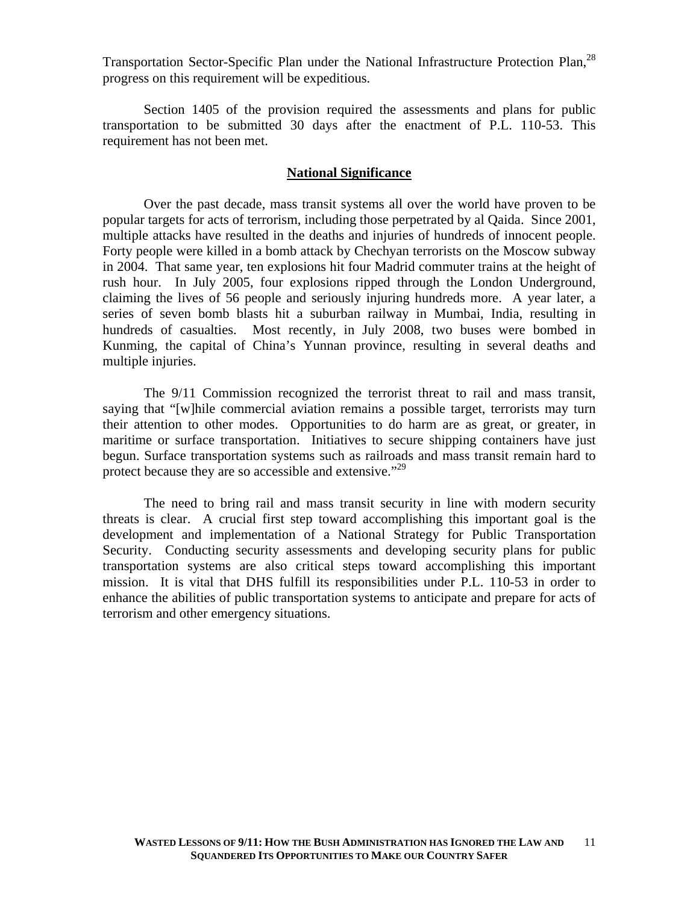Transportation Sector-Specific Plan under the National Infrastructure Protection Plan,[28] progress on this requirement will be expeditious.

Section 1405 of the provision required the assessments and plans for public transportation to be submitted 30 days after the enactment of P.L. 110-53. This requirement has not been met.

## National Significance

Over the past decade, mass transit systems all over the world have proven to be popular targets for acts of terrorism, including those perpetrated by al Qaida. Since 2001, multiple attacks have resulted in the deaths and injuries of hundreds of innocent people. Forty people were killed in a bomb attack by Chechyan terrorists on the Moscow subway in 2004. That same year, ten explosions hit four Madrid commuter trains at the height of rush hour. In July 2005, four explosions ripped through the London Underground, claiming the lives of 56 people and seriously injuring hundreds more. A year later, a series of seven bomb blasts hit a suburban railway in Mumbai, India, resulting in hundreds of casualties. Most recently, in July 2008, two buses were bombed in Kunming, the capital of China's Yunnan province, resulting in several deaths and multiple injuries.

The 9/11 Commission recognized the terrorist threat to rail and mass transit, saying that "[w]hile commercial aviation remains a possible target, terrorists may turn their attention to other modes. Opportunities to do harm are as great, or greater, in maritime or surface transportation. Initiatives to secure shipping containers have just begun. Surface transportation systems such as railroads and mass transit remain hard to protect because they are so accessible and extensive."[29]

The need to bring rail and mass transit security in line with modern security threats is clear. A crucial first step toward accomplishing this important goal is the development and implementation of a National Strategy for Public Transportation Security. Conducting security assessments and developing security plans for public transportation systems are also critical steps toward accomplishing this important mission. It is vital that DHS fulfill its responsibilities under P.L. 110-53 in order to enhance the abilities of public transportation systems to anticipate and prepare for acts of terrorism and other emergency situations.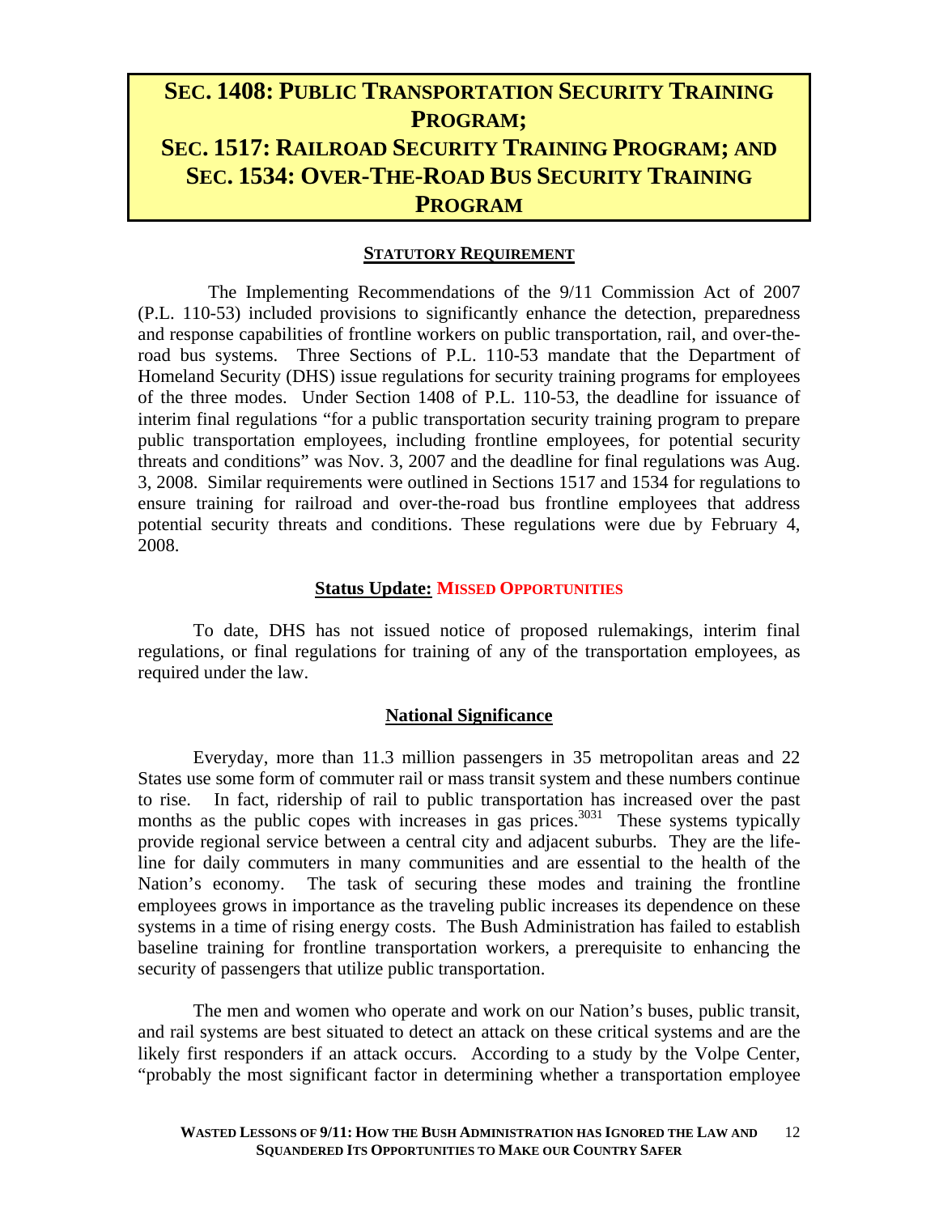# SEC. 1408: PUBLIC TRANSPORTATION SECURITY TRAINING PROGRAM; SEC. 1517: RAILROAD SECURITY TRAINING PROGRAM; AND SEC. 1534: OVER-THE-ROAD BUS SECURITY TRAINING PROGRAM

## STATUTORY REQUIREMENT

The Implementing Recommendations of the 9/11 Commission Act of 2007 (P.L. 110-53) included provisions to significantly enhance the detection, preparedness and response capabilities of frontline workers on public transportation, rail, and over-the-road bus systems. Three Sections of P.L. 110-53 mandate that the Department of Homeland Security (DHS) issue regulations for security training programs for employees of the three modes. Under Section 1408 of P.L. 110-53, the deadline for issuance of interim final regulations "for a public transportation security training program to prepare public transportation employees, including frontline employees, for potential security threats and conditions" was Nov. 3, 2007 and the deadline for final regulations was Aug. 3, 2008. Similar requirements were outlined in Sections 1517 and 1534 for regulations to ensure training for railroad and over-the-road bus frontline employees that address potential security threats and conditions. These regulations were due by February 4, 2008.

## Status Update: MISSED OPPORTUNITIES

To date, DHS has not issued notice of proposed rulemakings, interim final regulations, or final regulations for training of any of the transportation employees, as required under the law.

## National Significance

Everyday, more than 11.3 million passengers in 35 metropolitan areas and 22 States use some form of commuter rail or mass transit system and these numbers continue to rise. In fact, ridership of rail to public transportation has increased over the past months as the public copes with increases in gas prices.[30][31] These systems typically provide regional service between a central city and adjacent suburbs. They are the life-line for daily commuters in many communities and are essential to the health of the Nation's economy. The task of securing these modes and training the frontline employees grows in importance as the traveling public increases its dependence on these systems in a time of rising energy costs. The Bush Administration has failed to establish baseline training for frontline transportation workers, a prerequisite to enhancing the security of passengers that utilize public transportation.

The men and women who operate and work on our Nation's buses, public transit, and rail systems are best situated to detect an attack on these critical systems and are the likely first responders if an attack occurs. According to a study by the Volpe Center, "probably the most significant factor in determining whether a transportation employee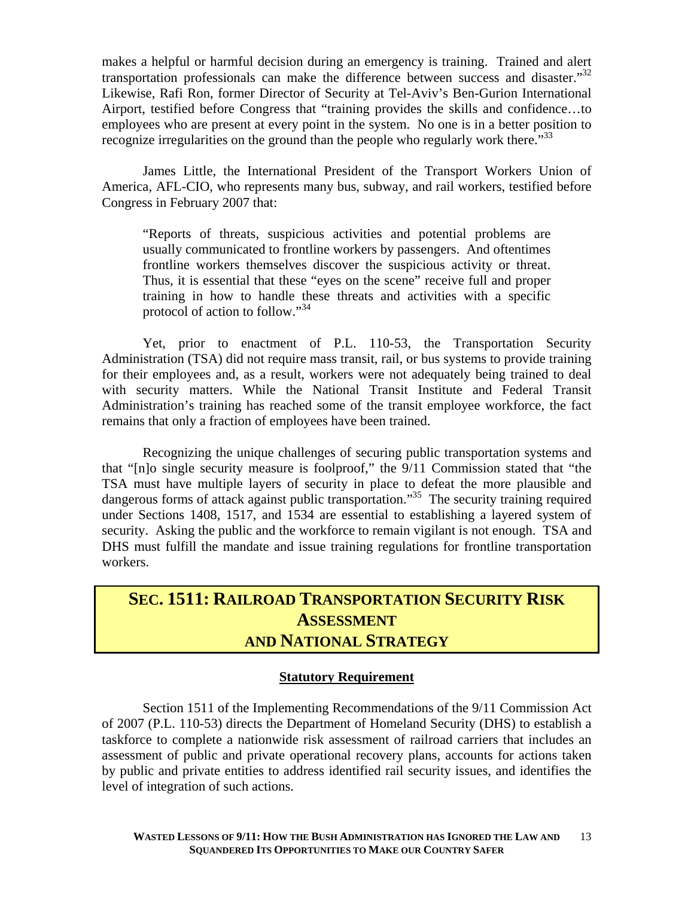makes a helpful or harmful decision during an emergency is training. Trained and alert transportation professionals can make the difference between success and disaster."[32] Likewise, Rafi Ron, former Director of Security at Tel-Aviv's Ben-Gurion International Airport, testified before Congress that "training provides the skills and confidence…to employees who are present at every point in the system. No one is in a better position to recognize irregularities on the ground than the people who regularly work there."[33]

James Little, the International President of the Transport Workers Union of America, AFL-CIO, who represents many bus, subway, and rail workers, testified before Congress in February 2007 that:

> "Reports of threats, suspicious activities and potential problems are usually communicated to frontline workers by passengers. And oftentimes frontline workers themselves discover the suspicious activity or threat. Thus, it is essential that these "eyes on the scene" receive full and proper training in how to handle these threats and activities with a specific protocol of action to follow."[34]

Yet, prior to enactment of P.L. 110-53, the Transportation Security Administration (TSA) did not require mass transit, rail, or bus systems to provide training for their employees and, as a result, workers were not adequately being trained to deal with security matters. While the National Transit Institute and Federal Transit Administration's training has reached some of the transit employee workforce, the fact remains that only a fraction of employees have been trained.

Recognizing the unique challenges of securing public transportation systems and that "[n]o single security measure is foolproof," the 9/11 Commission stated that "the TSA must have multiple layers of security in place to defeat the more plausible and dangerous forms of attack against public transportation."[35] The security training required under Sections 1408, 1517, and 1534 are essential to establishing a layered system of security. Asking the public and the workforce to remain vigilant is not enough. TSA and DHS must fulfill the mandate and issue training regulations for frontline transportation workers.

## SEC. 1511: RAILROAD TRANSPORTATION SECURITY RISK ASSESSMENT AND NATIONAL STRATEGY

### Statutory Requirement

Section 1511 of the Implementing Recommendations of the 9/11 Commission Act of 2007 (P.L. 110-53) directs the Department of Homeland Security (DHS) to establish a taskforce to complete a nationwide risk assessment of railroad carriers that includes an assessment of public and private operational recovery plans, accounts for actions taken by public and private entities to address identified rail security issues, and identifies the level of integration of such actions.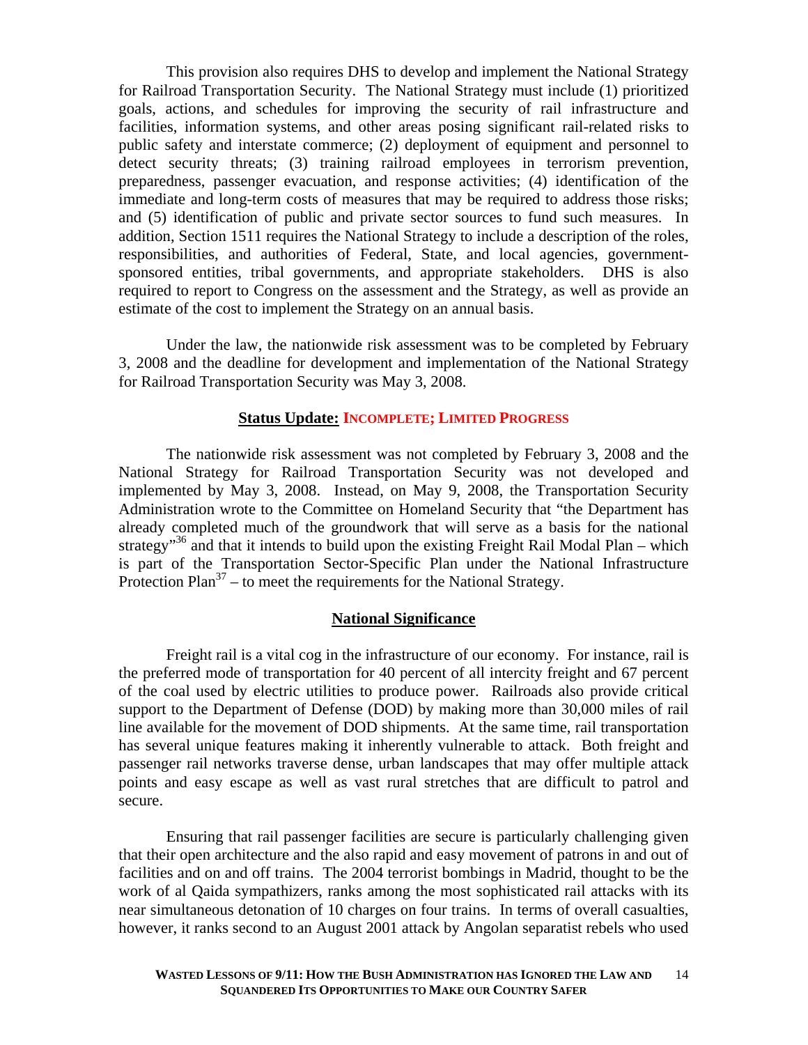This provision also requires DHS to develop and implement the National Strategy for Railroad Transportation Security. The National Strategy must include (1) prioritized goals, actions, and schedules for improving the security of rail infrastructure and facilities, information systems, and other areas posing significant rail-related risks to public safety and interstate commerce; (2) deployment of equipment and personnel to detect security threats; (3) training railroad employees in terrorism prevention, preparedness, passenger evacuation, and response activities; (4) identification of the immediate and long-term costs of measures that may be required to address those risks; and (5) identification of public and private sector sources to fund such measures. In addition, Section 1511 requires the National Strategy to include a description of the roles, responsibilities, and authorities of Federal, State, and local agencies, government-sponsored entities, tribal governments, and appropriate stakeholders. DHS is also required to report to Congress on the assessment and the Strategy, as well as provide an estimate of the cost to implement the Strategy on an annual basis.

Under the law, the nationwide risk assessment was to be completed by February 3, 2008 and the deadline for development and implementation of the National Strategy for Railroad Transportation Security was May 3, 2008.

**Status Update: INCOMPLETE; LIMITED PROGRESS**

The nationwide risk assessment was not completed by February 3, 2008 and the National Strategy for Railroad Transportation Security was not developed and implemented by May 3, 2008. Instead, on May 9, 2008, the Transportation Security Administration wrote to the Committee on Homeland Security that "the Department has already completed much of the groundwork that will serve as a basis for the national strategy"[36] and that it intends to build upon the existing Freight Rail Modal Plan – which is part of the Transportation Sector-Specific Plan under the National Infrastructure Protection Plan[37] – to meet the requirements for the National Strategy.

**National Significance**

Freight rail is a vital cog in the infrastructure of our economy. For instance, rail is the preferred mode of transportation for 40 percent of all intercity freight and 67 percent of the coal used by electric utilities to produce power. Railroads also provide critical support to the Department of Defense (DOD) by making more than 30,000 miles of rail line available for the movement of DOD shipments. At the same time, rail transportation has several unique features making it inherently vulnerable to attack. Both freight and passenger rail networks traverse dense, urban landscapes that may offer multiple attack points and easy escape as well as vast rural stretches that are difficult to patrol and secure.

Ensuring that rail passenger facilities are secure is particularly challenging given that their open architecture and the also rapid and easy movement of patrons in and out of facilities and on and off trains. The 2004 terrorist bombings in Madrid, thought to be the work of al Qaida sympathizers, ranks among the most sophisticated rail attacks with its near simultaneous detonation of 10 charges on four trains. In terms of overall casualties, however, it ranks second to an August 2001 attack by Angolan separatist rebels who used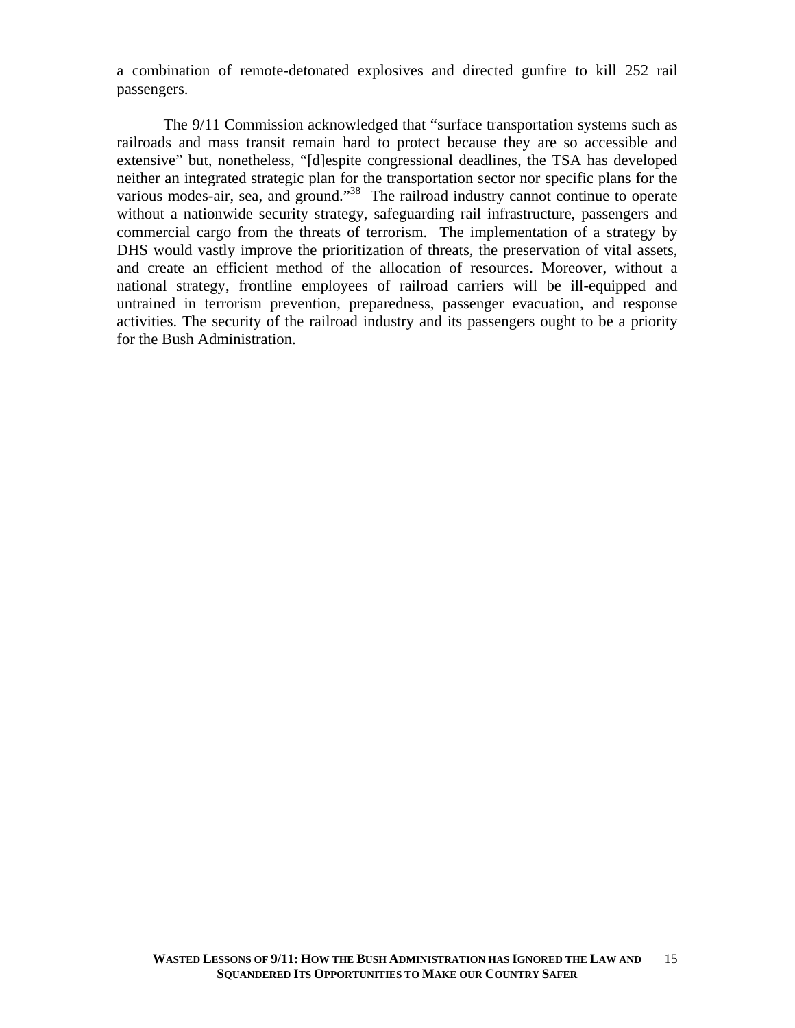a combination of remote-detonated explosives and directed gunfire to kill 252 rail passengers.

The 9/11 Commission acknowledged that "surface transportation systems such as railroads and mass transit remain hard to protect because they are so accessible and extensive" but, nonetheless, "[d]espite congressional deadlines, the TSA has developed neither an integrated strategic plan for the transportation sector nor specific plans for the various modes-air, sea, and ground."[38] The railroad industry cannot continue to operate without a nationwide security strategy, safeguarding rail infrastructure, passengers and commercial cargo from the threats of terrorism. The implementation of a strategy by DHS would vastly improve the prioritization of threats, the preservation of vital assets, and create an efficient method of the allocation of resources. Moreover, without a national strategy, frontline employees of railroad carriers will be ill-equipped and untrained in terrorism prevention, preparedness, passenger evacuation, and response activities. The security of the railroad industry and its passengers ought to be a priority for the Bush Administration.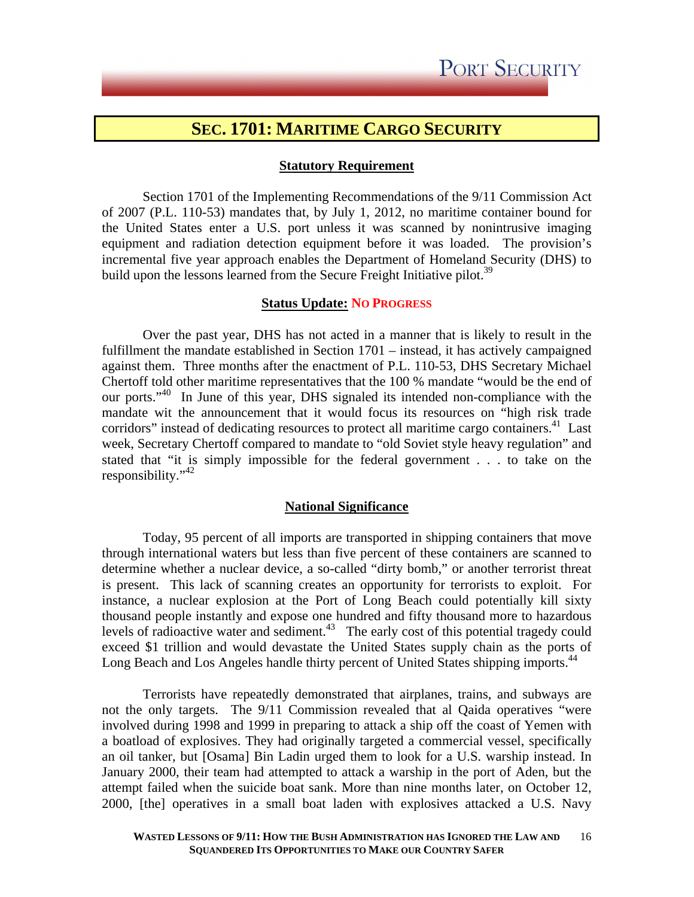## SEC. 1701: MARITIME CARGO SECURITY

### Statutory Requirement

Section 1701 of the Implementing Recommendations of the 9/11 Commission Act of 2007 (P.L. 110-53) mandates that, by July 1, 2012, no maritime container bound for the United States enter a U.S. port unless it was scanned by nonintrusive imaging equipment and radiation detection equipment before it was loaded. The provision's incremental five year approach enables the Department of Homeland Security (DHS) to build upon the lessons learned from the Secure Freight Initiative pilot.[39]

### Status Update: NO PROGRESS

Over the past year, DHS has not acted in a manner that is likely to result in the fulfillment the mandate established in Section 1701 – instead, it has actively campaigned against them. Three months after the enactment of P.L. 110-53, DHS Secretary Michael Chertoff told other maritime representatives that the 100 % mandate "would be the end of our ports."[40] In June of this year, DHS signaled its intended non-compliance with the mandate wit the announcement that it would focus its resources on "high risk trade corridors" instead of dedicating resources to protect all maritime cargo containers.[41] Last week, Secretary Chertoff compared to mandate to "old Soviet style heavy regulation" and stated that "it is simply impossible for the federal government . . . to take on the responsibility."[42]

### National Significance

Today, 95 percent of all imports are transported in shipping containers that move through international waters but less than five percent of these containers are scanned to determine whether a nuclear device, a so-called "dirty bomb," or another terrorist threat is present. This lack of scanning creates an opportunity for terrorists to exploit. For instance, a nuclear explosion at the Port of Long Beach could potentially kill sixty thousand people instantly and expose one hundred and fifty thousand more to hazardous levels of radioactive water and sediment.[43] The early cost of this potential tragedy could exceed $1 trillion and would devastate the United States supply chain as the ports of Long Beach and Los Angeles handle thirty percent of United States shipping imports.[44]

Terrorists have repeatedly demonstrated that airplanes, trains, and subways are not the only targets. The 9/11 Commission revealed that al Qaida operatives "were involved during 1998 and 1999 in preparing to attack a ship off the coast of Yemen with a boatload of explosives. They had originally targeted a commercial vessel, specifically an oil tanker, but [Osama] Bin Ladin urged them to look for a U.S. warship instead. In January 2000, their team had attempted to attack a warship in the port of Aden, but the attempt failed when the suicide boat sank. More than nine months later, on October 12, 2000, [the] operatives in a small boat laden with explosives attacked a U.S. Navy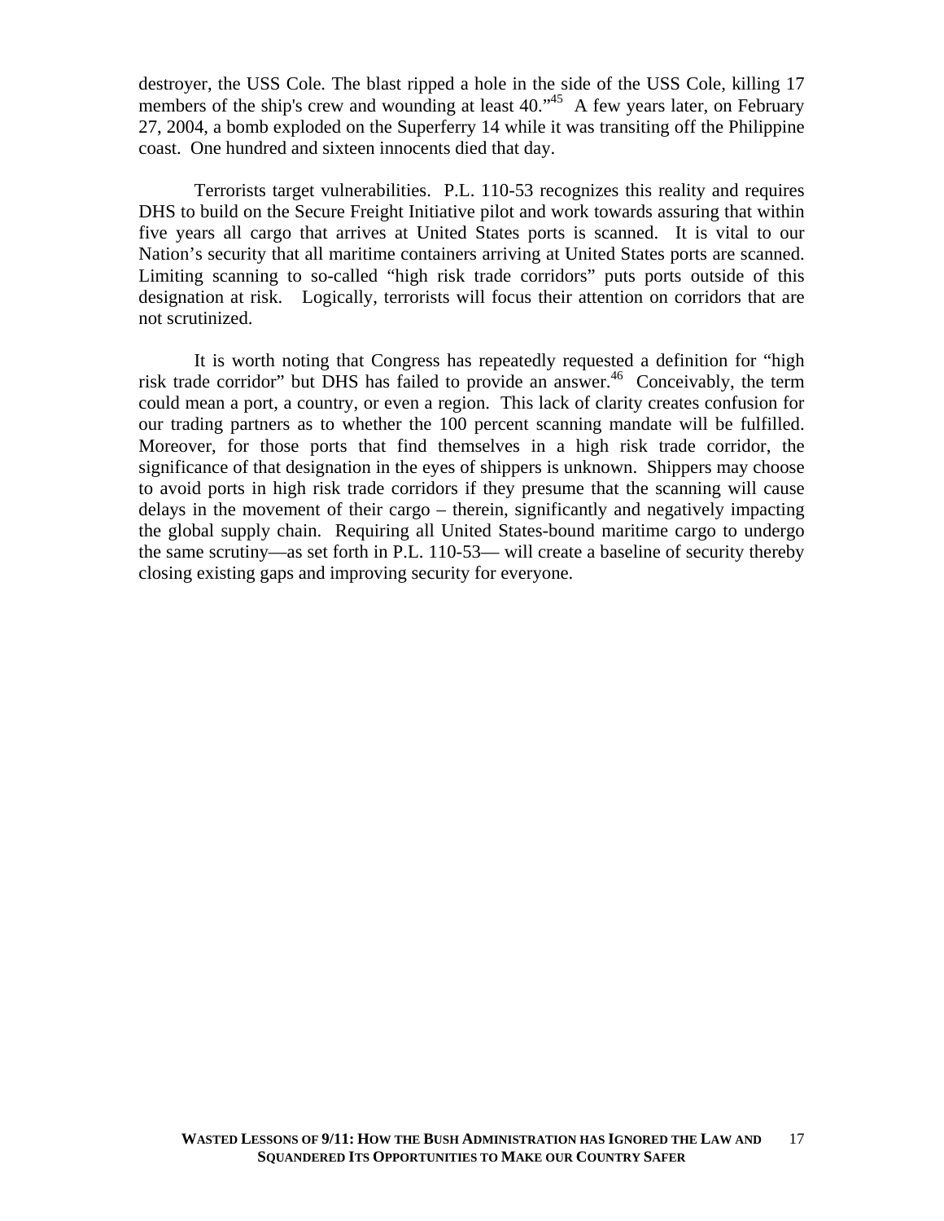destroyer, the USS Cole. The blast ripped a hole in the side of the USS Cole, killing 17 members of the ship's crew and wounding at least 40."[45] A few years later, on February 27, 2004, a bomb exploded on the Superferry 14 while it was transiting off the Philippine coast. One hundred and sixteen innocents died that day.

Terrorists target vulnerabilities. P.L. 110-53 recognizes this reality and requires DHS to build on the Secure Freight Initiative pilot and work towards assuring that within five years all cargo that arrives at United States ports is scanned. It is vital to our Nation's security that all maritime containers arriving at United States ports are scanned. Limiting scanning to so-called "high risk trade corridors" puts ports outside of this designation at risk. Logically, terrorists will focus their attention on corridors that are not scrutinized.

It is worth noting that Congress has repeatedly requested a definition for "high risk trade corridor" but DHS has failed to provide an answer.[46] Conceivably, the term could mean a port, a country, or even a region. This lack of clarity creates confusion for our trading partners as to whether the 100 percent scanning mandate will be fulfilled. Moreover, for those ports that find themselves in a high risk trade corridor, the significance of that designation in the eyes of shippers is unknown. Shippers may choose to avoid ports in high risk trade corridors if they presume that the scanning will cause delays in the movement of their cargo – therein, significantly and negatively impacting the global supply chain. Requiring all United States-bound maritime cargo to undergo the same scrutiny—as set forth in P.L. 110-53— will create a baseline of security thereby closing existing gaps and improving security for everyone.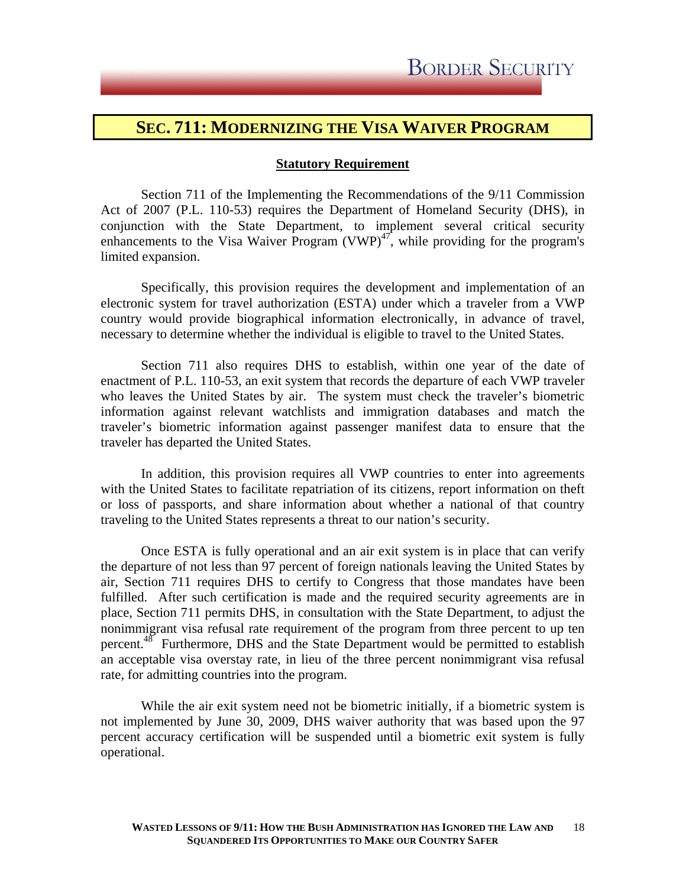## SEC. 711: MODERNIZING THE VISA WAIVER PROGRAM

**Statutory Requirement**

Section 711 of the Implementing the Recommendations of the 9/11 Commission Act of 2007 (P.L. 110-53) requires the Department of Homeland Security (DHS), in conjunction with the State Department, to implement several critical security enhancements to the Visa Waiver Program (VWP)[47], while providing for the program's limited expansion.

Specifically, this provision requires the development and implementation of an electronic system for travel authorization (ESTA) under which a traveler from a VWP country would provide biographical information electronically, in advance of travel, necessary to determine whether the individual is eligible to travel to the United States.

Section 711 also requires DHS to establish, within one year of the date of enactment of P.L. 110-53, an exit system that records the departure of each VWP traveler who leaves the United States by air. The system must check the traveler's biometric information against relevant watchlists and immigration databases and match the traveler's biometric information against passenger manifest data to ensure that the traveler has departed the United States.

In addition, this provision requires all VWP countries to enter into agreements with the United States to facilitate repatriation of its citizens, report information on theft or loss of passports, and share information about whether a national of that country traveling to the United States represents a threat to our nation's security.

Once ESTA is fully operational and an air exit system is in place that can verify the departure of not less than 97 percent of foreign nationals leaving the United States by air, Section 711 requires DHS to certify to Congress that those mandates have been fulfilled. After such certification is made and the required security agreements are in place, Section 711 permits DHS, in consultation with the State Department, to adjust the nonimmigrant visa refusal rate requirement of the program from three percent to up ten percent.[48] Furthermore, DHS and the State Department would be permitted to establish an acceptable visa overstay rate, in lieu of the three percent nonimmigrant visa refusal rate, for admitting countries into the program.

While the air exit system need not be biometric initially, if a biometric system is not implemented by June 30, 2009, DHS waiver authority that was based upon the 97 percent accuracy certification will be suspended until a biometric exit system is fully operational.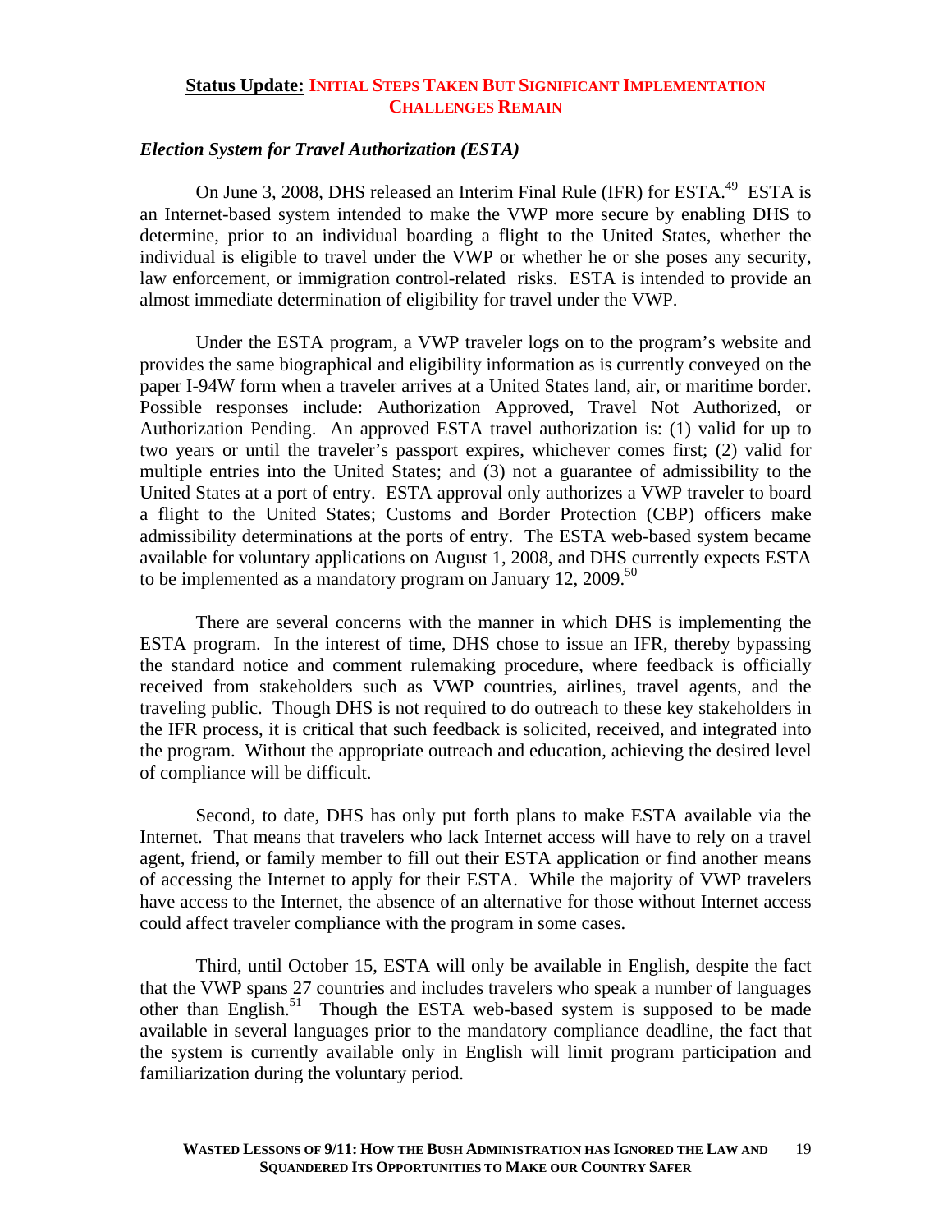## **Status Update:** INITIAL STEPS TAKEN BUT SIGNIFICANT IMPLEMENTATION CHALLENGES REMAIN

### *Election System for Travel Authorization (ESTA)*

On June 3, 2008, DHS released an Interim Final Rule (IFR) for ESTA.[49] ESTA is an Internet-based system intended to make the VWP more secure by enabling DHS to determine, prior to an individual boarding a flight to the United States, whether the individual is eligible to travel under the VWP or whether he or she poses any security, law enforcement, or immigration control-related risks. ESTA is intended to provide an almost immediate determination of eligibility for travel under the VWP.

Under the ESTA program, a VWP traveler logs on to the program's website and provides the same biographical and eligibility information as is currently conveyed on the paper I-94W form when a traveler arrives at a United States land, air, or maritime border. Possible responses include: Authorization Approved, Travel Not Authorized, or Authorization Pending. An approved ESTA travel authorization is: (1) valid for up to two years or until the traveler's passport expires, whichever comes first; (2) valid for multiple entries into the United States; and (3) not a guarantee of admissibility to the United States at a port of entry. ESTA approval only authorizes a VWP traveler to board a flight to the United States; Customs and Border Protection (CBP) officers make admissibility determinations at the ports of entry. The ESTA web-based system became available for voluntary applications on August 1, 2008, and DHS currently expects ESTA to be implemented as a mandatory program on January 12, 2009.[50]

There are several concerns with the manner in which DHS is implementing the ESTA program. In the interest of time, DHS chose to issue an IFR, thereby bypassing the standard notice and comment rulemaking procedure, where feedback is officially received from stakeholders such as VWP countries, airlines, travel agents, and the traveling public. Though DHS is not required to do outreach to these key stakeholders in the IFR process, it is critical that such feedback is solicited, received, and integrated into the program. Without the appropriate outreach and education, achieving the desired level of compliance will be difficult.

Second, to date, DHS has only put forth plans to make ESTA available via the Internet. That means that travelers who lack Internet access will have to rely on a travel agent, friend, or family member to fill out their ESTA application or find another means of accessing the Internet to apply for their ESTA. While the majority of VWP travelers have access to the Internet, the absence of an alternative for those without Internet access could affect traveler compliance with the program in some cases.

Third, until October 15, ESTA will only be available in English, despite the fact that the VWP spans 27 countries and includes travelers who speak a number of languages other than English.[51] Though the ESTA web-based system is supposed to be made available in several languages prior to the mandatory compliance deadline, the fact that the system is currently available only in English will limit program participation and familiarization during the voluntary period.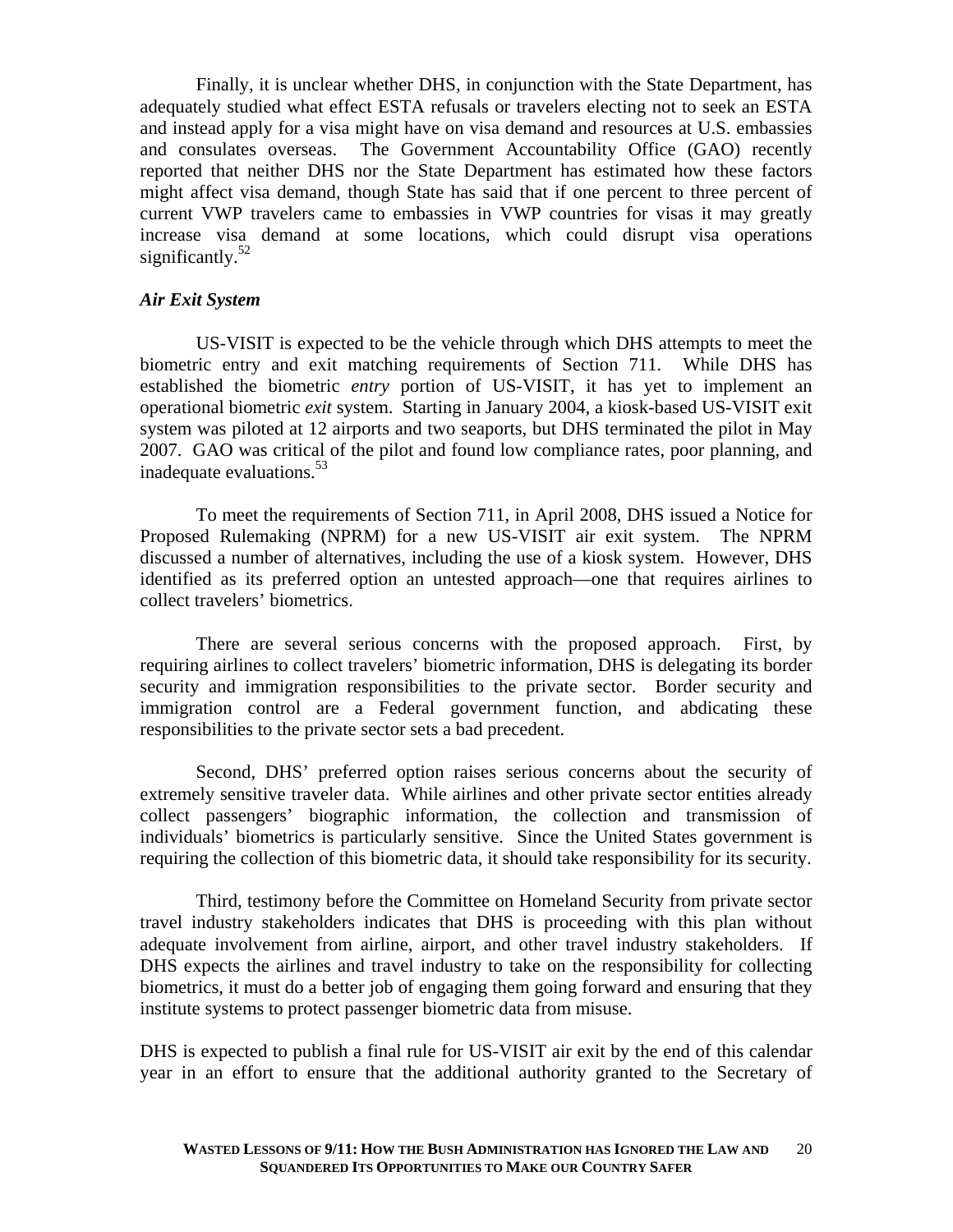Finally, it is unclear whether DHS, in conjunction with the State Department, has adequately studied what effect ESTA refusals or travelers electing not to seek an ESTA and instead apply for a visa might have on visa demand and resources at U.S. embassies and consulates overseas. The Government Accountability Office (GAO) recently reported that neither DHS nor the State Department has estimated how these factors might affect visa demand, though State has said that if one percent to three percent of current VWP travelers came to embassies in VWP countries for visas it may greatly increase visa demand at some locations, which could disrupt visa operations significantly.[52]

### *Air Exit System*

US-VISIT is expected to be the vehicle through which DHS attempts to meet the biometric entry and exit matching requirements of Section 711. While DHS has established the biometric *entry* portion of US-VISIT, it has yet to implement an operational biometric *exit* system. Starting in January 2004, a kiosk-based US-VISIT exit system was piloted at 12 airports and two seaports, but DHS terminated the pilot in May 2007. GAO was critical of the pilot and found low compliance rates, poor planning, and inadequate evaluations.[53]

To meet the requirements of Section 711, in April 2008, DHS issued a Notice for Proposed Rulemaking (NPRM) for a new US-VISIT air exit system. The NPRM discussed a number of alternatives, including the use of a kiosk system. However, DHS identified as its preferred option an untested approach—one that requires airlines to collect travelers' biometrics.

There are several serious concerns with the proposed approach. First, by requiring airlines to collect travelers' biometric information, DHS is delegating its border security and immigration responsibilities to the private sector. Border security and immigration control are a Federal government function, and abdicating these responsibilities to the private sector sets a bad precedent.

Second, DHS' preferred option raises serious concerns about the security of extremely sensitive traveler data. While airlines and other private sector entities already collect passengers' biographic information, the collection and transmission of individuals' biometrics is particularly sensitive. Since the United States government is requiring the collection of this biometric data, it should take responsibility for its security.

Third, testimony before the Committee on Homeland Security from private sector travel industry stakeholders indicates that DHS is proceeding with this plan without adequate involvement from airline, airport, and other travel industry stakeholders. If DHS expects the airlines and travel industry to take on the responsibility for collecting biometrics, it must do a better job of engaging them going forward and ensuring that they institute systems to protect passenger biometric data from misuse.

DHS is expected to publish a final rule for US-VISIT air exit by the end of this calendar year in an effort to ensure that the additional authority granted to the Secretary of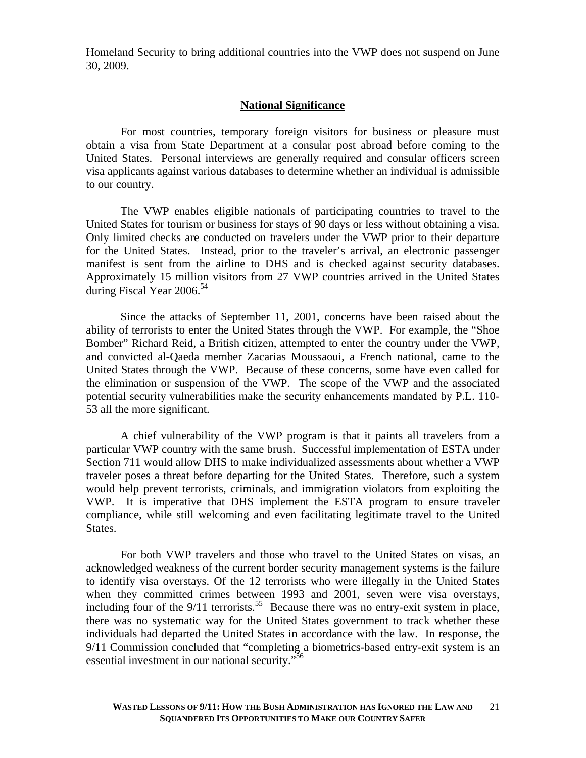Homeland Security to bring additional countries into the VWP does not suspend on June 30, 2009.

## National Significance

For most countries, temporary foreign visitors for business or pleasure must obtain a visa from State Department at a consular post abroad before coming to the United States. Personal interviews are generally required and consular officers screen visa applicants against various databases to determine whether an individual is admissible to our country.

The VWP enables eligible nationals of participating countries to travel to the United States for tourism or business for stays of 90 days or less without obtaining a visa. Only limited checks are conducted on travelers under the VWP prior to their departure for the United States. Instead, prior to the traveler's arrival, an electronic passenger manifest is sent from the airline to DHS and is checked against security databases. Approximately 15 million visitors from 27 VWP countries arrived in the United States during Fiscal Year 2006.[54]

Since the attacks of September 11, 2001, concerns have been raised about the ability of terrorists to enter the United States through the VWP. For example, the "Shoe Bomber" Richard Reid, a British citizen, attempted to enter the country under the VWP, and convicted al-Qaeda member Zacarias Moussaoui, a French national, came to the United States through the VWP. Because of these concerns, some have even called for the elimination or suspension of the VWP. The scope of the VWP and the associated potential security vulnerabilities make the security enhancements mandated by P.L. 110-53 all the more significant.

A chief vulnerability of the VWP program is that it paints all travelers from a particular VWP country with the same brush. Successful implementation of ESTA under Section 711 would allow DHS to make individualized assessments about whether a VWP traveler poses a threat before departing for the United States. Therefore, such a system would help prevent terrorists, criminals, and immigration violators from exploiting the VWP. It is imperative that DHS implement the ESTA program to ensure traveler compliance, while still welcoming and even facilitating legitimate travel to the United States.

For both VWP travelers and those who travel to the United States on visas, an acknowledged weakness of the current border security management systems is the failure to identify visa overstays. Of the 12 terrorists who were illegally in the United States when they committed crimes between 1993 and 2001, seven were visa overstays, including four of the 9/11 terrorists.[55] Because there was no entry-exit system in place, there was no systematic way for the United States government to track whether these individuals had departed the United States in accordance with the law. In response, the 9/11 Commission concluded that "completing a biometrics-based entry-exit system is an essential investment in our national security."[56]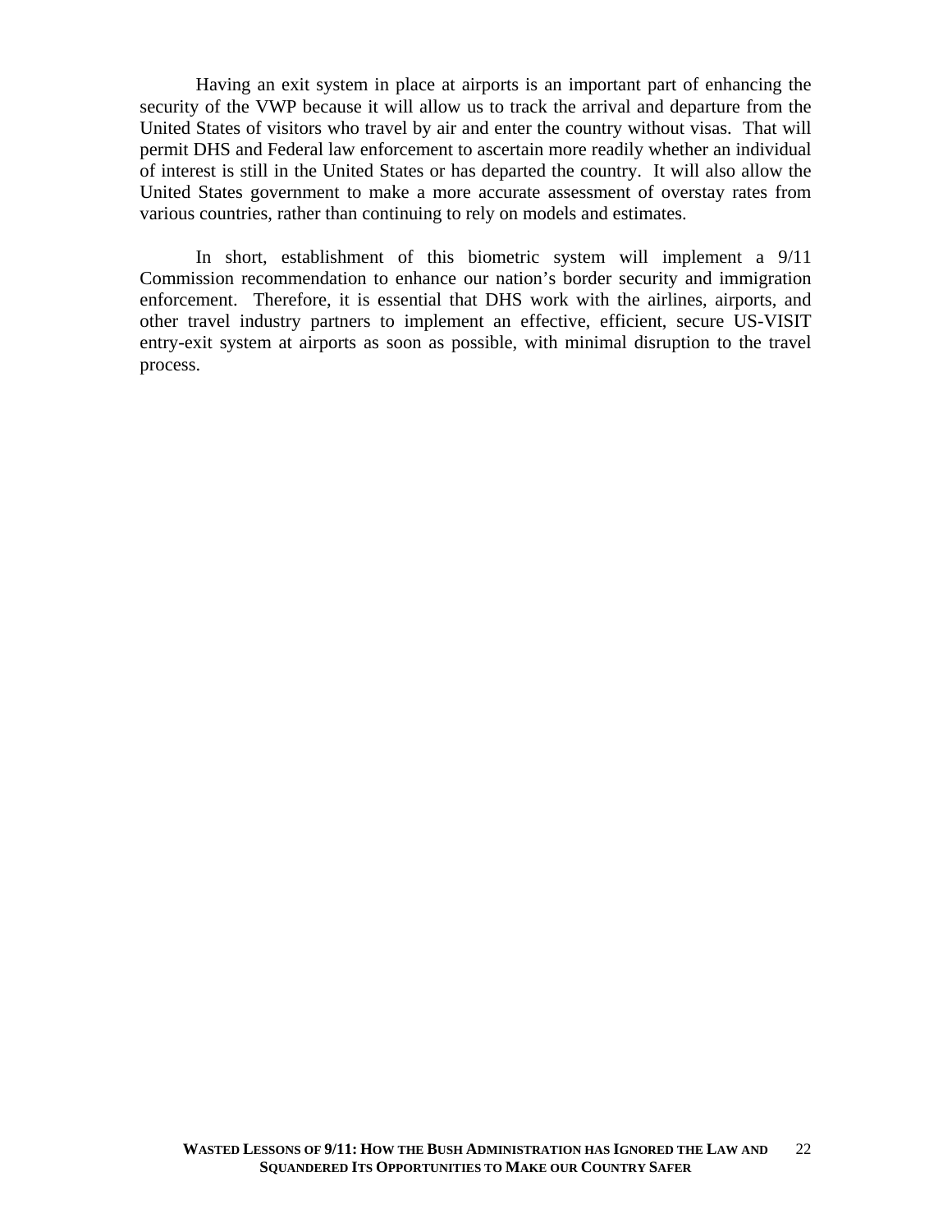Having an exit system in place at airports is an important part of enhancing the security of the VWP because it will allow us to track the arrival and departure from the United States of visitors who travel by air and enter the country without visas. That will permit DHS and Federal law enforcement to ascertain more readily whether an individual of interest is still in the United States or has departed the country. It will also allow the United States government to make a more accurate assessment of overstay rates from various countries, rather than continuing to rely on models and estimates.

In short, establishment of this biometric system will implement a 9/11 Commission recommendation to enhance our nation's border security and immigration enforcement. Therefore, it is essential that DHS work with the airlines, airports, and other travel industry partners to implement an effective, efficient, secure US-VISIT entry-exit system at airports as soon as possible, with minimal disruption to the travel process.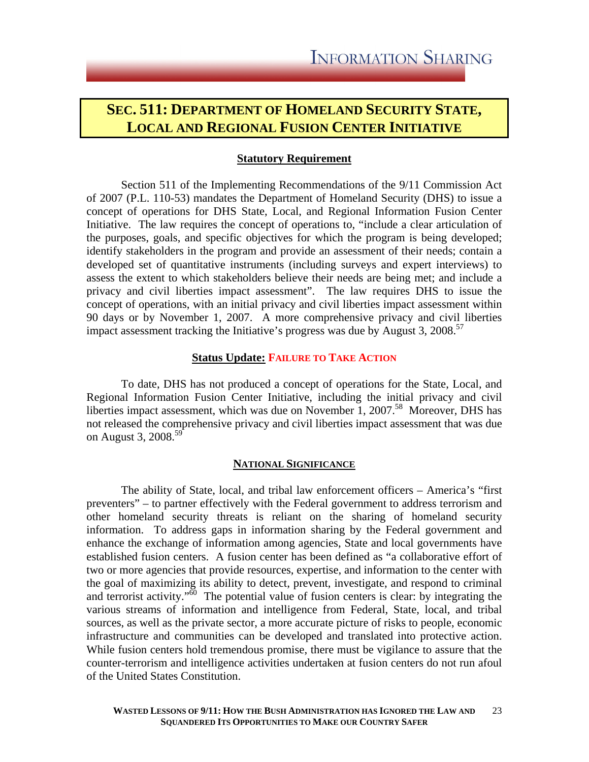## SEC. 511: DEPARTMENT OF HOMELAND SECURITY STATE, LOCAL AND REGIONAL FUSION CENTER INITIATIVE

### Statutory Requirement

Section 511 of the Implementing Recommendations of the 9/11 Commission Act of 2007 (P.L. 110-53) mandates the Department of Homeland Security (DHS) to issue a concept of operations for DHS State, Local, and Regional Information Fusion Center Initiative. The law requires the concept of operations to, "include a clear articulation of the purposes, goals, and specific objectives for which the program is being developed; identify stakeholders in the program and provide an assessment of their needs; contain a developed set of quantitative instruments (including surveys and expert interviews) to assess the extent to which stakeholders believe their needs are being met; and include a privacy and civil liberties impact assessment". The law requires DHS to issue the concept of operations, with an initial privacy and civil liberties impact assessment within 90 days or by November 1, 2007. A more comprehensive privacy and civil liberties impact assessment tracking the Initiative's progress was due by August 3, 2008.[57]

### Status Update: FAILURE TO TAKE ACTION

To date, DHS has not produced a concept of operations for the State, Local, and Regional Information Fusion Center Initiative, including the initial privacy and civil liberties impact assessment, which was due on November 1, 2007.[58] Moreover, DHS has not released the comprehensive privacy and civil liberties impact assessment that was due on August 3, 2008.[59]

### NATIONAL SIGNIFICANCE

The ability of State, local, and tribal law enforcement officers – America's "first preventers" – to partner effectively with the Federal government to address terrorism and other homeland security threats is reliant on the sharing of homeland security information. To address gaps in information sharing by the Federal government and enhance the exchange of information among agencies, State and local governments have established fusion centers. A fusion center has been defined as "a collaborative effort of two or more agencies that provide resources, expertise, and information to the center with the goal of maximizing its ability to detect, prevent, investigate, and respond to criminal and terrorist activity."[60] The potential value of fusion centers is clear: by integrating the various streams of information and intelligence from Federal, State, local, and tribal sources, as well as the private sector, a more accurate picture of risks to people, economic infrastructure and communities can be developed and translated into protective action. While fusion centers hold tremendous promise, there must be vigilance to assure that the counter-terrorism and intelligence activities undertaken at fusion centers do not run afoul of the United States Constitution.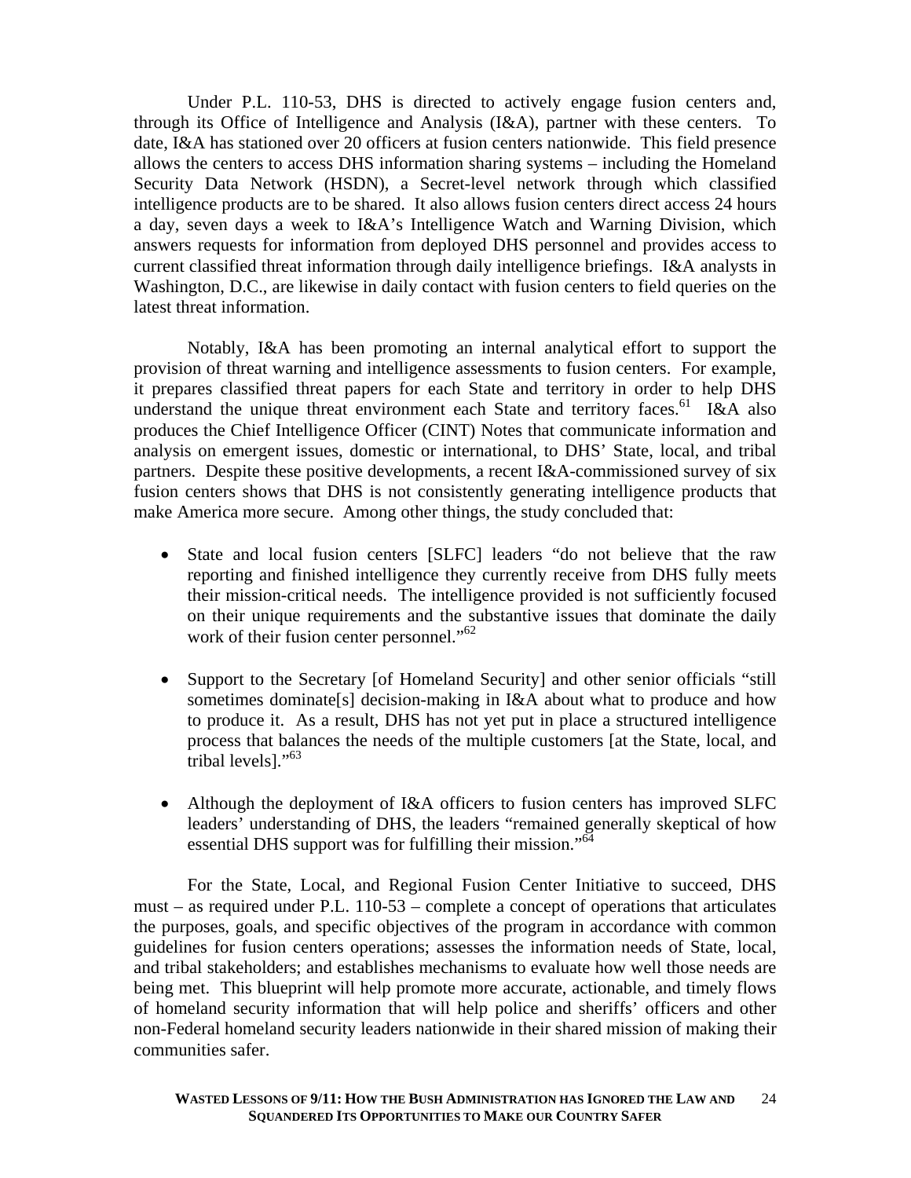Under P.L. 110-53, DHS is directed to actively engage fusion centers and, through its Office of Intelligence and Analysis (I&A), partner with these centers. To date, I&A has stationed over 20 officers at fusion centers nationwide. This field presence allows the centers to access DHS information sharing systems – including the Homeland Security Data Network (HSDN), a Secret-level network through which classified intelligence products are to be shared. It also allows fusion centers direct access 24 hours a day, seven days a week to I&A's Intelligence Watch and Warning Division, which answers requests for information from deployed DHS personnel and provides access to current classified threat information through daily intelligence briefings. I&A analysts in Washington, D.C., are likewise in daily contact with fusion centers to field queries on the latest threat information.

Notably, I&A has been promoting an internal analytical effort to support the provision of threat warning and intelligence assessments to fusion centers. For example, it prepares classified threat papers for each State and territory in order to help DHS understand the unique threat environment each State and territory faces.[61] I&A also produces the Chief Intelligence Officer (CINT) Notes that communicate information and analysis on emergent issues, domestic or international, to DHS' State, local, and tribal partners. Despite these positive developments, a recent I&A-commissioned survey of six fusion centers shows that DHS is not consistently generating intelligence products that make America more secure. Among other things, the study concluded that:

- State and local fusion centers [SLFC] leaders "do not believe that the raw reporting and finished intelligence they currently receive from DHS fully meets their mission-critical needs. The intelligence provided is not sufficiently focused on their unique requirements and the substantive issues that dominate the daily work of their fusion center personnel."[62]

- Support to the Secretary [of Homeland Security] and other senior officials "still sometimes dominate[s] decision-making in I&A about what to produce and how to produce it. As a result, DHS has not yet put in place a structured intelligence process that balances the needs of the multiple customers [at the State, local, and tribal levels]."[63]

- Although the deployment of I&A officers to fusion centers has improved SLFC leaders' understanding of DHS, the leaders "remained generally skeptical of how essential DHS support was for fulfilling their mission."[64]

For the State, Local, and Regional Fusion Center Initiative to succeed, DHS must – as required under P.L. 110-53 – complete a concept of operations that articulates the purposes, goals, and specific objectives of the program in accordance with common guidelines for fusion centers operations; assesses the information needs of State, local, and tribal stakeholders; and establishes mechanisms to evaluate how well those needs are being met. This blueprint will help promote more accurate, actionable, and timely flows of homeland security information that will help police and sheriffs' officers and other non-Federal homeland security leaders nationwide in their shared mission of making their communities safer.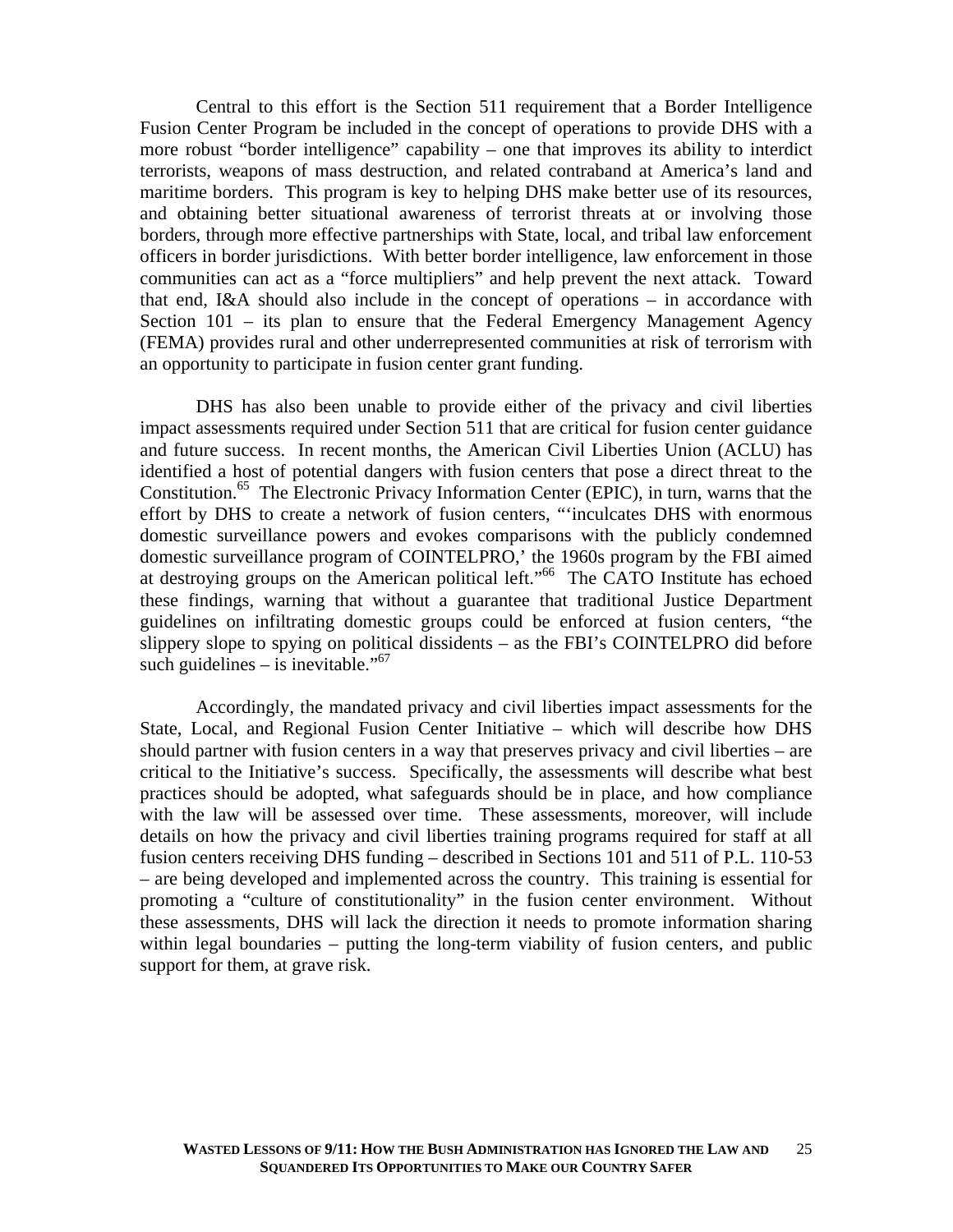Central to this effort is the Section 511 requirement that a Border Intelligence Fusion Center Program be included in the concept of operations to provide DHS with a more robust "border intelligence" capability – one that improves its ability to interdict terrorists, weapons of mass destruction, and related contraband at America's land and maritime borders. This program is key to helping DHS make better use of its resources, and obtaining better situational awareness of terrorist threats at or involving those borders, through more effective partnerships with State, local, and tribal law enforcement officers in border jurisdictions. With better border intelligence, law enforcement in those communities can act as a "force multipliers" and help prevent the next attack. Toward that end, I&A should also include in the concept of operations – in accordance with Section 101 – its plan to ensure that the Federal Emergency Management Agency (FEMA) provides rural and other underrepresented communities at risk of terrorism with an opportunity to participate in fusion center grant funding.

DHS has also been unable to provide either of the privacy and civil liberties impact assessments required under Section 511 that are critical for fusion center guidance and future success. In recent months, the American Civil Liberties Union (ACLU) has identified a host of potential dangers with fusion centers that pose a direct threat to the Constitution.[65] The Electronic Privacy Information Center (EPIC), in turn, warns that the effort by DHS to create a network of fusion centers, "'inculcates DHS with enormous domestic surveillance powers and evokes comparisons with the publicly condemned domestic surveillance program of COINTELPRO,' the 1960s program by the FBI aimed at destroying groups on the American political left."[66] The CATO Institute has echoed these findings, warning that without a guarantee that traditional Justice Department guidelines on infiltrating domestic groups could be enforced at fusion centers, "the slippery slope to spying on political dissidents – as the FBI's COINTELPRO did before such guidelines – is inevitable."[67]

Accordingly, the mandated privacy and civil liberties impact assessments for the State, Local, and Regional Fusion Center Initiative – which will describe how DHS should partner with fusion centers in a way that preserves privacy and civil liberties – are critical to the Initiative's success. Specifically, the assessments will describe what best practices should be adopted, what safeguards should be in place, and how compliance with the law will be assessed over time. These assessments, moreover, will include details on how the privacy and civil liberties training programs required for staff at all fusion centers receiving DHS funding – described in Sections 101 and 511 of P.L. 110-53 – are being developed and implemented across the country. This training is essential for promoting a "culture of constitutionality" in the fusion center environment. Without these assessments, DHS will lack the direction it needs to promote information sharing within legal boundaries – putting the long-term viability of fusion centers, and public support for them, at grave risk.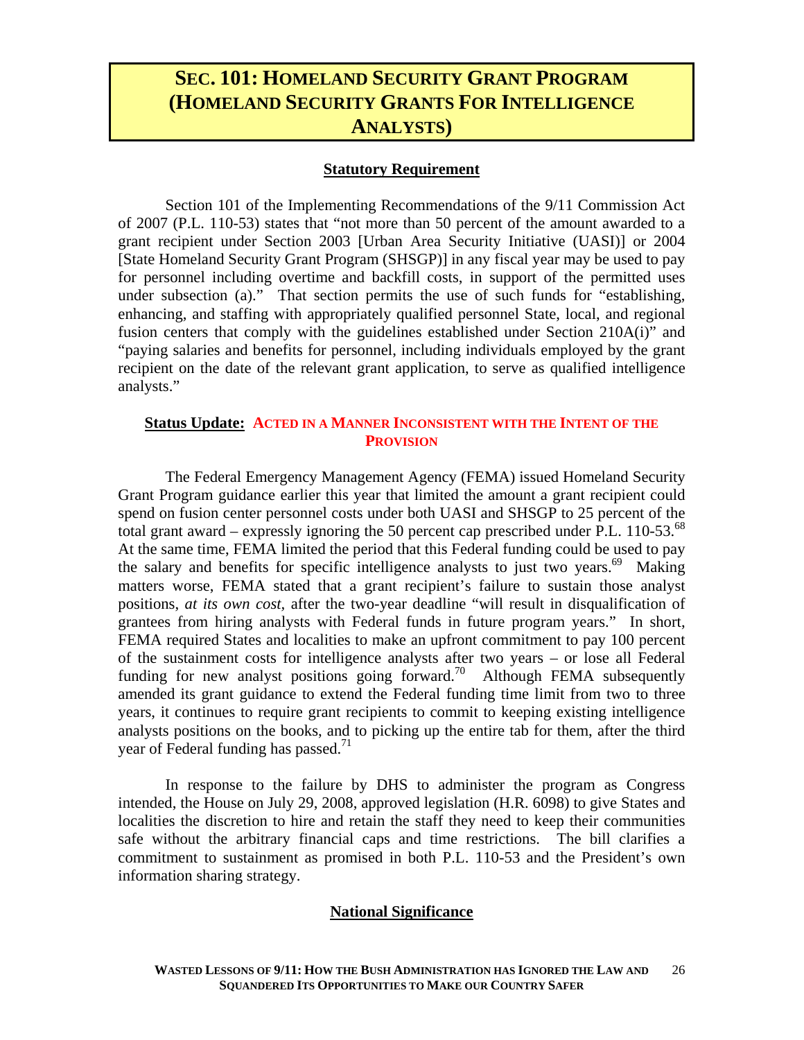# SEC. 101: HOMELAND SECURITY GRANT PROGRAM (HOMELAND SECURITY GRANTS FOR INTELLIGENCE ANALYSTS)

## Statutory Requirement

Section 101 of the Implementing Recommendations of the 9/11 Commission Act of 2007 (P.L. 110-53) states that "not more than 50 percent of the amount awarded to a grant recipient under Section 2003 [Urban Area Security Initiative (UASI)] or 2004 [State Homeland Security Grant Program (SHSGP)] in any fiscal year may be used to pay for personnel including overtime and backfill costs, in support of the permitted uses under subsection (a)." That section permits the use of such funds for "establishing, enhancing, and staffing with appropriately qualified personnel State, local, and regional fusion centers that comply with the guidelines established under Section 210A(i)" and "paying salaries and benefits for personnel, including individuals employed by the grant recipient on the date of the relevant grant application, to serve as qualified intelligence analysts."

## Status Update: ACTED IN A MANNER INCONSISTENT WITH THE INTENT OF THE PROVISION

The Federal Emergency Management Agency (FEMA) issued Homeland Security Grant Program guidance earlier this year that limited the amount a grant recipient could spend on fusion center personnel costs under both UASI and SHSGP to 25 percent of the total grant award – expressly ignoring the 50 percent cap prescribed under P.L. 110-53.[68] At the same time, FEMA limited the period that this Federal funding could be used to pay the salary and benefits for specific intelligence analysts to just two years.[69] Making matters worse, FEMA stated that a grant recipient's failure to sustain those analyst positions, *at its own cost*, after the two-year deadline "will result in disqualification of grantees from hiring analysts with Federal funds in future program years." In short, FEMA required States and localities to make an upfront commitment to pay 100 percent of the sustainment costs for intelligence analysts after two years – or lose all Federal funding for new analyst positions going forward.[70] Although FEMA subsequently amended its grant guidance to extend the Federal funding time limit from two to three years, it continues to require grant recipients to commit to keeping existing intelligence analysts positions on the books, and to picking up the entire tab for them, after the third year of Federal funding has passed.[71]

In response to the failure by DHS to administer the program as Congress intended, the House on July 29, 2008, approved legislation (H.R. 6098) to give States and localities the discretion to hire and retain the staff they need to keep their communities safe without the arbitrary financial caps and time restrictions. The bill clarifies a commitment to sustainment as promised in both P.L. 110-53 and the President's own information sharing strategy.

## National Significance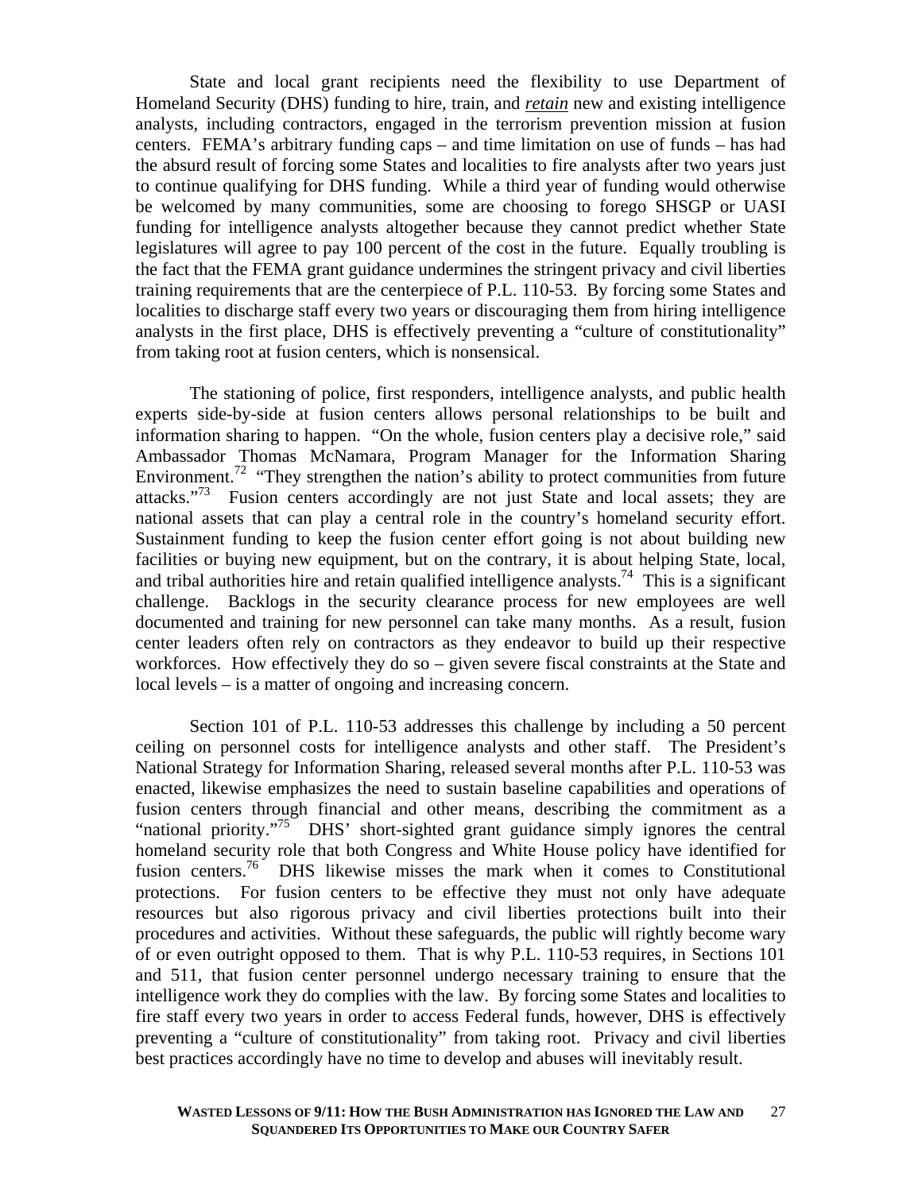State and local grant recipients need the flexibility to use Department of Homeland Security (DHS) funding to hire, train, and ***retain*** new and existing intelligence analysts, including contractors, engaged in the terrorism prevention mission at fusion centers. FEMA's arbitrary funding caps – and time limitation on use of funds – has had the absurd result of forcing some States and localities to fire analysts after two years just to continue qualifying for DHS funding. While a third year of funding would otherwise be welcomed by many communities, some are choosing to forego SHSGP or UASI funding for intelligence analysts altogether because they cannot predict whether State legislatures will agree to pay 100 percent of the cost in the future. Equally troubling is the fact that the FEMA grant guidance undermines the stringent privacy and civil liberties training requirements that are the centerpiece of P.L. 110-53. By forcing some States and localities to discharge staff every two years or discouraging them from hiring intelligence analysts in the first place, DHS is effectively preventing a "culture of constitutionality" from taking root at fusion centers, which is nonsensical.

The stationing of police, first responders, intelligence analysts, and public health experts side-by-side at fusion centers allows personal relationships to be built and information sharing to happen. "On the whole, fusion centers play a decisive role," said Ambassador Thomas McNamara, Program Manager for the Information Sharing Environment.[72] "They strengthen the nation's ability to protect communities from future attacks."[73] Fusion centers accordingly are not just State and local assets; they are national assets that can play a central role in the country's homeland security effort. Sustainment funding to keep the fusion center effort going is not about building new facilities or buying new equipment, but on the contrary, it is about helping State, local, and tribal authorities hire and retain qualified intelligence analysts.[74] This is a significant challenge. Backlogs in the security clearance process for new employees are well documented and training for new personnel can take many months. As a result, fusion center leaders often rely on contractors as they endeavor to build up their respective workforces. How effectively they do so – given severe fiscal constraints at the State and local levels – is a matter of ongoing and increasing concern.

Section 101 of P.L. 110-53 addresses this challenge by including a 50 percent ceiling on personnel costs for intelligence analysts and other staff. The President's National Strategy for Information Sharing, released several months after P.L. 110-53 was enacted, likewise emphasizes the need to sustain baseline capabilities and operations of fusion centers through financial and other means, describing the commitment as a "national priority."[75] DHS' short-sighted grant guidance simply ignores the central homeland security role that both Congress and White House policy have identified for fusion centers.[76] DHS likewise misses the mark when it comes to Constitutional protections. For fusion centers to be effective they must not only have adequate resources but also rigorous privacy and civil liberties protections built into their procedures and activities. Without these safeguards, the public will rightly become wary of or even outright opposed to them. That is why P.L. 110-53 requires, in Sections 101 and 511, that fusion center personnel undergo necessary training to ensure that the intelligence work they do complies with the law. By forcing some States and localities to fire staff every two years in order to access Federal funds, however, DHS is effectively preventing a "culture of constitutionality" from taking root. Privacy and civil liberties best practices accordingly have no time to develop and abuses will inevitably result.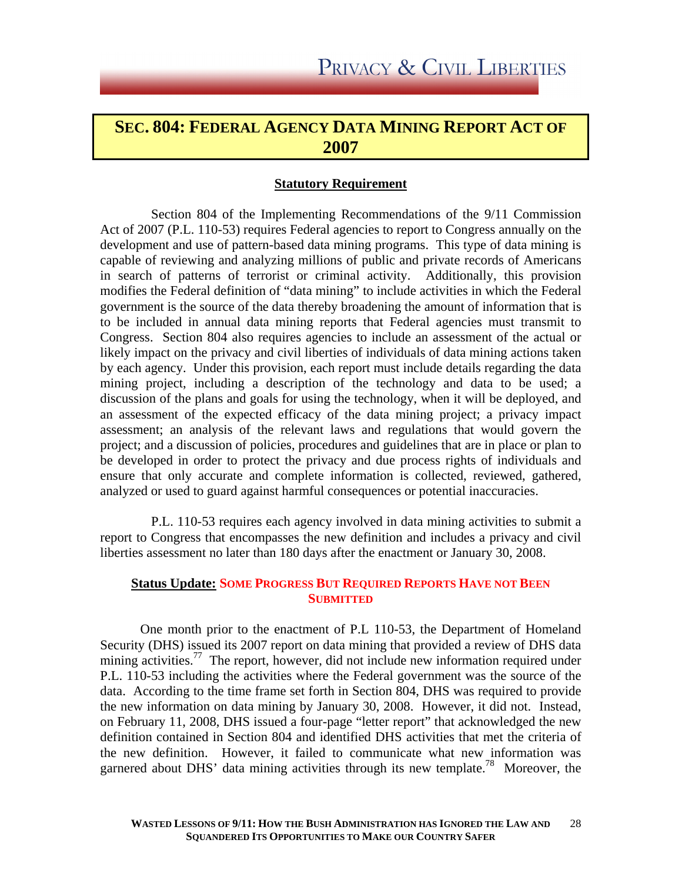## SEC. 804: FEDERAL AGENCY DATA MINING REPORT ACT OF 2007

### Statutory Requirement

Section 804 of the Implementing Recommendations of the 9/11 Commission Act of 2007 (P.L. 110-53) requires Federal agencies to report to Congress annually on the development and use of pattern-based data mining programs. This type of data mining is capable of reviewing and analyzing millions of public and private records of Americans in search of patterns of terrorist or criminal activity. Additionally, this provision modifies the Federal definition of "data mining" to include activities in which the Federal government is the source of the data thereby broadening the amount of information that is to be included in annual data mining reports that Federal agencies must transmit to Congress. Section 804 also requires agencies to include an assessment of the actual or likely impact on the privacy and civil liberties of individuals of data mining actions taken by each agency. Under this provision, each report must include details regarding the data mining project, including a description of the technology and data to be used; a discussion of the plans and goals for using the technology, when it will be deployed, and an assessment of the expected efficacy of the data mining project; a privacy impact assessment; an analysis of the relevant laws and regulations that would govern the project; and a discussion of policies, procedures and guidelines that are in place or plan to be developed in order to protect the privacy and due process rights of individuals and ensure that only accurate and complete information is collected, reviewed, gathered, analyzed or used to guard against harmful consequences or potential inaccuracies.

P.L. 110-53 requires each agency involved in data mining activities to submit a report to Congress that encompasses the new definition and includes a privacy and civil liberties assessment no later than 180 days after the enactment or January 30, 2008.

### Status Update: SOME PROGRESS BUT REQUIRED REPORTS HAVE NOT BEEN SUBMITTED

One month prior to the enactment of P.L 110-53, the Department of Homeland Security (DHS) issued its 2007 report on data mining that provided a review of DHS data mining activities.[77] The report, however, did not include new information required under P.L. 110-53 including the activities where the Federal government was the source of the data. According to the time frame set forth in Section 804, DHS was required to provide the new information on data mining by January 30, 2008. However, it did not. Instead, on February 11, 2008, DHS issued a four-page "letter report" that acknowledged the new definition contained in Section 804 and identified DHS activities that met the criteria of the new definition. However, it failed to communicate what new information was garnered about DHS' data mining activities through its new template.[78] Moreover, the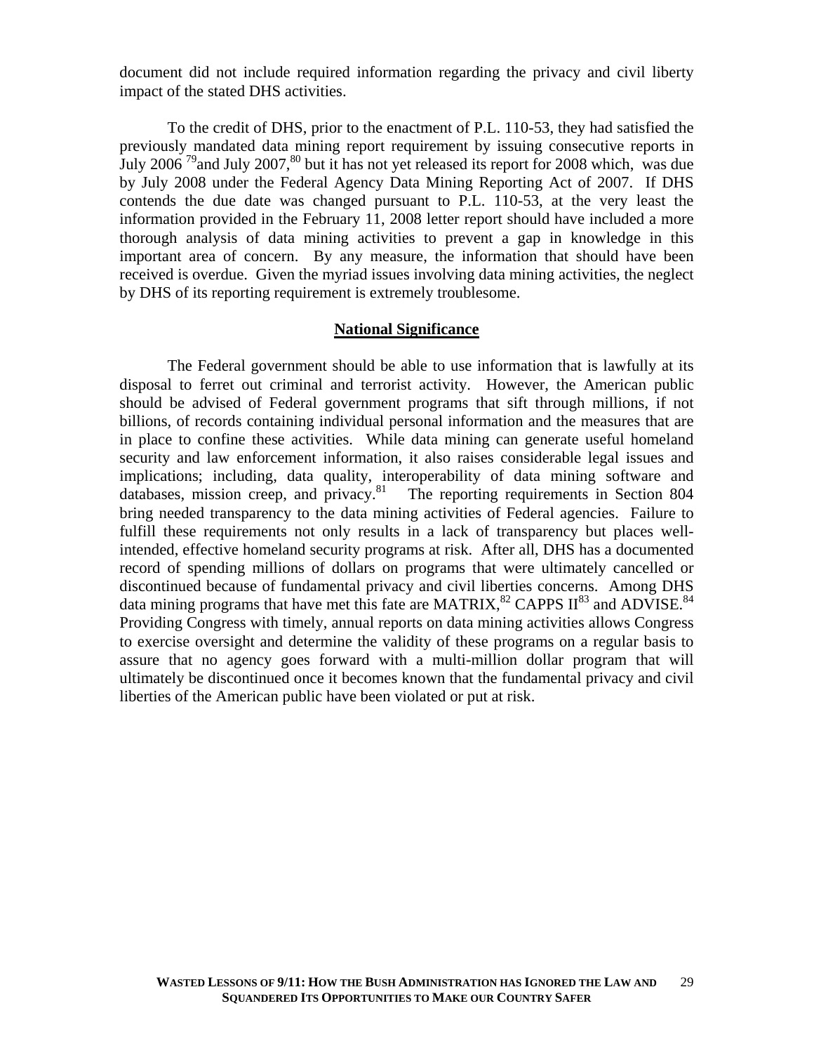document did not include required information regarding the privacy and civil liberty impact of the stated DHS activities.

To the credit of DHS, prior to the enactment of P.L. 110-53, they had satisfied the previously mandated data mining report requirement by issuing consecutive reports in July 2006 [79]and July 2007,[80] but it has not yet released its report for 2008 which, was due by July 2008 under the Federal Agency Data Mining Reporting Act of 2007. If DHS contends the due date was changed pursuant to P.L. 110-53, at the very least the information provided in the February 11, 2008 letter report should have included a more thorough analysis of data mining activities to prevent a gap in knowledge in this important area of concern. By any measure, the information that should have been received is overdue. Given the myriad issues involving data mining activities, the neglect by DHS of its reporting requirement is extremely troublesome.

## National Significance

The Federal government should be able to use information that is lawfully at its disposal to ferret out criminal and terrorist activity. However, the American public should be advised of Federal government programs that sift through millions, if not billions, of records containing individual personal information and the measures that are in place to confine these activities. While data mining can generate useful homeland security and law enforcement information, it also raises considerable legal issues and implications; including, data quality, interoperability of data mining software and databases, mission creep, and privacy.[81] The reporting requirements in Section 804 bring needed transparency to the data mining activities of Federal agencies. Failure to fulfill these requirements not only results in a lack of transparency but places well-intended, effective homeland security programs at risk. After all, DHS has a documented record of spending millions of dollars on programs that were ultimately cancelled or discontinued because of fundamental privacy and civil liberties concerns. Among DHS data mining programs that have met this fate are MATRIX,[82] CAPPS II[83] and ADVISE.[84] Providing Congress with timely, annual reports on data mining activities allows Congress to exercise oversight and determine the validity of these programs on a regular basis to assure that no agency goes forward with a multi-million dollar program that will ultimately be discontinued once it becomes known that the fundamental privacy and civil liberties of the American public have been violated or put at risk.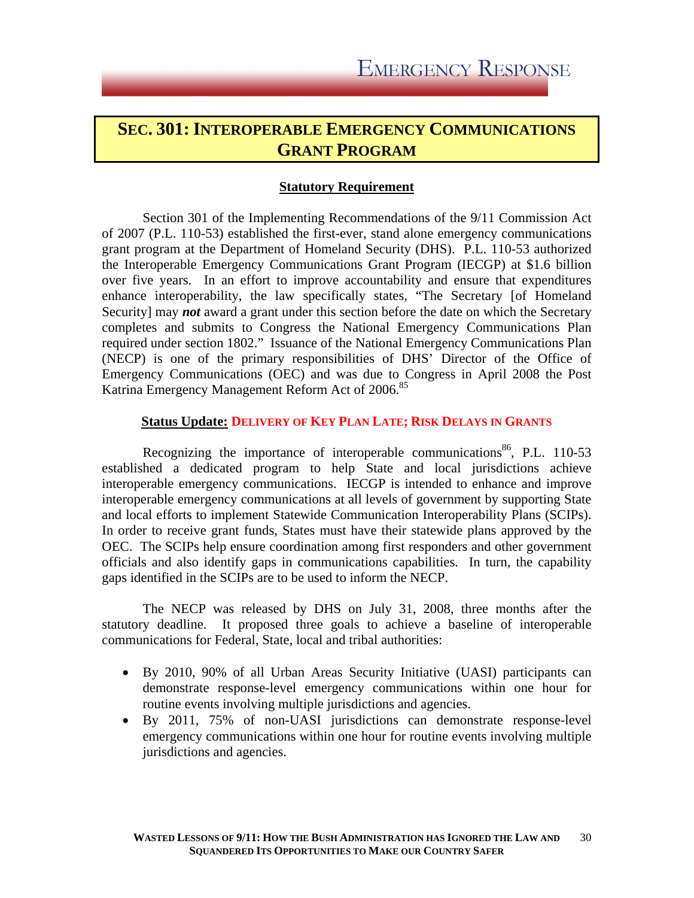## SEC. 301: INTEROPERABLE EMERGENCY COMMUNICATIONS GRANT PROGRAM

**Statutory Requirement**

Section 301 of the Implementing Recommendations of the 9/11 Commission Act of 2007 (P.L. 110-53) established the first-ever, stand alone emergency communications grant program at the Department of Homeland Security (DHS). P.L. 110-53 authorized the Interoperable Emergency Communications Grant Program (IECGP) at $1.6 billion over five years. In an effort to improve accountability and ensure that expenditures enhance interoperability, the law specifically states, "The Secretary [of Homeland Security] may ***not*** award a grant under this section before the date on which the Secretary completes and submits to Congress the National Emergency Communications Plan required under section 1802." Issuance of the National Emergency Communications Plan (NECP) is one of the primary responsibilities of DHS' Director of the Office of Emergency Communications (OEC) and was due to Congress in April 2008 the Post Katrina Emergency Management Reform Act of 2006.[85]

**Status Update: DELIVERY OF KEY PLAN LATE; RISK DELAYS IN GRANTS**

Recognizing the importance of interoperable communications[86], P.L. 110-53 established a dedicated program to help State and local jurisdictions achieve interoperable emergency communications. IECGP is intended to enhance and improve interoperable emergency communications at all levels of government by supporting State and local efforts to implement Statewide Communication Interoperability Plans (SCIPs). In order to receive grant funds, States must have their statewide plans approved by the OEC. The SCIPs help ensure coordination among first responders and other government officials and also identify gaps in communications capabilities. In turn, the capability gaps identified in the SCIPs are to be used to inform the NECP.

The NECP was released by DHS on July 31, 2008, three months after the statutory deadline. It proposed three goals to achieve a baseline of interoperable communications for Federal, State, local and tribal authorities:

- By 2010, 90% of all Urban Areas Security Initiative (UASI) participants can demonstrate response-level emergency communications within one hour for routine events involving multiple jurisdictions and agencies.
- By 2011, 75% of non-UASI jurisdictions can demonstrate response-level emergency communications within one hour for routine events involving multiple jurisdictions and agencies.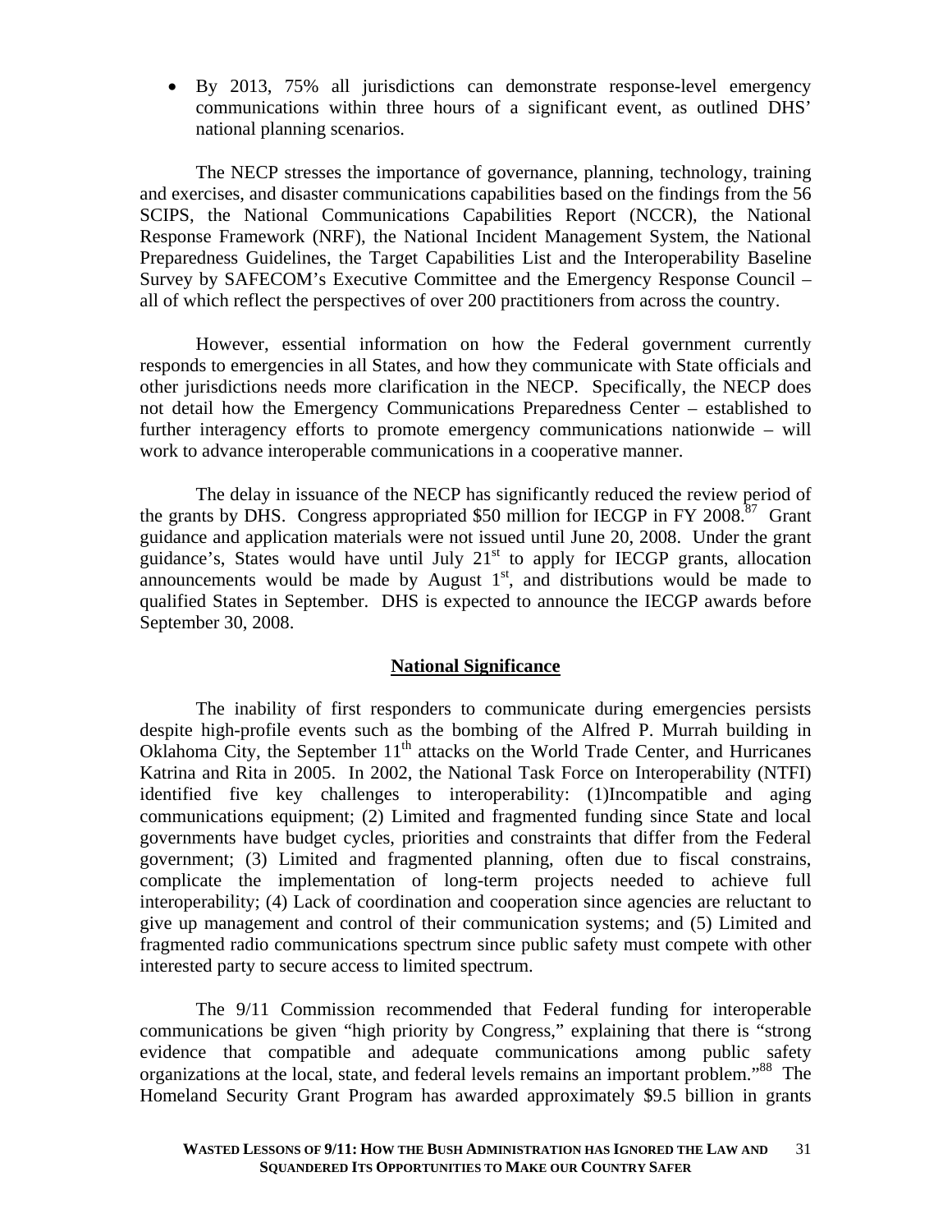- By 2013, 75% all jurisdictions can demonstrate response-level emergency communications within three hours of a significant event, as outlined DHS' national planning scenarios.

The NECP stresses the importance of governance, planning, technology, training and exercises, and disaster communications capabilities based on the findings from the 56 SCIPS, the National Communications Capabilities Report (NCCR), the National Response Framework (NRF), the National Incident Management System, the National Preparedness Guidelines, the Target Capabilities List and the Interoperability Baseline Survey by SAFECOM's Executive Committee and the Emergency Response Council – all of which reflect the perspectives of over 200 practitioners from across the country.

However, essential information on how the Federal government currently responds to emergencies in all States, and how they communicate with State officials and other jurisdictions needs more clarification in the NECP. Specifically, the NECP does not detail how the Emergency Communications Preparedness Center – established to further interagency efforts to promote emergency communications nationwide – will work to advance interoperable communications in a cooperative manner.

The delay in issuance of the NECP has significantly reduced the review period of the grants by DHS. Congress appropriated \$50 million for IECGP in FY 2008.[87] Grant guidance and application materials were not issued until June 20, 2008. Under the grant guidance's, States would have until July 21st to apply for IECGP grants, allocation announcements would be made by August 1st, and distributions would be made to qualified States in September. DHS is expected to announce the IECGP awards before September 30, 2008.

## National Significance

The inability of first responders to communicate during emergencies persists despite high-profile events such as the bombing of the Alfred P. Murrah building in Oklahoma City, the September 11th attacks on the World Trade Center, and Hurricanes Katrina and Rita in 2005. In 2002, the National Task Force on Interoperability (NTFI) identified five key challenges to interoperability: (1)Incompatible and aging communications equipment; (2) Limited and fragmented funding since State and local governments have budget cycles, priorities and constraints that differ from the Federal government; (3) Limited and fragmented planning, often due to fiscal constrains, complicate the implementation of long-term projects needed to achieve full interoperability; (4) Lack of coordination and cooperation since agencies are reluctant to give up management and control of their communication systems; and (5) Limited and fragmented radio communications spectrum since public safety must compete with other interested party to secure access to limited spectrum.

The 9/11 Commission recommended that Federal funding for interoperable communications be given "high priority by Congress," explaining that there is "strong evidence that compatible and adequate communications among public safety organizations at the local, state, and federal levels remains an important problem."[88] The Homeland Security Grant Program has awarded approximately \$9.5 billion in grants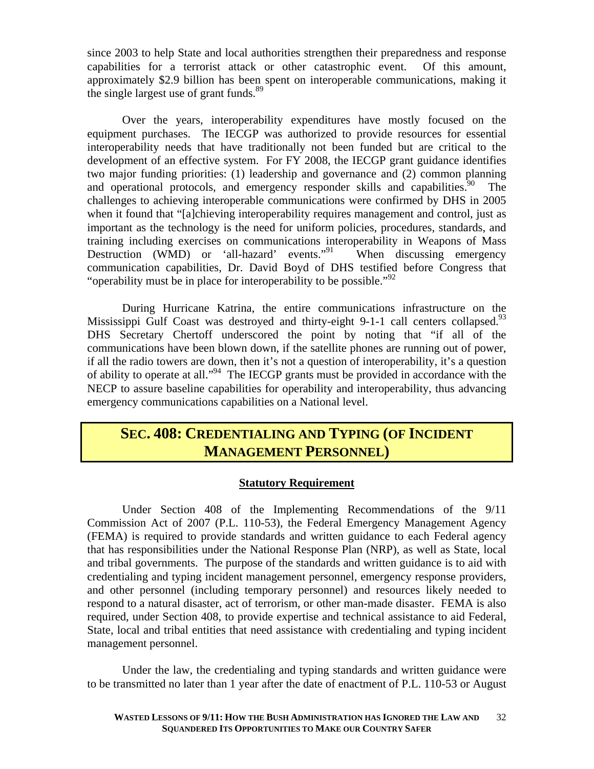since 2003 to help State and local authorities strengthen their preparedness and response capabilities for a terrorist attack or other catastrophic event. Of this amount, approximately $2.9 billion has been spent on interoperable communications, making it the single largest use of grant funds.[89]

Over the years, interoperability expenditures have mostly focused on the equipment purchases. The IECGP was authorized to provide resources for essential interoperability needs that have traditionally not been funded but are critical to the development of an effective system. For FY 2008, the IECGP grant guidance identifies two major funding priorities: (1) leadership and governance and (2) common planning and operational protocols, and emergency responder skills and capabilities.[90] The challenges to achieving interoperable communications were confirmed by DHS in 2005 when it found that "[a]chieving interoperability requires management and control, just as important as the technology is the need for uniform policies, procedures, standards, and training including exercises on communications interoperability in Weapons of Mass Destruction (WMD) or 'all-hazard' events."[91] When discussing emergency communication capabilities, Dr. David Boyd of DHS testified before Congress that "operability must be in place for interoperability to be possible."[92]

During Hurricane Katrina, the entire communications infrastructure on the Mississippi Gulf Coast was destroyed and thirty-eight 9-1-1 call centers collapsed.[93] DHS Secretary Chertoff underscored the point by noting that "if all of the communications have been blown down, if the satellite phones are running out of power, if all the radio towers are down, then it's not a question of interoperability, it's a question of ability to operate at all."[94] The IECGP grants must be provided in accordance with the NECP to assure baseline capabilities for operability and interoperability, thus advancing emergency communications capabilities on a National level.

## SEC. 408: CREDENTIALING AND TYPING (OF INCIDENT MANAGEMENT PERSONNEL)

### Statutory Requirement

Under Section 408 of the Implementing Recommendations of the 9/11 Commission Act of 2007 (P.L. 110-53), the Federal Emergency Management Agency (FEMA) is required to provide standards and written guidance to each Federal agency that has responsibilities under the National Response Plan (NRP), as well as State, local and tribal governments. The purpose of the standards and written guidance is to aid with credentialing and typing incident management personnel, emergency response providers, and other personnel (including temporary personnel) and resources likely needed to respond to a natural disaster, act of terrorism, or other man-made disaster. FEMA is also required, under Section 408, to provide expertise and technical assistance to aid Federal, State, local and tribal entities that need assistance with credentialing and typing incident management personnel.

Under the law, the credentialing and typing standards and written guidance were to be transmitted no later than 1 year after the date of enactment of P.L. 110-53 or August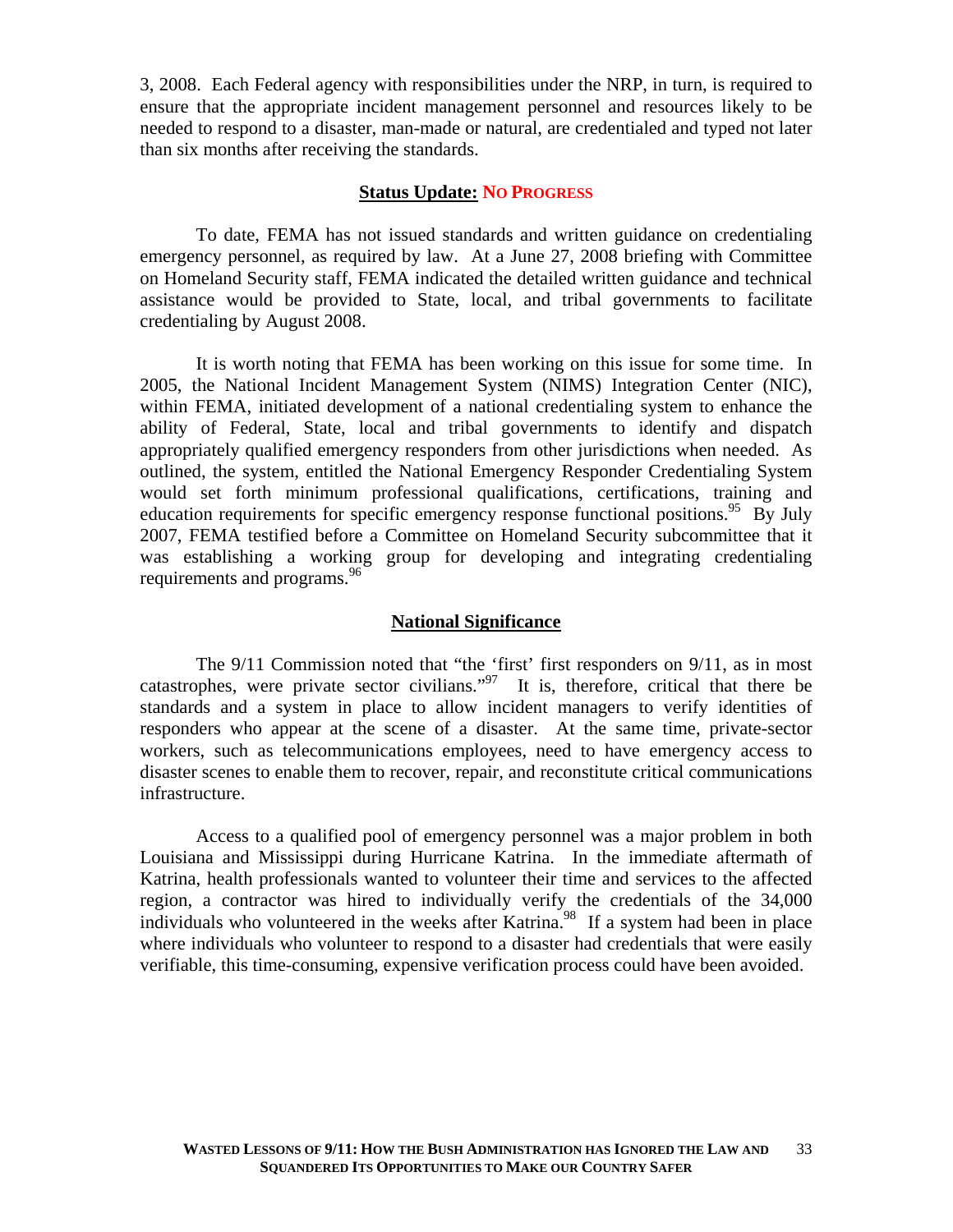3, 2008. Each Federal agency with responsibilities under the NRP, in turn, is required to ensure that the appropriate incident management personnel and resources likely to be needed to respond to a disaster, man-made or natural, are credentialed and typed not later than six months after receiving the standards.

**Status Update: NO PROGRESS**

To date, FEMA has not issued standards and written guidance on credentialing emergency personnel, as required by law. At a June 27, 2008 briefing with Committee on Homeland Security staff, FEMA indicated the detailed written guidance and technical assistance would be provided to State, local, and tribal governments to facilitate credentialing by August 2008.

It is worth noting that FEMA has been working on this issue for some time. In 2005, the National Incident Management System (NIMS) Integration Center (NIC), within FEMA, initiated development of a national credentialing system to enhance the ability of Federal, State, local and tribal governments to identify and dispatch appropriately qualified emergency responders from other jurisdictions when needed. As outlined, the system, entitled the National Emergency Responder Credentialing System would set forth minimum professional qualifications, certifications, training and education requirements for specific emergency response functional positions.[95] By July 2007, FEMA testified before a Committee on Homeland Security subcommittee that it was establishing a working group for developing and integrating credentialing requirements and programs.[96]

**National Significance**

The 9/11 Commission noted that "the 'first' first responders on 9/11, as in most catastrophes, were private sector civilians."[97] It is, therefore, critical that there be standards and a system in place to allow incident managers to verify identities of responders who appear at the scene of a disaster. At the same time, private-sector workers, such as telecommunications employees, need to have emergency access to disaster scenes to enable them to recover, repair, and reconstitute critical communications infrastructure.

Access to a qualified pool of emergency personnel was a major problem in both Louisiana and Mississippi during Hurricane Katrina. In the immediate aftermath of Katrina, health professionals wanted to volunteer their time and services to the affected region, a contractor was hired to individually verify the credentials of the 34,000 individuals who volunteered in the weeks after Katrina.[98] If a system had been in place where individuals who volunteer to respond to a disaster had credentials that were easily verifiable, this time-consuming, expensive verification process could have been avoided.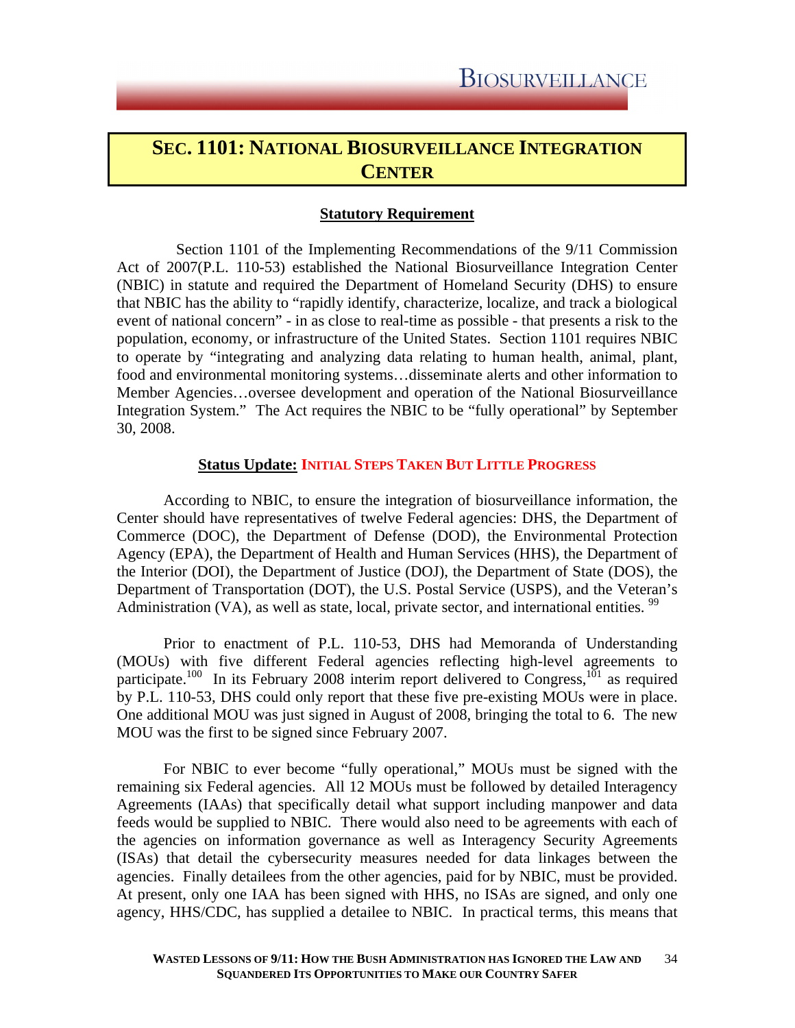## SEC. 1101: NATIONAL BIOSURVEILLANCE INTEGRATION CENTER

**Statutory Requirement**

Section 1101 of the Implementing Recommendations of the 9/11 Commission Act of 2007(P.L. 110-53) established the National Biosurveillance Integration Center (NBIC) in statute and required the Department of Homeland Security (DHS) to ensure that NBIC has the ability to "rapidly identify, characterize, localize, and track a biological event of national concern" - in as close to real-time as possible - that presents a risk to the population, economy, or infrastructure of the United States. Section 1101 requires NBIC to operate by "integrating and analyzing data relating to human health, animal, plant, food and environmental monitoring systems…disseminate alerts and other information to Member Agencies…oversee development and operation of the National Biosurveillance Integration System." The Act requires the NBIC to be "fully operational" by September 30, 2008.

**Status Update: INITIAL STEPS TAKEN BUT LITTLE PROGRESS**

According to NBIC, to ensure the integration of biosurveillance information, the Center should have representatives of twelve Federal agencies: DHS, the Department of Commerce (DOC), the Department of Defense (DOD), the Environmental Protection Agency (EPA), the Department of Health and Human Services (HHS), the Department of the Interior (DOI), the Department of Justice (DOJ), the Department of State (DOS), the Department of Transportation (DOT), the U.S. Postal Service (USPS), and the Veteran's Administration (VA), as well as state, local, private sector, and international entities. [99]

Prior to enactment of P.L. 110-53, DHS had Memoranda of Understanding (MOUs) with five different Federal agencies reflecting high-level agreements to participate.[100] In its February 2008 interim report delivered to Congress,[101] as required by P.L. 110-53, DHS could only report that these five pre-existing MOUs were in place. One additional MOU was just signed in August of 2008, bringing the total to 6. The new MOU was the first to be signed since February 2007.

For NBIC to ever become "fully operational," MOUs must be signed with the remaining six Federal agencies. All 12 MOUs must be followed by detailed Interagency Agreements (IAAs) that specifically detail what support including manpower and data feeds would be supplied to NBIC. There would also need to be agreements with each of the agencies on information governance as well as Interagency Security Agreements (ISAs) that detail the cybersecurity measures needed for data linkages between the agencies. Finally detailees from the other agencies, paid for by NBIC, must be provided. At present, only one IAA has been signed with HHS, no ISAs are signed, and only one agency, HHS/CDC, has supplied a detailee to NBIC. In practical terms, this means that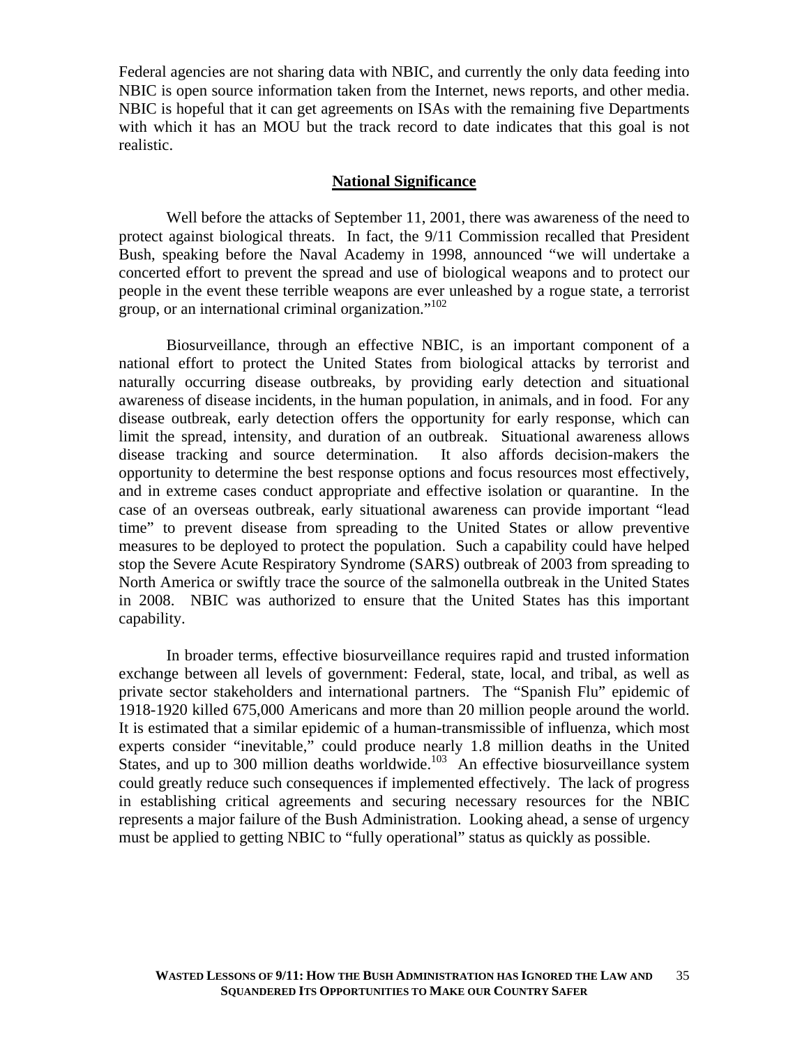Federal agencies are not sharing data with NBIC, and currently the only data feeding into NBIC is open source information taken from the Internet, news reports, and other media. NBIC is hopeful that it can get agreements on ISAs with the remaining five Departments with which it has an MOU but the track record to date indicates that this goal is not realistic.

## National Significance

Well before the attacks of September 11, 2001, there was awareness of the need to protect against biological threats. In fact, the 9/11 Commission recalled that President Bush, speaking before the Naval Academy in 1998, announced "we will undertake a concerted effort to prevent the spread and use of biological weapons and to protect our people in the event these terrible weapons are ever unleashed by a rogue state, a terrorist group, or an international criminal organization."[102]

Biosurveillance, through an effective NBIC, is an important component of a national effort to protect the United States from biological attacks by terrorist and naturally occurring disease outbreaks, by providing early detection and situational awareness of disease incidents, in the human population, in animals, and in food. For any disease outbreak, early detection offers the opportunity for early response, which can limit the spread, intensity, and duration of an outbreak. Situational awareness allows disease tracking and source determination. It also affords decision-makers the opportunity to determine the best response options and focus resources most effectively, and in extreme cases conduct appropriate and effective isolation or quarantine. In the case of an overseas outbreak, early situational awareness can provide important "lead time" to prevent disease from spreading to the United States or allow preventive measures to be deployed to protect the population. Such a capability could have helped stop the Severe Acute Respiratory Syndrome (SARS) outbreak of 2003 from spreading to North America or swiftly trace the source of the salmonella outbreak in the United States in 2008. NBIC was authorized to ensure that the United States has this important capability.

In broader terms, effective biosurveillance requires rapid and trusted information exchange between all levels of government: Federal, state, local, and tribal, as well as private sector stakeholders and international partners. The "Spanish Flu" epidemic of 1918-1920 killed 675,000 Americans and more than 20 million people around the world. It is estimated that a similar epidemic of a human-transmissible of influenza, which most experts consider "inevitable," could produce nearly 1.8 million deaths in the United States, and up to 300 million deaths worldwide.[103] An effective biosurveillance system could greatly reduce such consequences if implemented effectively. The lack of progress in establishing critical agreements and securing necessary resources for the NBIC represents a major failure of the Bush Administration. Looking ahead, a sense of urgency must be applied to getting NBIC to "fully operational" status as quickly as possible.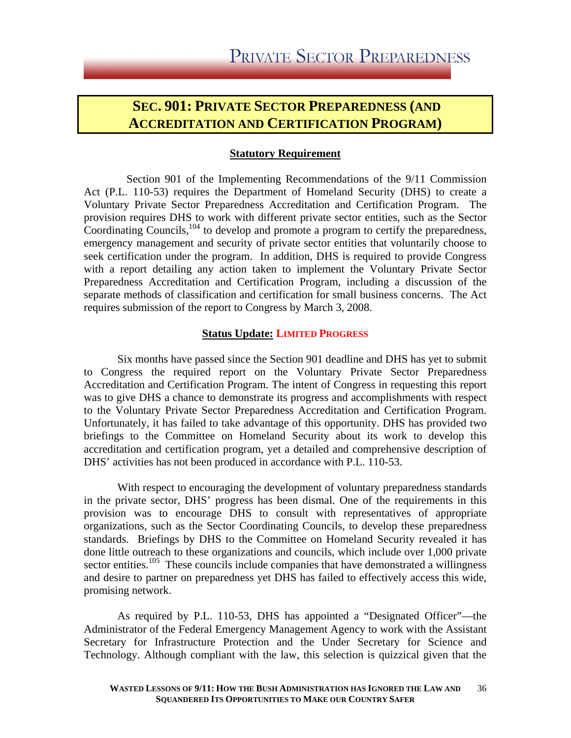## SEC. 901: PRIVATE SECTOR PREPAREDNESS (AND ACCREDITATION AND CERTIFICATION PROGRAM)

### Statutory Requirement

Section 901 of the Implementing Recommendations of the 9/11 Commission Act (P.L. 110-53) requires the Department of Homeland Security (DHS) to create a Voluntary Private Sector Preparedness Accreditation and Certification Program. The provision requires DHS to work with different private sector entities, such as the Sector Coordinating Councils,[104] to develop and promote a program to certify the preparedness, emergency management and security of private sector entities that voluntarily choose to seek certification under the program. In addition, DHS is required to provide Congress with a report detailing any action taken to implement the Voluntary Private Sector Preparedness Accreditation and Certification Program, including a discussion of the separate methods of classification and certification for small business concerns. The Act requires submission of the report to Congress by March 3, 2008.

### Status Update: LIMITED PROGRESS

Six months have passed since the Section 901 deadline and DHS has yet to submit to Congress the required report on the Voluntary Private Sector Preparedness Accreditation and Certification Program. The intent of Congress in requesting this report was to give DHS a chance to demonstrate its progress and accomplishments with respect to the Voluntary Private Sector Preparedness Accreditation and Certification Program. Unfortunately, it has failed to take advantage of this opportunity. DHS has provided two briefings to the Committee on Homeland Security about its work to develop this accreditation and certification program, yet a detailed and comprehensive description of DHS' activities has not been produced in accordance with P.L. 110-53.

With respect to encouraging the development of voluntary preparedness standards in the private sector, DHS' progress has been dismal. One of the requirements in this provision was to encourage DHS to consult with representatives of appropriate organizations, such as the Sector Coordinating Councils, to develop these preparedness standards. Briefings by DHS to the Committee on Homeland Security revealed it has done little outreach to these organizations and councils, which include over 1,000 private sector entities.[105] These councils include companies that have demonstrated a willingness and desire to partner on preparedness yet DHS has failed to effectively access this wide, promising network.

As required by P.L. 110-53, DHS has appointed a "Designated Officer"—the Administrator of the Federal Emergency Management Agency to work with the Assistant Secretary for Infrastructure Protection and the Under Secretary for Science and Technology. Although compliant with the law, this selection is quizzical given that the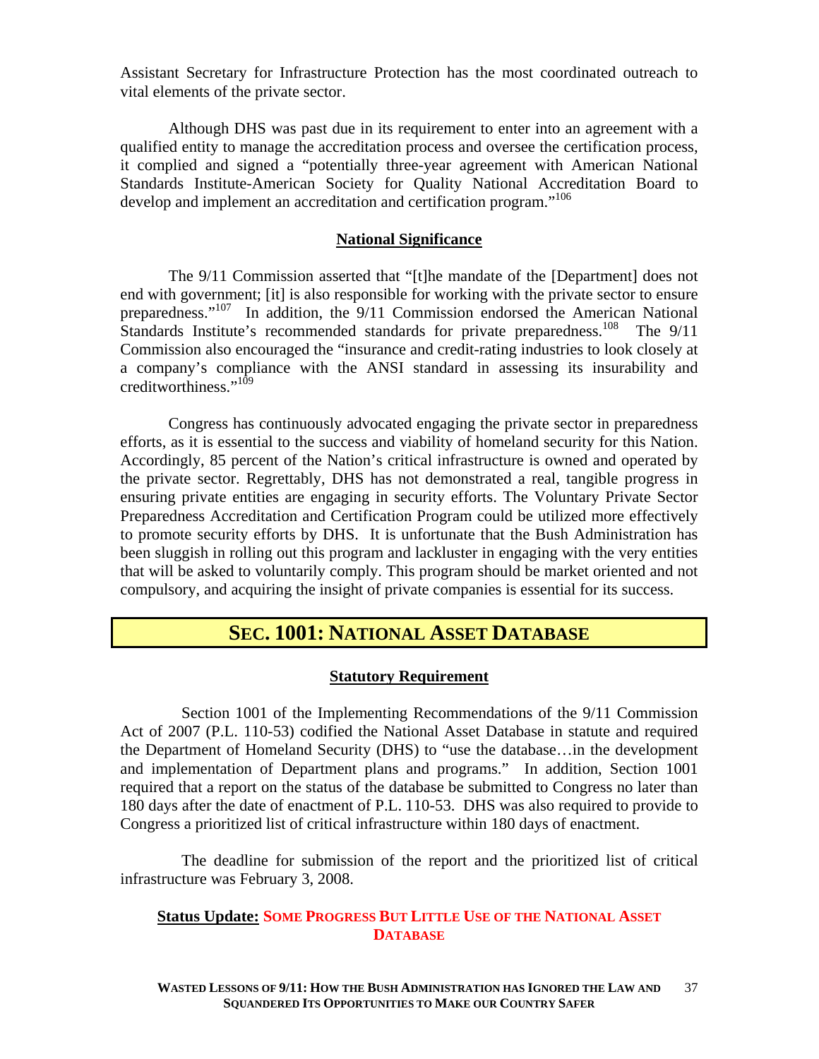Assistant Secretary for Infrastructure Protection has the most coordinated outreach to vital elements of the private sector.

Although DHS was past due in its requirement to enter into an agreement with a qualified entity to manage the accreditation process and oversee the certification process, it complied and signed a "potentially three-year agreement with American National Standards Institute-American Society for Quality National Accreditation Board to develop and implement an accreditation and certification program."[106]

### National Significance

The 9/11 Commission asserted that "[t]he mandate of the [Department] does not end with government; [it] is also responsible for working with the private sector to ensure preparedness."[107] In addition, the 9/11 Commission endorsed the American National Standards Institute's recommended standards for private preparedness.[108] The 9/11 Commission also encouraged the "insurance and credit-rating industries to look closely at a company's compliance with the ANSI standard in assessing its insurability and creditworthiness."[109]

Congress has continuously advocated engaging the private sector in preparedness efforts, as it is essential to the success and viability of homeland security for this Nation. Accordingly, 85 percent of the Nation's critical infrastructure is owned and operated by the private sector. Regrettably, DHS has not demonstrated a real, tangible progress in ensuring private entities are engaging in security efforts. The Voluntary Private Sector Preparedness Accreditation and Certification Program could be utilized more effectively to promote security efforts by DHS. It is unfortunate that the Bush Administration has been sluggish in rolling out this program and lackluster in engaging with the very entities that will be asked to voluntarily comply. This program should be market oriented and not compulsory, and acquiring the insight of private companies is essential for its success.

## SEC. 1001: NATIONAL ASSET DATABASE

### Statutory Requirement

Section 1001 of the Implementing Recommendations of the 9/11 Commission Act of 2007 (P.L. 110-53) codified the National Asset Database in statute and required the Department of Homeland Security (DHS) to "use the database…in the development and implementation of Department plans and programs." In addition, Section 1001 required that a report on the status of the database be submitted to Congress no later than 180 days after the date of enactment of P.L. 110-53. DHS was also required to provide to Congress a prioritized list of critical infrastructure within 180 days of enactment.

The deadline for submission of the report and the prioritized list of critical infrastructure was February 3, 2008.

### Status Update: SOME PROGRESS BUT LITTLE USE OF THE NATIONAL ASSET DATABASE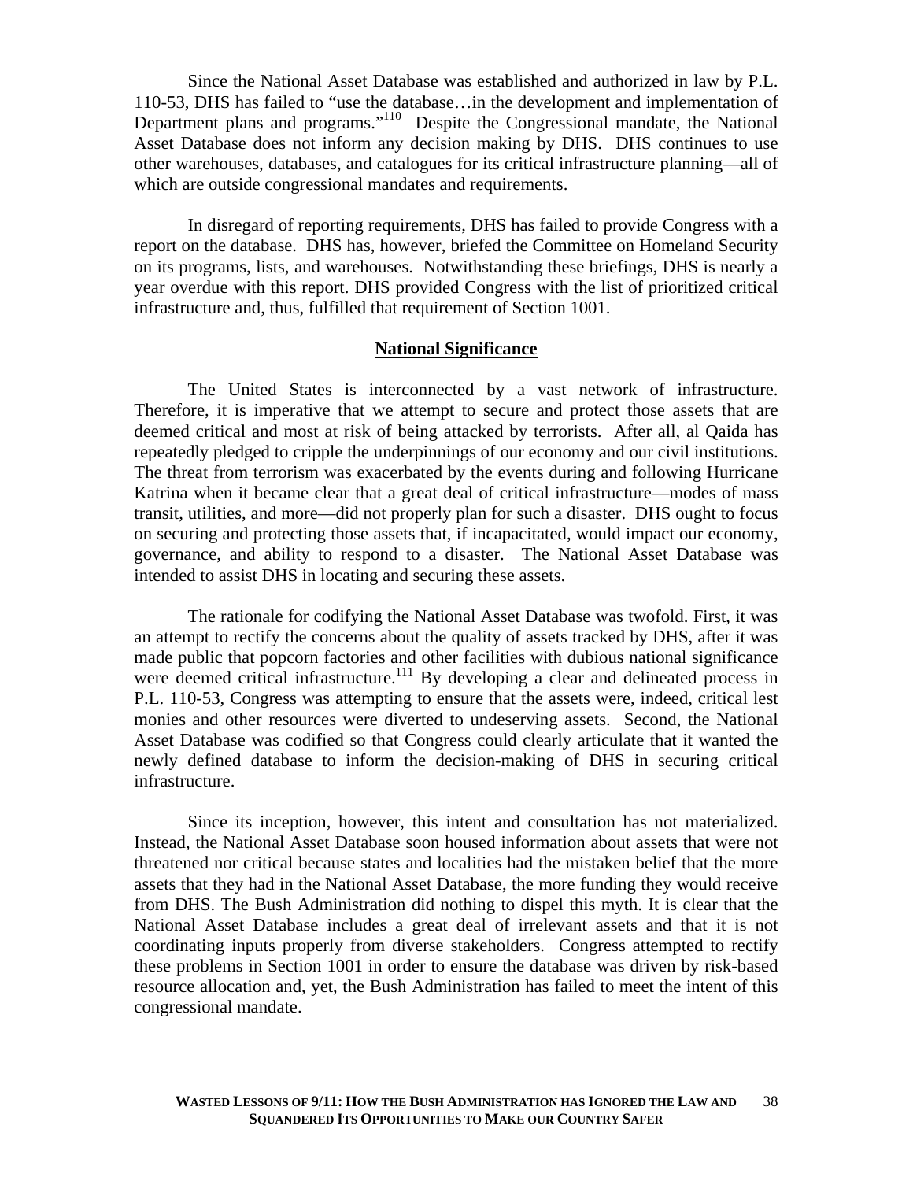Since the National Asset Database was established and authorized in law by P.L. 110-53, DHS has failed to "use the database…in the development and implementation of Department plans and programs."[110] Despite the Congressional mandate, the National Asset Database does not inform any decision making by DHS. DHS continues to use other warehouses, databases, and catalogues for its critical infrastructure planning—all of which are outside congressional mandates and requirements.

In disregard of reporting requirements, DHS has failed to provide Congress with a report on the database. DHS has, however, briefed the Committee on Homeland Security on its programs, lists, and warehouses. Notwithstanding these briefings, DHS is nearly a year overdue with this report. DHS provided Congress with the list of prioritized critical infrastructure and, thus, fulfilled that requirement of Section 1001.

## National Significance

The United States is interconnected by a vast network of infrastructure. Therefore, it is imperative that we attempt to secure and protect those assets that are deemed critical and most at risk of being attacked by terrorists. After all, al Qaida has repeatedly pledged to cripple the underpinnings of our economy and our civil institutions. The threat from terrorism was exacerbated by the events during and following Hurricane Katrina when it became clear that a great deal of critical infrastructure—modes of mass transit, utilities, and more—did not properly plan for such a disaster. DHS ought to focus on securing and protecting those assets that, if incapacitated, would impact our economy, governance, and ability to respond to a disaster. The National Asset Database was intended to assist DHS in locating and securing these assets.

The rationale for codifying the National Asset Database was twofold. First, it was an attempt to rectify the concerns about the quality of assets tracked by DHS, after it was made public that popcorn factories and other facilities with dubious national significance were deemed critical infrastructure.[111] By developing a clear and delineated process in P.L. 110-53, Congress was attempting to ensure that the assets were, indeed, critical lest monies and other resources were diverted to undeserving assets. Second, the National Asset Database was codified so that Congress could clearly articulate that it wanted the newly defined database to inform the decision-making of DHS in securing critical infrastructure.

Since its inception, however, this intent and consultation has not materialized. Instead, the National Asset Database soon housed information about assets that were not threatened nor critical because states and localities had the mistaken belief that the more assets that they had in the National Asset Database, the more funding they would receive from DHS. The Bush Administration did nothing to dispel this myth. It is clear that the National Asset Database includes a great deal of irrelevant assets and that it is not coordinating inputs properly from diverse stakeholders. Congress attempted to rectify these problems in Section 1001 in order to ensure the database was driven by risk-based resource allocation and, yet, the Bush Administration has failed to meet the intent of this congressional mandate.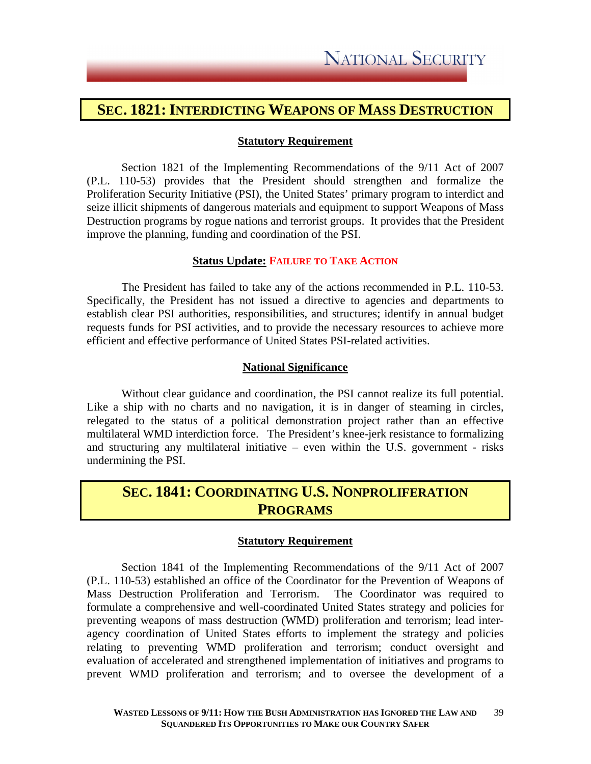## SEC. 1821: INTERDICTING WEAPONS OF MASS DESTRUCTION

**Statutory Requirement**

Section 1821 of the Implementing Recommendations of the 9/11 Act of 2007 (P.L. 110-53) provides that the President should strengthen and formalize the Proliferation Security Initiative (PSI), the United States' primary program to interdict and seize illicit shipments of dangerous materials and equipment to support Weapons of Mass Destruction programs by rogue nations and terrorist groups. It provides that the President improve the planning, funding and coordination of the PSI.

**Status Update: FAILURE TO TAKE ACTION**

The President has failed to take any of the actions recommended in P.L. 110-53. Specifically, the President has not issued a directive to agencies and departments to establish clear PSI authorities, responsibilities, and structures; identify in annual budget requests funds for PSI activities, and to provide the necessary resources to achieve more efficient and effective performance of United States PSI-related activities.

**National Significance**

Without clear guidance and coordination, the PSI cannot realize its full potential. Like a ship with no charts and no navigation, it is in danger of steaming in circles, relegated to the status of a political demonstration project rather than an effective multilateral WMD interdiction force. The President's knee-jerk resistance to formalizing and structuring any multilateral initiative – even within the U.S. government - risks undermining the PSI.

## SEC. 1841: COORDINATING U.S. NONPROLIFERATION PROGRAMS

**Statutory Requirement**

Section 1841 of the Implementing Recommendations of the 9/11 Act of 2007 (P.L. 110-53) established an office of the Coordinator for the Prevention of Weapons of Mass Destruction Proliferation and Terrorism. The Coordinator was required to formulate a comprehensive and well-coordinated United States strategy and policies for preventing weapons of mass destruction (WMD) proliferation and terrorism; lead inter-agency coordination of United States efforts to implement the strategy and policies relating to preventing WMD proliferation and terrorism; conduct oversight and evaluation of accelerated and strengthened implementation of initiatives and programs to prevent WMD proliferation and terrorism; and to oversee the development of a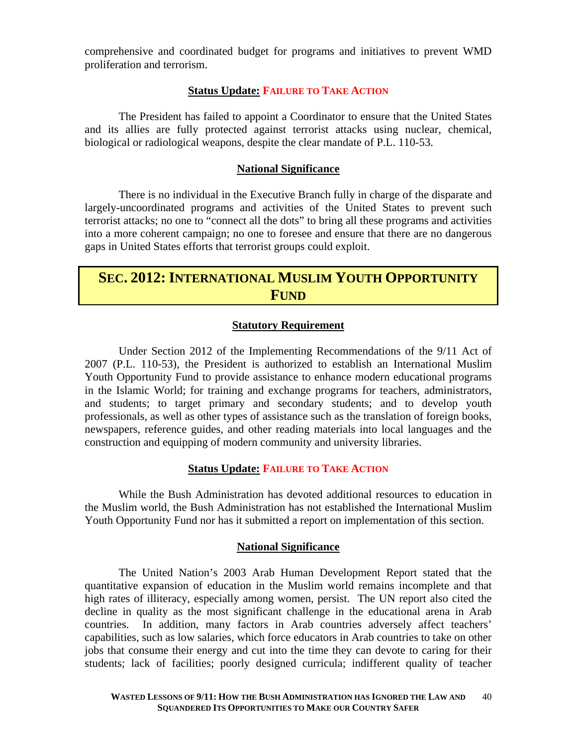comprehensive and coordinated budget for programs and initiatives to prevent WMD proliferation and terrorism.

**Status Update: FAILURE TO TAKE ACTION**

The President has failed to appoint a Coordinator to ensure that the United States and its allies are fully protected against terrorist attacks using nuclear, chemical, biological or radiological weapons, despite the clear mandate of P.L. 110-53.

**National Significance**

There is no individual in the Executive Branch fully in charge of the disparate and largely-uncoordinated programs and activities of the United States to prevent such terrorist attacks; no one to "connect all the dots" to bring all these programs and activities into a more coherent campaign; no one to foresee and ensure that there are no dangerous gaps in United States efforts that terrorist groups could exploit.

## SEC. 2012: INTERNATIONAL MUSLIM YOUTH OPPORTUNITY FUND

**Statutory Requirement**

Under Section 2012 of the Implementing Recommendations of the 9/11 Act of 2007 (P.L. 110-53), the President is authorized to establish an International Muslim Youth Opportunity Fund to provide assistance to enhance modern educational programs in the Islamic World; for training and exchange programs for teachers, administrators, and students; to target primary and secondary students; and to develop youth professionals, as well as other types of assistance such as the translation of foreign books, newspapers, reference guides, and other reading materials into local languages and the construction and equipping of modern community and university libraries.

**Status Update: FAILURE TO TAKE ACTION**

While the Bush Administration has devoted additional resources to education in the Muslim world, the Bush Administration has not established the International Muslim Youth Opportunity Fund nor has it submitted a report on implementation of this section.

**National Significance**

The United Nation's 2003 Arab Human Development Report stated that the quantitative expansion of education in the Muslim world remains incomplete and that high rates of illiteracy, especially among women, persist. The UN report also cited the decline in quality as the most significant challenge in the educational arena in Arab countries. In addition, many factors in Arab countries adversely affect teachers' capabilities, such as low salaries, which force educators in Arab countries to take on other jobs that consume their energy and cut into the time they can devote to caring for their students; lack of facilities; poorly designed curricula; indifferent quality of teacher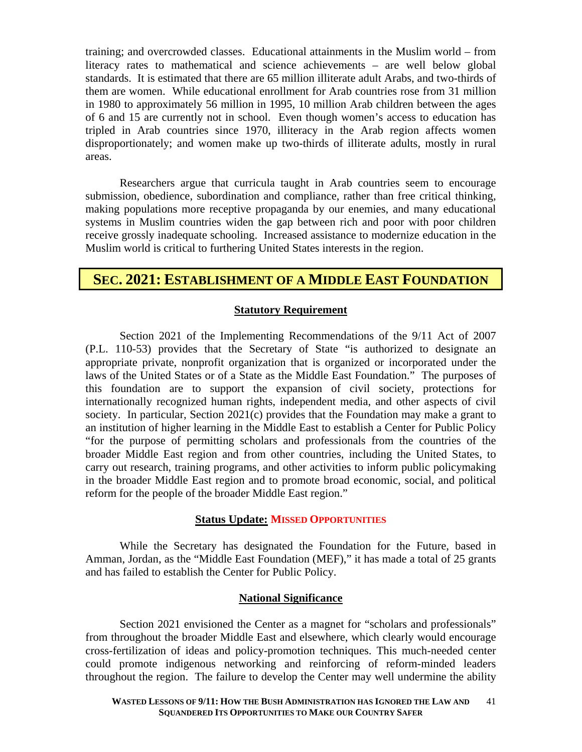training; and overcrowded classes. Educational attainments in the Muslim world – from literacy rates to mathematical and science achievements – are well below global standards. It is estimated that there are 65 million illiterate adult Arabs, and two-thirds of them are women. While educational enrollment for Arab countries rose from 31 million in 1980 to approximately 56 million in 1995, 10 million Arab children between the ages of 6 and 15 are currently not in school. Even though women's access to education has tripled in Arab countries since 1970, illiteracy in the Arab region affects women disproportionately; and women make up two-thirds of illiterate adults, mostly in rural areas.

Researchers argue that curricula taught in Arab countries seem to encourage submission, obedience, subordination and compliance, rather than free critical thinking, making populations more receptive propaganda by our enemies, and many educational systems in Muslim countries widen the gap between rich and poor with poor children receive grossly inadequate schooling. Increased assistance to modernize education in the Muslim world is critical to furthering United States interests in the region.

## SEC. 2021: ESTABLISHMENT OF A MIDDLE EAST FOUNDATION

### Statutory Requirement

Section 2021 of the Implementing Recommendations of the 9/11 Act of 2007 (P.L. 110-53) provides that the Secretary of State "is authorized to designate an appropriate private, nonprofit organization that is organized or incorporated under the laws of the United States or of a State as the Middle East Foundation." The purposes of this foundation are to support the expansion of civil society, protections for internationally recognized human rights, independent media, and other aspects of civil society. In particular, Section 2021(c) provides that the Foundation may make a grant to an institution of higher learning in the Middle East to establish a Center for Public Policy "for the purpose of permitting scholars and professionals from the countries of the broader Middle East region and from other countries, including the United States, to carry out research, training programs, and other activities to inform public policymaking in the broader Middle East region and to promote broad economic, social, and political reform for the people of the broader Middle East region."

### Status Update: MISSED OPPORTUNITIES

While the Secretary has designated the Foundation for the Future, based in Amman, Jordan, as the "Middle East Foundation (MEF)," it has made a total of 25 grants and has failed to establish the Center for Public Policy.

### National Significance

Section 2021 envisioned the Center as a magnet for "scholars and professionals" from throughout the broader Middle East and elsewhere, which clearly would encourage cross-fertilization of ideas and policy-promotion techniques. This much-needed center could promote indigenous networking and reinforcing of reform-minded leaders throughout the region. The failure to develop the Center may well undermine the ability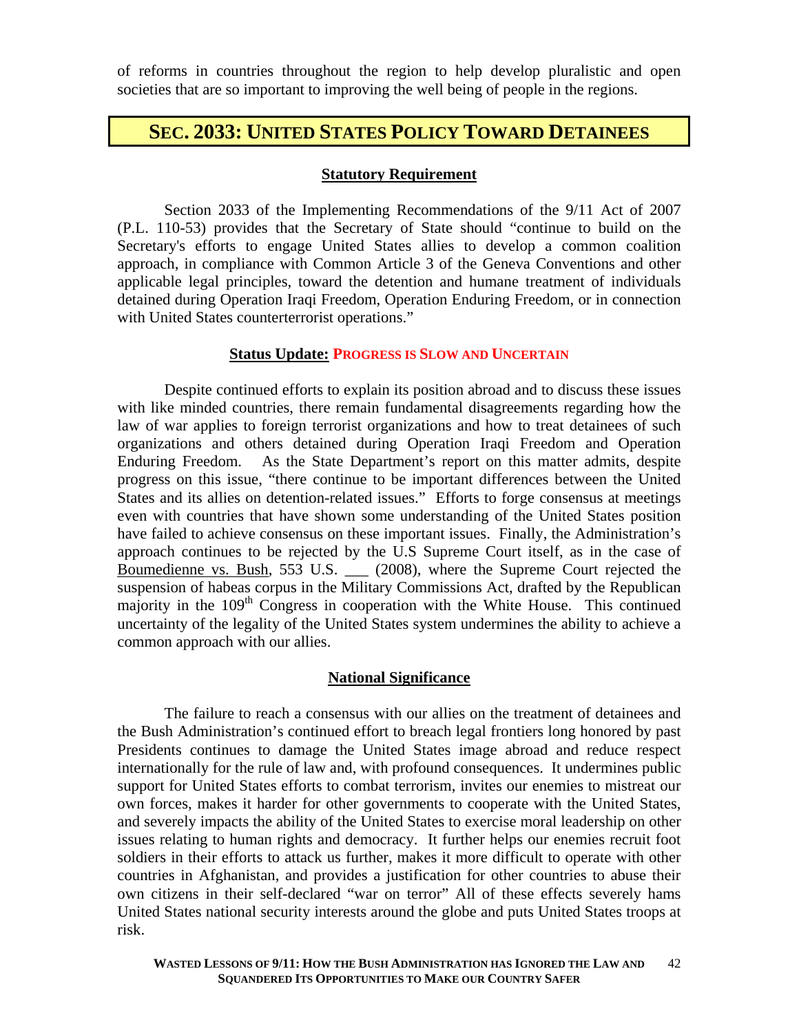of reforms in countries throughout the region to help develop pluralistic and open societies that are so important to improving the well being of people in the regions.

## SEC. 2033: UNITED STATES POLICY TOWARD DETAINEES

**Statutory Requirement**

Section 2033 of the Implementing Recommendations of the 9/11 Act of 2007 (P.L. 110-53) provides that the Secretary of State should "continue to build on the Secretary's efforts to engage United States allies to develop a common coalition approach, in compliance with Common Article 3 of the Geneva Conventions and other applicable legal principles, toward the detention and humane treatment of individuals detained during Operation Iraqi Freedom, Operation Enduring Freedom, or in connection with United States counterterrorist operations."

**Status Update: PROGRESS IS SLOW AND UNCERTAIN**

Despite continued efforts to explain its position abroad and to discuss these issues with like minded countries, there remain fundamental disagreements regarding how the law of war applies to foreign terrorist organizations and how to treat detainees of such organizations and others detained during Operation Iraqi Freedom and Operation Enduring Freedom. As the State Department's report on this matter admits, despite progress on this issue, "there continue to be important differences between the United States and its allies on detention-related issues." Efforts to forge consensus at meetings even with countries that have shown some understanding of the United States position have failed to achieve consensus on these important issues. Finally, the Administration's approach continues to be rejected by the U.S Supreme Court itself, as in the case of Boumedienne vs. Bush, 553 U.S. ___ (2008), where the Supreme Court rejected the suspension of habeas corpus in the Military Commissions Act, drafted by the Republican majority in the 109th Congress in cooperation with the White House. This continued uncertainty of the legality of the United States system undermines the ability to achieve a common approach with our allies.

**National Significance**

The failure to reach a consensus with our allies on the treatment of detainees and the Bush Administration's continued effort to breach legal frontiers long honored by past Presidents continues to damage the United States image abroad and reduce respect internationally for the rule of law and, with profound consequences. It undermines public support for United States efforts to combat terrorism, invites our enemies to mistreat our own forces, makes it harder for other governments to cooperate with the United States, and severely impacts the ability of the United States to exercise moral leadership on other issues relating to human rights and democracy. It further helps our enemies recruit foot soldiers in their efforts to attack us further, makes it more difficult to operate with other countries in Afghanistan, and provides a justification for other countries to abuse their own citizens in their self-declared "war on terror" All of these effects severely hams United States national security interests around the globe and puts United States troops at risk.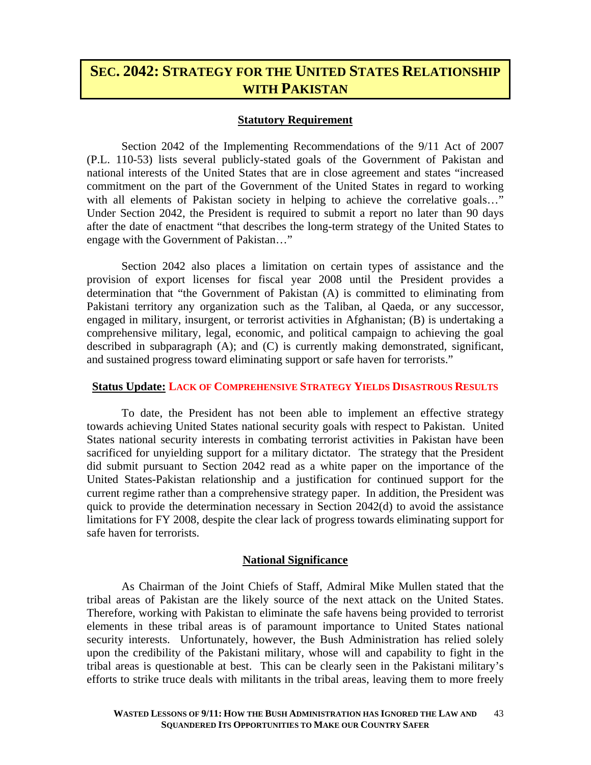# SEC. 2042: STRATEGY FOR THE UNITED STATES RELATIONSHIP WITH PAKISTAN

## Statutory Requirement

Section 2042 of the Implementing Recommendations of the 9/11 Act of 2007 (P.L. 110-53) lists several publicly-stated goals of the Government of Pakistan and national interests of the United States that are in close agreement and states "increased commitment on the part of the Government of the United States in regard to working with all elements of Pakistan society in helping to achieve the correlative goals…" Under Section 2042, the President is required to submit a report no later than 90 days after the date of enactment "that describes the long-term strategy of the United States to engage with the Government of Pakistan…"

Section 2042 also places a limitation on certain types of assistance and the provision of export licenses for fiscal year 2008 until the President provides a determination that "the Government of Pakistan (A) is committed to eliminating from Pakistani territory any organization such as the Taliban, al Qaeda, or any successor, engaged in military, insurgent, or terrorist activities in Afghanistan; (B) is undertaking a comprehensive military, legal, economic, and political campaign to achieving the goal described in subparagraph (A); and (C) is currently making demonstrated, significant, and sustained progress toward eliminating support or safe haven for terrorists."

## Status Update: LACK OF COMPREHENSIVE STRATEGY YIELDS DISASTROUS RESULTS

To date, the President has not been able to implement an effective strategy towards achieving United States national security goals with respect to Pakistan. United States national security interests in combating terrorist activities in Pakistan have been sacrificed for unyielding support for a military dictator. The strategy that the President did submit pursuant to Section 2042 read as a white paper on the importance of the United States-Pakistan relationship and a justification for continued support for the current regime rather than a comprehensive strategy paper. In addition, the President was quick to provide the determination necessary in Section 2042(d) to avoid the assistance limitations for FY 2008, despite the clear lack of progress towards eliminating support for safe haven for terrorists.

## National Significance

As Chairman of the Joint Chiefs of Staff, Admiral Mike Mullen stated that the tribal areas of Pakistan are the likely source of the next attack on the United States. Therefore, working with Pakistan to eliminate the safe havens being provided to terrorist elements in these tribal areas is of paramount importance to United States national security interests. Unfortunately, however, the Bush Administration has relied solely upon the credibility of the Pakistani military, whose will and capability to fight in the tribal areas is questionable at best. This can be clearly seen in the Pakistani military's efforts to strike truce deals with militants in the tribal areas, leaving them to more freely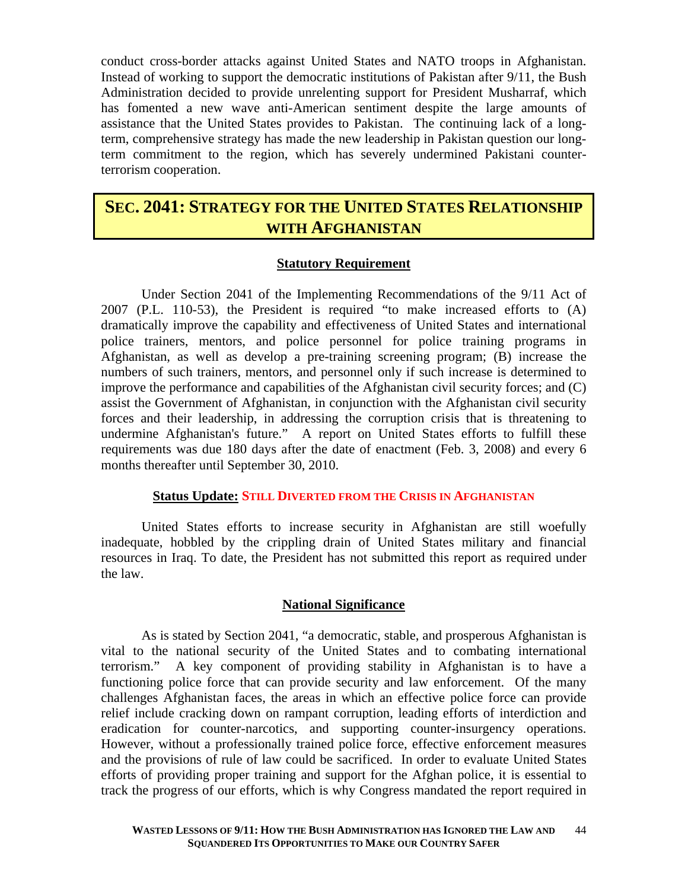conduct cross-border attacks against United States and NATO troops in Afghanistan. Instead of working to support the democratic institutions of Pakistan after 9/11, the Bush Administration decided to provide unrelenting support for President Musharraf, which has fomented a new wave anti-American sentiment despite the large amounts of assistance that the United States provides to Pakistan. The continuing lack of a long-term, comprehensive strategy has made the new leadership in Pakistan question our long-term commitment to the region, which has severely undermined Pakistani counter-terrorism cooperation.

## SEC. 2041: STRATEGY FOR THE UNITED STATES RELATIONSHIP WITH AFGHANISTAN

### Statutory Requirement

Under Section 2041 of the Implementing Recommendations of the 9/11 Act of 2007 (P.L. 110-53), the President is required "to make increased efforts to (A) dramatically improve the capability and effectiveness of United States and international police trainers, mentors, and police personnel for police training programs in Afghanistan, as well as develop a pre-training screening program; (B) increase the numbers of such trainers, mentors, and personnel only if such increase is determined to improve the performance and capabilities of the Afghanistan civil security forces; and (C) assist the Government of Afghanistan, in conjunction with the Afghanistan civil security forces and their leadership, in addressing the corruption crisis that is threatening to undermine Afghanistan's future." A report on United States efforts to fulfill these requirements was due 180 days after the date of enactment (Feb. 3, 2008) and every 6 months thereafter until September 30, 2010.

### Status Update: STILL DIVERTED FROM THE CRISIS IN AFGHANISTAN

United States efforts to increase security in Afghanistan are still woefully inadequate, hobbled by the crippling drain of United States military and financial resources in Iraq. To date, the President has not submitted this report as required under the law.

### National Significance

As is stated by Section 2041, "a democratic, stable, and prosperous Afghanistan is vital to the national security of the United States and to combating international terrorism." A key component of providing stability in Afghanistan is to have a functioning police force that can provide security and law enforcement. Of the many challenges Afghanistan faces, the areas in which an effective police force can provide relief include cracking down on rampant corruption, leading efforts of interdiction and eradication for counter-narcotics, and supporting counter-insurgency operations. However, without a professionally trained police force, effective enforcement measures and the provisions of rule of law could be sacrificed. In order to evaluate United States efforts of providing proper training and support for the Afghan police, it is essential to track the progress of our efforts, which is why Congress mandated the report required in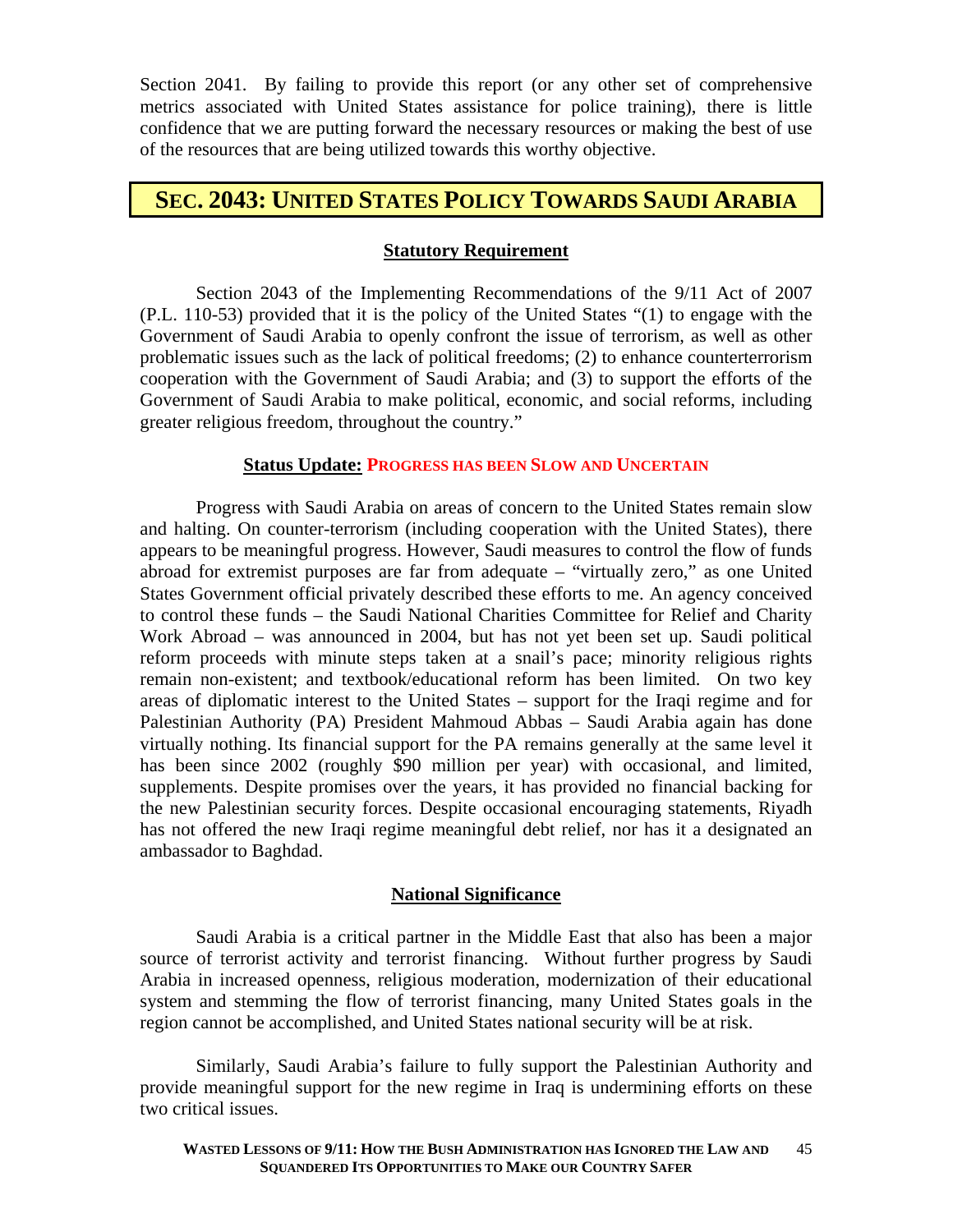Section 2041. By failing to provide this report (or any other set of comprehensive metrics associated with United States assistance for police training), there is little confidence that we are putting forward the necessary resources or making the best of use of the resources that are being utilized towards this worthy objective.

## SEC. 2043: UNITED STATES POLICY TOWARDS SAUDI ARABIA

### Statutory Requirement

Section 2043 of the Implementing Recommendations of the 9/11 Act of 2007 (P.L. 110-53) provided that it is the policy of the United States "(1) to engage with the Government of Saudi Arabia to openly confront the issue of terrorism, as well as other problematic issues such as the lack of political freedoms; (2) to enhance counterterrorism cooperation with the Government of Saudi Arabia; and (3) to support the efforts of the Government of Saudi Arabia to make political, economic, and social reforms, including greater religious freedom, throughout the country."

### Status Update: PROGRESS HAS BEEN SLOW AND UNCERTAIN

Progress with Saudi Arabia on areas of concern to the United States remain slow and halting. On counter-terrorism (including cooperation with the United States), there appears to be meaningful progress. However, Saudi measures to control the flow of funds abroad for extremist purposes are far from adequate – "virtually zero," as one United States Government official privately described these efforts to me. An agency conceived to control these funds – the Saudi National Charities Committee for Relief and Charity Work Abroad – was announced in 2004, but has not yet been set up. Saudi political reform proceeds with minute steps taken at a snail's pace; minority religious rights remain non-existent; and textbook/educational reform has been limited. On two key areas of diplomatic interest to the United States – support for the Iraqi regime and for Palestinian Authority (PA) President Mahmoud Abbas – Saudi Arabia again has done virtually nothing. Its financial support for the PA remains generally at the same level it has been since 2002 (roughly $90 million per year) with occasional, and limited, supplements. Despite promises over the years, it has provided no financial backing for the new Palestinian security forces. Despite occasional encouraging statements, Riyadh has not offered the new Iraqi regime meaningful debt relief, nor has it a designated an ambassador to Baghdad.

### National Significance

Saudi Arabia is a critical partner in the Middle East that also has been a major source of terrorist activity and terrorist financing. Without further progress by Saudi Arabia in increased openness, religious moderation, modernization of their educational system and stemming the flow of terrorist financing, many United States goals in the region cannot be accomplished, and United States national security will be at risk.

Similarly, Saudi Arabia's failure to fully support the Palestinian Authority and provide meaningful support for the new regime in Iraq is undermining efforts on these two critical issues.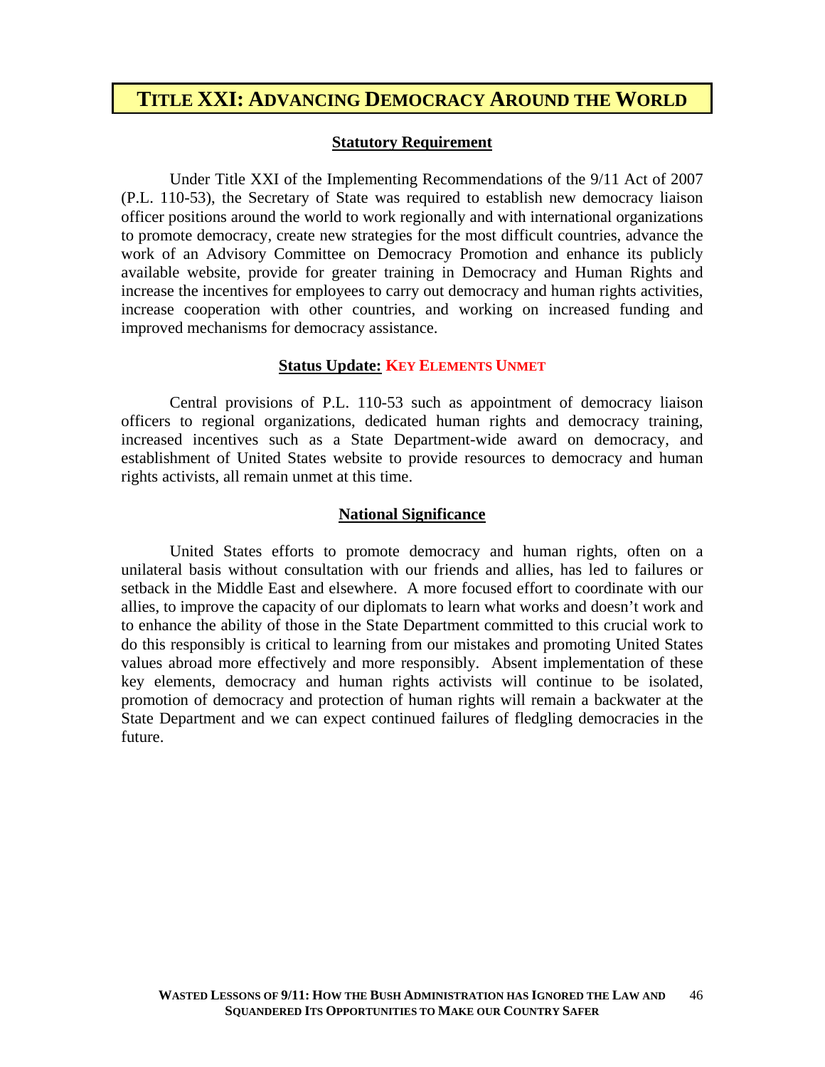# TITLE XXI: ADVANCING DEMOCRACY AROUND THE WORLD

## Statutory Requirement

Under Title XXI of the Implementing Recommendations of the 9/11 Act of 2007 (P.L. 110-53), the Secretary of State was required to establish new democracy liaison officer positions around the world to work regionally and with international organizations to promote democracy, create new strategies for the most difficult countries, advance the work of an Advisory Committee on Democracy Promotion and enhance its publicly available website, provide for greater training in Democracy and Human Rights and increase the incentives for employees to carry out democracy and human rights activities, increase cooperation with other countries, and working on increased funding and improved mechanisms for democracy assistance.

## Status Update: KEY ELEMENTS UNMET

Central provisions of P.L. 110-53 such as appointment of democracy liaison officers to regional organizations, dedicated human rights and democracy training, increased incentives such as a State Department-wide award on democracy, and establishment of United States website to provide resources to democracy and human rights activists, all remain unmet at this time.

## National Significance

United States efforts to promote democracy and human rights, often on a unilateral basis without consultation with our friends and allies, has led to failures or setback in the Middle East and elsewhere. A more focused effort to coordinate with our allies, to improve the capacity of our diplomats to learn what works and doesn't work and to enhance the ability of those in the State Department committed to this crucial work to do this responsibly is critical to learning from our mistakes and promoting United States values abroad more effectively and more responsibly. Absent implementation of these key elements, democracy and human rights activists will continue to be isolated, promotion of democracy and protection of human rights will remain a backwater at the State Department and we can expect continued failures of fledgling democracies in the future.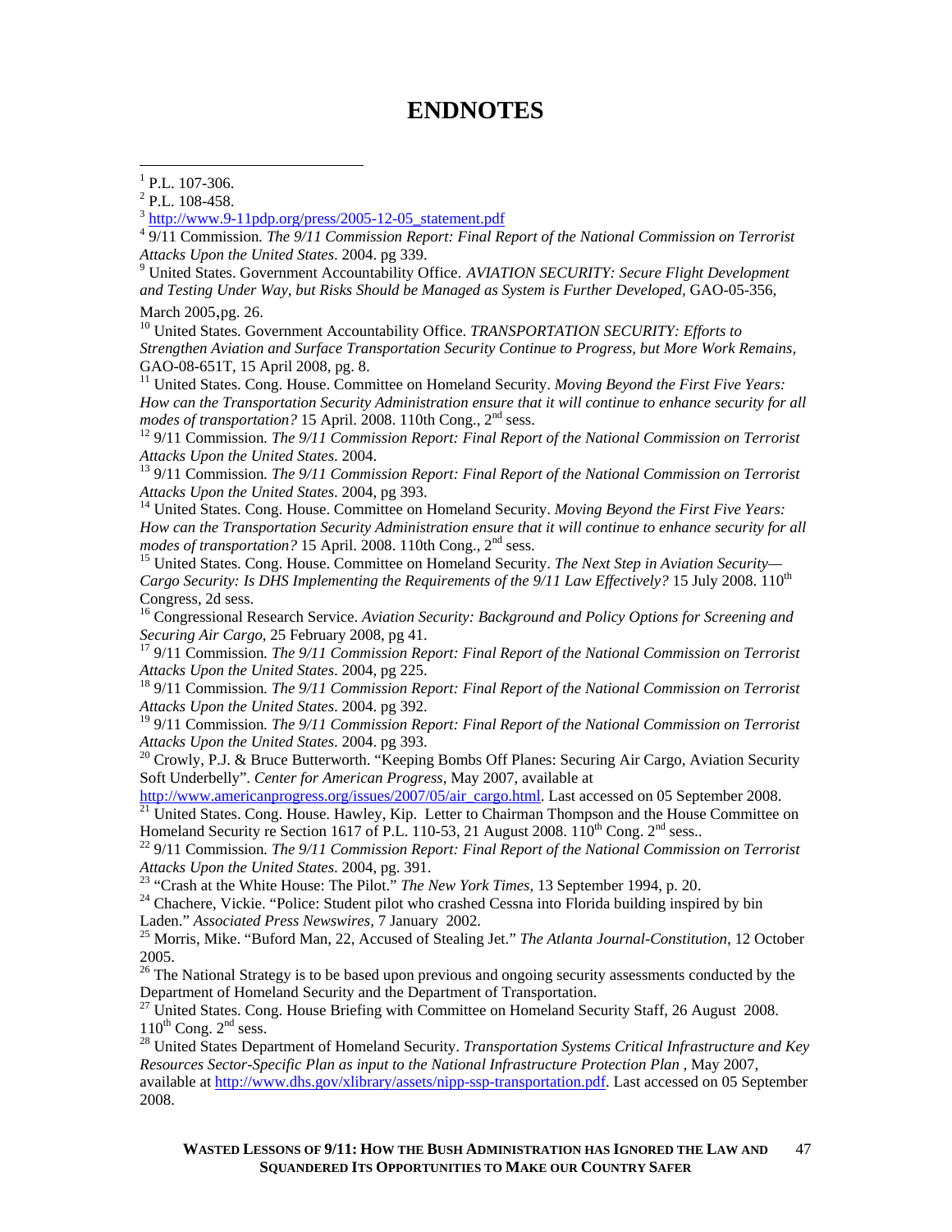# ENDNOTES

[1] P.L. 107-306.

[2] P.L. 108-458.

[3] http://www.9-11pdp.org/press/2005-12-05_statement.pdf

[4] 9/11 Commission. *The 9/11 Commission Report: Final Report of the National Commission on Terrorist Attacks Upon the United States*. 2004. pg 339.

[9] United States. Government Accountability Office. *AVIATION SECURITY: Secure Flight Development and Testing Under Way, but Risks Should be Managed as System is Further Developed*, GAO-05-356, March 2005,pg. 26.

[10] United States. Government Accountability Office. *TRANSPORTATION SECURITY: Efforts to Strengthen Aviation and Surface Transportation Security Continue to Progress, but More Work Remains,* GAO-08-651T, 15 April 2008, pg. 8.

[11] United States. Cong. House. Committee on Homeland Security. *Moving Beyond the First Five Years: How can the Transportation Security Administration ensure that it will continue to enhance security for all modes of transportation?* 15 April. 2008. 110th Cong., 2nd sess.

[12] 9/11 Commission. *The 9/11 Commission Report: Final Report of the National Commission on Terrorist Attacks Upon the United States*. 2004.

[13] 9/11 Commission. *The 9/11 Commission Report: Final Report of the National Commission on Terrorist Attacks Upon the United States*. 2004, pg 393.

[14] United States. Cong. House. Committee on Homeland Security. *Moving Beyond the First Five Years: How can the Transportation Security Administration ensure that it will continue to enhance security for all modes of transportation?* 15 April. 2008. 110th Cong., 2nd sess.

[15] United States. Cong. House. Committee on Homeland Security. *The Next Step in Aviation Security—Cargo Security: Is DHS Implementing the Requirements of the 9/11 Law Effectively?* 15 July 2008. 110th Congress, 2d sess.

[16] Congressional Research Service. *Aviation Security: Background and Policy Options for Screening and Securing Air Cargo*, 25 February 2008, pg 41.

[17] 9/11 Commission. *The 9/11 Commission Report: Final Report of the National Commission on Terrorist Attacks Upon the United States*. 2004, pg 225.

[18] 9/11 Commission. *The 9/11 Commission Report: Final Report of the National Commission on Terrorist Attacks Upon the United States*. 2004. pg 392.

[19] 9/11 Commission. *The 9/11 Commission Report: Final Report of the National Commission on Terrorist Attacks Upon the United States*. 2004. pg 393.

[20] Crowly, P.J. & Bruce Butterworth. "Keeping Bombs Off Planes: Securing Air Cargo, Aviation Security Soft Underbelly". *Center for American Progress*, May 2007, available at http://www.americanprogress.org/issues/2007/05/air_cargo.html. Last accessed on 05 September 2008.

[21] United States. Cong. House. Hawley, Kip. Letter to Chairman Thompson and the House Committee on Homeland Security re Section 1617 of P.L. 110-53, 21 August 2008. 110th Cong. 2nd sess..

[22] 9/11 Commission. *The 9/11 Commission Report: Final Report of the National Commission on Terrorist Attacks Upon the United States*. 2004, pg. 391.

[23] "Crash at the White House: The Pilot." *The New York Times*, 13 September 1994, p. 20.

[24] Chachere, Vickie. "Police: Student pilot who crashed Cessna into Florida building inspired by bin Laden." *Associated Press Newswires*, 7 January 2002.

[25] Morris, Mike. "Buford Man, 22, Accused of Stealing Jet." *The Atlanta Journal-Constitution*, 12 October 2005.

[26] The National Strategy is to be based upon previous and ongoing security assessments conducted by the Department of Homeland Security and the Department of Transportation.

[27] United States. Cong. House Briefing with Committee on Homeland Security Staff, 26 August 2008. 110th Cong. 2nd sess.

[28] United States Department of Homeland Security. *Transportation Systems Critical Infrastructure and Key Resources Sector-Specific Plan as input to the National Infrastructure Protection Plan* , May 2007, available at http://www.dhs.gov/xlibrary/assets/nipp-ssp-transportation.pdf. Last accessed on 05 September 2008.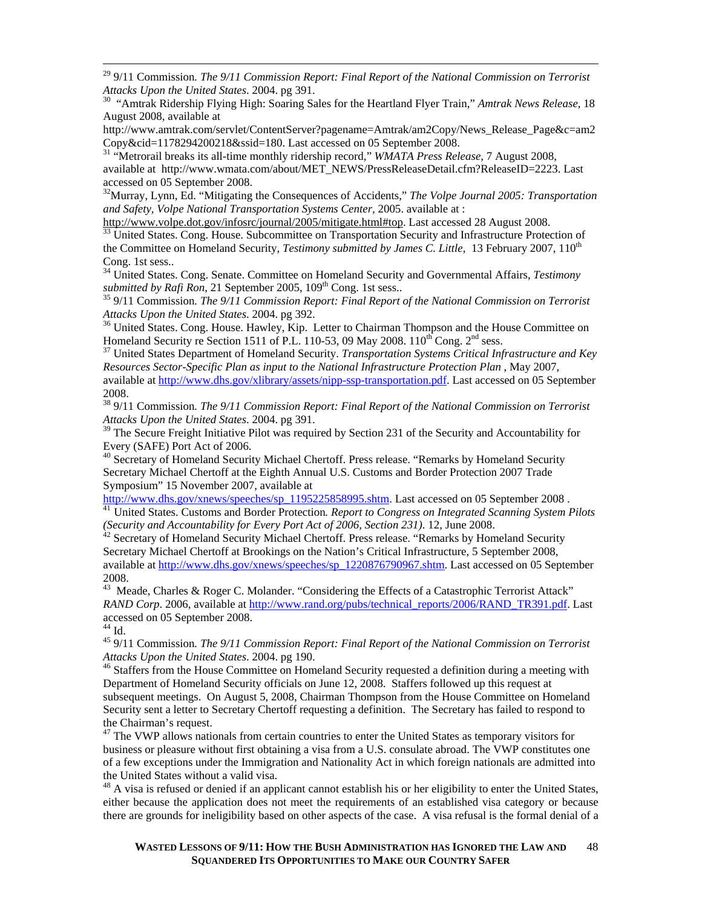[29] 9/11 Commission. *The 9/11 Commission Report: Final Report of the National Commission on Terrorist Attacks Upon the United States*. 2004. pg 391.

[30] "Amtrak Ridership Flying High: Soaring Sales for the Heartland Flyer Train," *Amtrak News Release*, 18 August 2008, available at http://www.amtrak.com/servlet/ContentServer?pagename=Amtrak/am2Copy/News_Release_Page&c=am2Copy&cid=1178294200218&ssid=180. Last accessed on 05 September 2008.

[31] "Metrorail breaks its all-time monthly ridership record," *WMATA Press Release*, 7 August 2008, available at http://www.wmata.com/about/MET_NEWS/PressReleaseDetail.cfm?ReleaseID=2223. Last accessed on 05 September 2008.

[32] Murray, Lynn, Ed. "Mitigating the Consequences of Accidents," *The Volpe Journal 2005: Transportation and Safety, Volpe National Transportation Systems Center*, 2005. available at : http://www.volpe.dot.gov/infosrc/journal/2005/mitigate.html#top. Last accessed 28 August 2008.

[33] United States. Cong. House. Subcommittee on Transportation Security and Infrastructure Protection of the Committee on Homeland Security, *Testimony submitted by James C. Little*, 13 February 2007, 110th Cong. 1st sess..

[34] United States. Cong. Senate. Committee on Homeland Security and Governmental Affairs, *Testimony submitted by Rafi Ron*, 21 September 2005, 109th Cong. 1st sess..

[35] 9/11 Commission. *The 9/11 Commission Report: Final Report of the National Commission on Terrorist Attacks Upon the United States*. 2004. pg 392.

[36] United States. Cong. House. Hawley, Kip. Letter to Chairman Thompson and the House Committee on Homeland Security re Section 1511 of P.L. 110-53, 09 May 2008. 110th Cong. 2nd sess.

[37] United States Department of Homeland Security. *Transportation Systems Critical Infrastructure and Key Resources Sector-Specific Plan as input to the National Infrastructure Protection Plan* , May 2007, available at http://www.dhs.gov/xlibrary/assets/nipp-ssp-transportation.pdf. Last accessed on 05 September 2008.

[38] 9/11 Commission. *The 9/11 Commission Report: Final Report of the National Commission on Terrorist Attacks Upon the United States*. 2004. pg 391.

[39] The Secure Freight Initiative Pilot was required by Section 231 of the Security and Accountability for Every (SAFE) Port Act of 2006.

[40] Secretary of Homeland Security Michael Chertoff. Press release. "Remarks by Homeland Security Secretary Michael Chertoff at the Eighth Annual U.S. Customs and Border Protection 2007 Trade Symposium" 15 November 2007, available at http://www.dhs.gov/xnews/speeches/sp_1195225858995.shtm. Last accessed on 05 September 2008 .

[41] United States. Customs and Border Protection. *Report to Congress on Integrated Scanning System Pilots (Security and Accountability for Every Port Act of 2006, Section 231)*. 12, June 2008.

[42] Secretary of Homeland Security Michael Chertoff. Press release. "Remarks by Homeland Security Secretary Michael Chertoff at Brookings on the Nation's Critical Infrastructure, 5 September 2008, available at http://www.dhs.gov/xnews/speeches/sp_1220876790967.shtm. Last accessed on 05 September 2008.

[43] Meade, Charles & Roger C. Molander. "Considering the Effects of a Catastrophic Terrorist Attack" *RAND Corp*. 2006, available at http://www.rand.org/pubs/technical_reports/2006/RAND_TR391.pdf. Last accessed on 05 September 2008.

[44] Id.

[45] 9/11 Commission. *The 9/11 Commission Report: Final Report of the National Commission on Terrorist Attacks Upon the United States*. 2004. pg 190.

[46] Staffers from the House Committee on Homeland Security requested a definition during a meeting with Department of Homeland Security officials on June 12, 2008. Staffers followed up this request at subsequent meetings. On August 5, 2008, Chairman Thompson from the House Committee on Homeland Security sent a letter to Secretary Chertoff requesting a definition. The Secretary has failed to respond to the Chairman's request.

[47] The VWP allows nationals from certain countries to enter the United States as temporary visitors for business or pleasure without first obtaining a visa from a U.S. consulate abroad. The VWP constitutes one of a few exceptions under the Immigration and Nationality Act in which foreign nationals are admitted into the United States without a valid visa.

[48] A visa is refused or denied if an applicant cannot establish his or her eligibility to enter the United States, either because the application does not meet the requirements of an established visa category or because there are grounds for ineligibility based on other aspects of the case. A visa refusal is the formal denial of a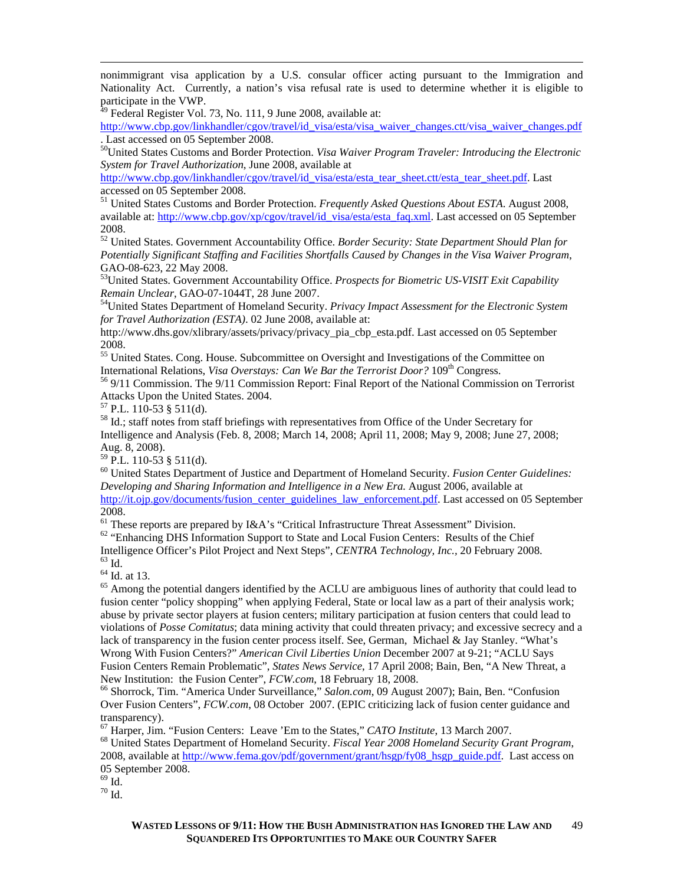nonimmigrant visa application by a U.S. consular officer acting pursuant to the Immigration and Nationality Act. Currently, a nation's visa refusal rate is used to determine whether it is eligible to participate in the VWP.

[49] Federal Register Vol. 73, No. 111, 9 June 2008, available at: http://www.cbp.gov/linkhandler/cgov/travel/id_visa/esta/visa_waiver_changes.ctt/visa_waiver_changes.pdf . Last accessed on 05 September 2008.

[50]United States Customs and Border Protection. *Visa Waiver Program Traveler: Introducing the Electronic System for Travel Authorization*, June 2008, available at http://www.cbp.gov/linkhandler/cgov/travel/id_visa/esta/esta_tear_sheet.ctt/esta_tear_sheet.pdf. Last accessed on 05 September 2008.

[51] United States Customs and Border Protection. *Frequently Asked Questions About ESTA*. August 2008, available at: http://www.cbp.gov/xp/cgov/travel/id_visa/esta/esta_faq.xml. Last accessed on 05 September 2008.

[52] United States. Government Accountability Office. *Border Security: State Department Should Plan for Potentially Significant Staffing and Facilities Shortfalls Caused by Changes in the Visa Waiver Program*, GAO-08-623, 22 May 2008.

[53]United States. Government Accountability Office. *Prospects for Biometric US-VISIT Exit Capability Remain Unclear*, GAO-07-1044T, 28 June 2007.

[54]United States Department of Homeland Security. *Privacy Impact Assessment for the Electronic System for Travel Authorization (ESTA)*. 02 June 2008, available at: http://www.dhs.gov/xlibrary/assets/privacy/privacy_pia_cbp_esta.pdf. Last accessed on 05 September 2008.

[55] United States. Cong. House. Subcommittee on Oversight and Investigations of the Committee on International Relations, *Visa Overstays: Can We Bar the Terrorist Door?* 109th Congress.

[56] 9/11 Commission. The 9/11 Commission Report: Final Report of the National Commission on Terrorist Attacks Upon the United States. 2004.

[57] P.L. 110-53 § 511(d).

[58] Id.; staff notes from staff briefings with representatives from Office of the Under Secretary for Intelligence and Analysis (Feb. 8, 2008; March 14, 2008; April 11, 2008; May 9, 2008; June 27, 2008; Aug. 8, 2008).

[59] P.L. 110-53 § 511(d).

[60] United States Department of Justice and Department of Homeland Security. *Fusion Center Guidelines: Developing and Sharing Information and Intelligence in a New Era.* August 2006, available at http://it.ojp.gov/documents/fusion_center_guidelines_law_enforcement.pdf. Last accessed on 05 September 2008.

[61] These reports are prepared by I&A's "Critical Infrastructure Threat Assessment" Division.

[62] "Enhancing DHS Information Support to State and Local Fusion Centers: Results of the Chief Intelligence Officer's Pilot Project and Next Steps", *CENTRA Technology, Inc.,* 20 February 2008.

[63] Id.

[64] Id. at 13.

[65] Among the potential dangers identified by the ACLU are ambiguous lines of authority that could lead to fusion center "policy shopping" when applying Federal, State or local law as a part of their analysis work; abuse by private sector players at fusion centers; military participation at fusion centers that could lead to violations of *Posse Comitatus*; data mining activity that could threaten privacy; and excessive secrecy and a lack of transparency in the fusion center process itself. See, German, Michael & Jay Stanley. "What's Wrong With Fusion Centers?" *American Civil Liberties Union* December 2007 at 9-21; "ACLU Says Fusion Centers Remain Problematic", *States News Service*, 17 April 2008; Bain, Ben, "A New Threat, a New Institution: the Fusion Center", *FCW.com*, 18 February 18, 2008.

[66] Shorrock, Tim. "America Under Surveillance," *Salon.com*, 09 August 2007); Bain, Ben. "Confusion Over Fusion Centers", *FCW.com*, 08 October 2007. (EPIC criticizing lack of fusion center guidance and transparency).

[67] Harper, Jim. "Fusion Centers: Leave 'Em to the States," *CATO Institute*, 13 March 2007.

[68] United States Department of Homeland Security. *Fiscal Year 2008 Homeland Security Grant Program,* 2008, available at http://www.fema.gov/pdf/government/grant/hsgp/fy08_hsgp_guide.pdf. Last access on 05 September 2008.

[69] Id.

[70] Id.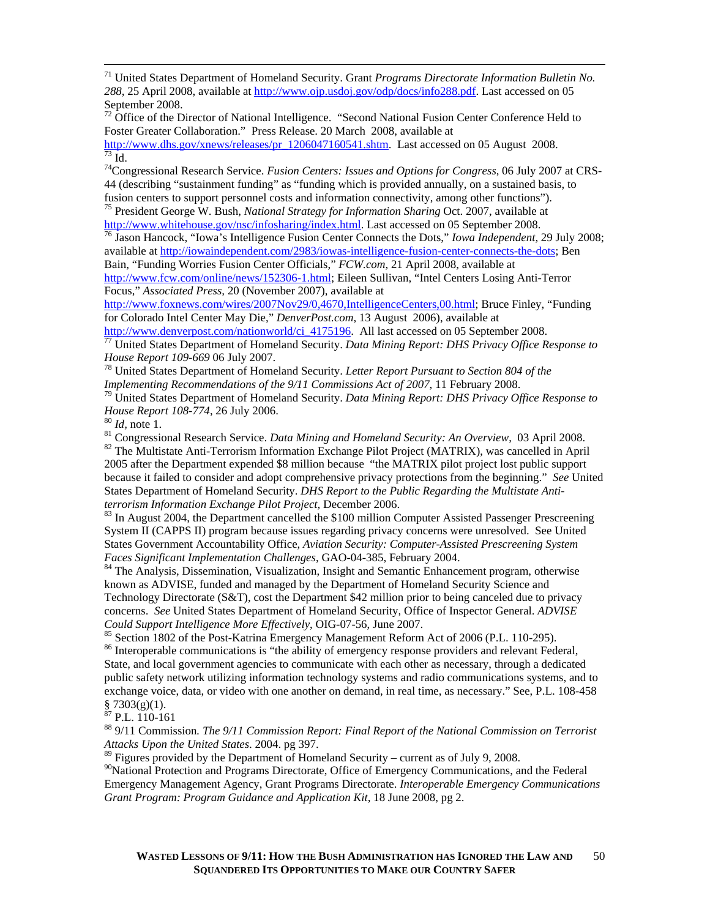[71] United States Department of Homeland Security. Grant *Programs Directorate Information Bulletin No. 288*, 25 April 2008, available at http://www.ojp.usdoj.gov/odp/docs/info288.pdf. Last accessed on 05 September 2008.

[72] Office of the Director of National Intelligence. "Second National Fusion Center Conference Held to Foster Greater Collaboration." Press Release. 20 March 2008, available at http://www.dhs.gov/xnews/releases/pr_1206047160541.shtm. Last accessed on 05 August 2008.

[73] Id.

[74] Congressional Research Service. *Fusion Centers: Issues and Options for Congress*, 06 July 2007 at CRS-44 (describing "sustainment funding" as "funding which is provided annually, on a sustained basis, to fusion centers to support personnel costs and information connectivity, among other functions").

[75] President George W. Bush, *National Strategy for Information Sharing* Oct. 2007, available at http://www.whitehouse.gov/nsc/infosharing/index.html. Last accessed on 05 September 2008.

[76] Jason Hancock, "Iowa's Intelligence Fusion Center Connects the Dots," *Iowa Independent*, 29 July 2008; available at http://iowaindependent.com/2983/iowas-intelligence-fusion-center-connects-the-dots; Ben Bain, "Funding Worries Fusion Center Officials," *FCW.com*, 21 April 2008, available at http://www.fcw.com/online/news/152306-1.html; Eileen Sullivan, "Intel Centers Losing Anti-Terror Focus," *Associated Press*, 20 (November 2007), available at http://www.foxnews.com/wires/2007Nov29/0,4670,IntelligenceCenters,00.html; Bruce Finley, "Funding for Colorado Intel Center May Die," *DenverPost.com*, 13 August 2006), available at http://www.denverpost.com/nationworld/ci_4175196. All last accessed on 05 September 2008.

[77] United States Department of Homeland Security. *Data Mining Report: DHS Privacy Office Response to House Report 109-669* 06 July 2007.

[78] United States Department of Homeland Security. *Letter Report Pursuant to Section 804 of the Implementing Recommendations of the 9/11 Commissions Act of 2007*, 11 February 2008.

[79] United States Department of Homeland Security. *Data Mining Report: DHS Privacy Office Response to House Report 108-774*, 26 July 2006.

[80] *Id*, note 1.

[81] Congressional Research Service. *Data Mining and Homeland Security: An Overview*, 03 April 2008.

[82] The Multistate Anti-Terrorism Information Exchange Pilot Project (MATRIX), was cancelled in April 2005 after the Department expended $8 million because "the MATRIX pilot project lost public support because it failed to consider and adopt comprehensive privacy protections from the beginning." *See* United States Department of Homeland Security. *DHS Report to the Public Regarding the Multistate Anti-terrorism Information Exchange Pilot Project*, December 2006.

[83] In August 2004, the Department cancelled the $100 million Computer Assisted Passenger Prescreening System II (CAPPS II) program because issues regarding privacy concerns were unresolved. See United States Government Accountability Office, *Aviation Security: Computer-Assisted Prescreening System Faces Significant Implementation Challenges*, GAO-04-385, February 2004.

[84] The Analysis, Dissemination, Visualization, Insight and Semantic Enhancement program, otherwise known as ADVISE, funded and managed by the Department of Homeland Security Science and Technology Directorate (S&T), cost the Department $42 million prior to being canceled due to privacy concerns. *See* United States Department of Homeland Security, Office of Inspector General. *ADVISE Could Support Intelligence More Effectively*, OIG-07-56, June 2007.

[85] Section 1802 of the Post-Katrina Emergency Management Reform Act of 2006 (P.L. 110-295).

[86] Interoperable communications is "the ability of emergency response providers and relevant Federal, State, and local government agencies to communicate with each other as necessary, through a dedicated public safety network utilizing information technology systems and radio communications systems, and to exchange voice, data, or video with one another on demand, in real time, as necessary." See, P.L. 108-458 § 7303(g)(1).

[87] P.L. 110-161

[88] 9/11 Commission. *The 9/11 Commission Report: Final Report of the National Commission on Terrorist Attacks Upon the United States*. 2004. pg 397.

[89] Figures provided by the Department of Homeland Security – current as of July 9, 2008.

[90] National Protection and Programs Directorate, Office of Emergency Communications, and the Federal Emergency Management Agency, Grant Programs Directorate. *Interoperable Emergency Communications Grant Program: Program Guidance and Application Kit*, 18 June 2008, pg 2.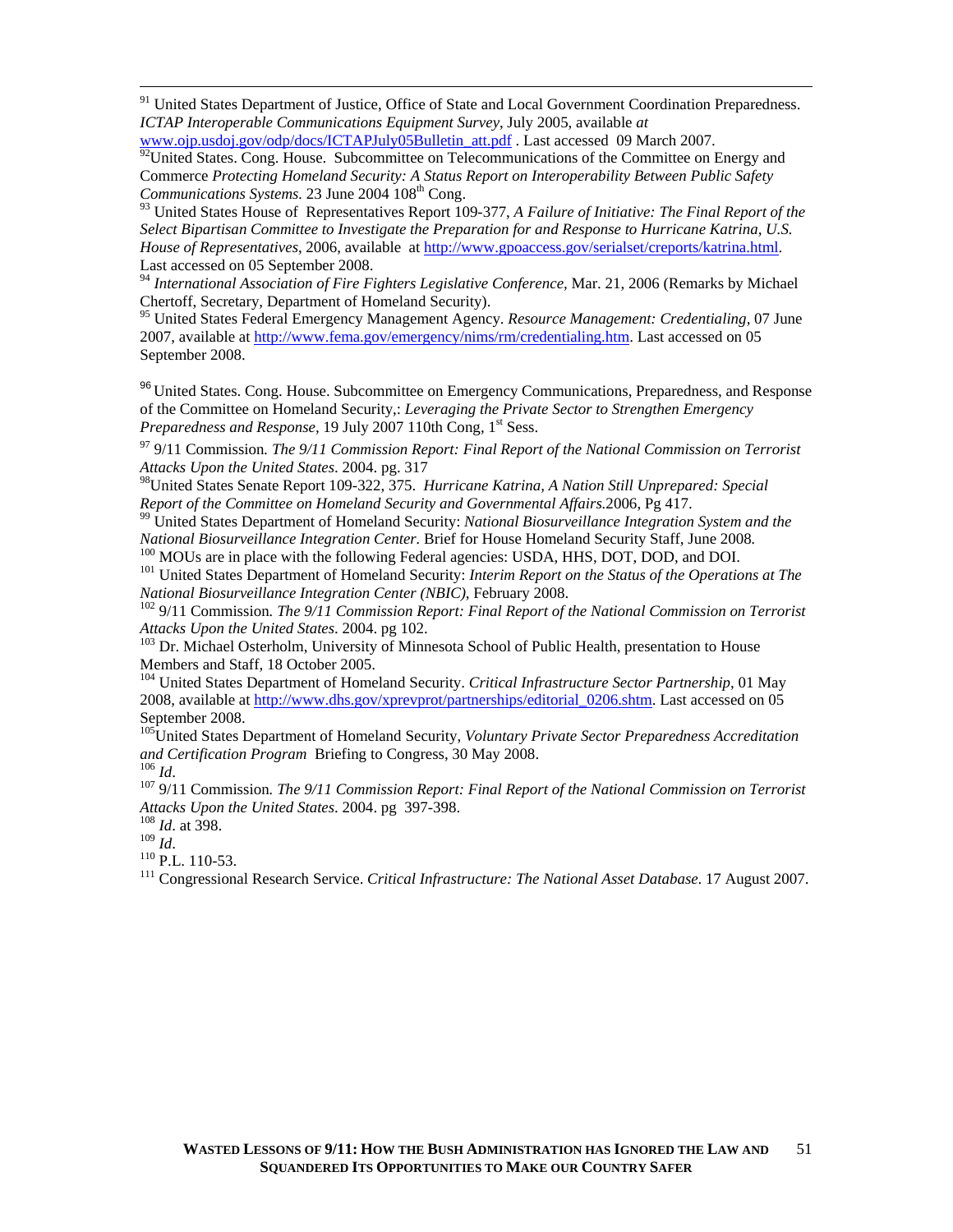[91] United States Department of Justice, Office of State and Local Government Coordination Preparedness. *ICTAP Interoperable Communications Equipment Survey*, July 2005, available *at* www.ojp.usdoj.gov/odp/docs/ICTAPJuly05Bulletin_att.pdf . Last accessed 09 March 2007.

[92] United States. Cong. House. Subcommittee on Telecommunications of the Committee on Energy and Commerce *Protecting Homeland Security: A Status Report on Interoperability Between Public Safety Communications Systems.* 23 June 2004 108th Cong.

[93] United States House of Representatives Report 109-377, *A Failure of Initiative: The Final Report of the Select Bipartisan Committee to Investigate the Preparation for and Response to Hurricane Katrina, U.S. House of Representatives*, 2006, available at http://www.gpoaccess.gov/serialset/creports/katrina.html. Last accessed on 05 September 2008.

[94] *International Association of Fire Fighters Legislative Conference*, Mar. 21, 2006 (Remarks by Michael Chertoff, Secretary, Department of Homeland Security).

[95] United States Federal Emergency Management Agency. *Resource Management: Credentialing*, 07 June 2007, available at http://www.fema.gov/emergency/nims/rm/credentialing.htm. Last accessed on 05 September 2008.

[96] United States. Cong. House. Subcommittee on Emergency Communications, Preparedness, and Response of the Committee on Homeland Security,: *Leveraging the Private Sector to Strengthen Emergency Preparedness and Response,* 19 July 2007 110th Cong, 1st Sess.

[97] 9/11 Commission*. The 9/11 Commission Report: Final Report of the National Commission on Terrorist Attacks Upon the United States*. 2004. pg. 317

[98] United States Senate Report 109-322, 375. *Hurricane Katrina, A Nation Still Unprepared: Special Report of the Committee on Homeland Security and Governmental Affairs.*2006, Pg 417.

[99] United States Department of Homeland Security: *National Biosurveillance Integration System and the National Biosurveillance Integration Center.* Brief for House Homeland Security Staff, June 2008*.*

[100] MOUs are in place with the following Federal agencies: USDA, HHS, DOT, DOD, and DOI.

[101] United States Department of Homeland Security: *Interim Report on the Status of the Operations at The National Biosurveillance Integration Center (NBIC)*, February 2008.

[102] 9/11 Commission*. The 9/11 Commission Report: Final Report of the National Commission on Terrorist Attacks Upon the United States*. 2004. pg 102.

[103] Dr. Michael Osterholm, University of Minnesota School of Public Health, presentation to House Members and Staff, 18 October 2005.

[104] United States Department of Homeland Security. *Critical Infrastructure Sector Partnership*, 01 May 2008, available at http://www.dhs.gov/xprevprot/partnerships/editorial_0206.shtm. Last accessed on 05 September 2008.

[105] United States Department of Homeland Security, *Voluntary Private Sector Preparedness Accreditation and Certification Program* Briefing to Congress, 30 May 2008.

[106] *Id*.

[107] 9/11 Commission*. The 9/11 Commission Report: Final Report of the National Commission on Terrorist Attacks Upon the United States*. 2004. pg 397-398.

[108] *Id*. at 398.

[109] *Id*.

[110] P.L. 110-53.

[111] Congressional Research Service. *Critical Infrastructure: The National Asset Database*. 17 August 2007.